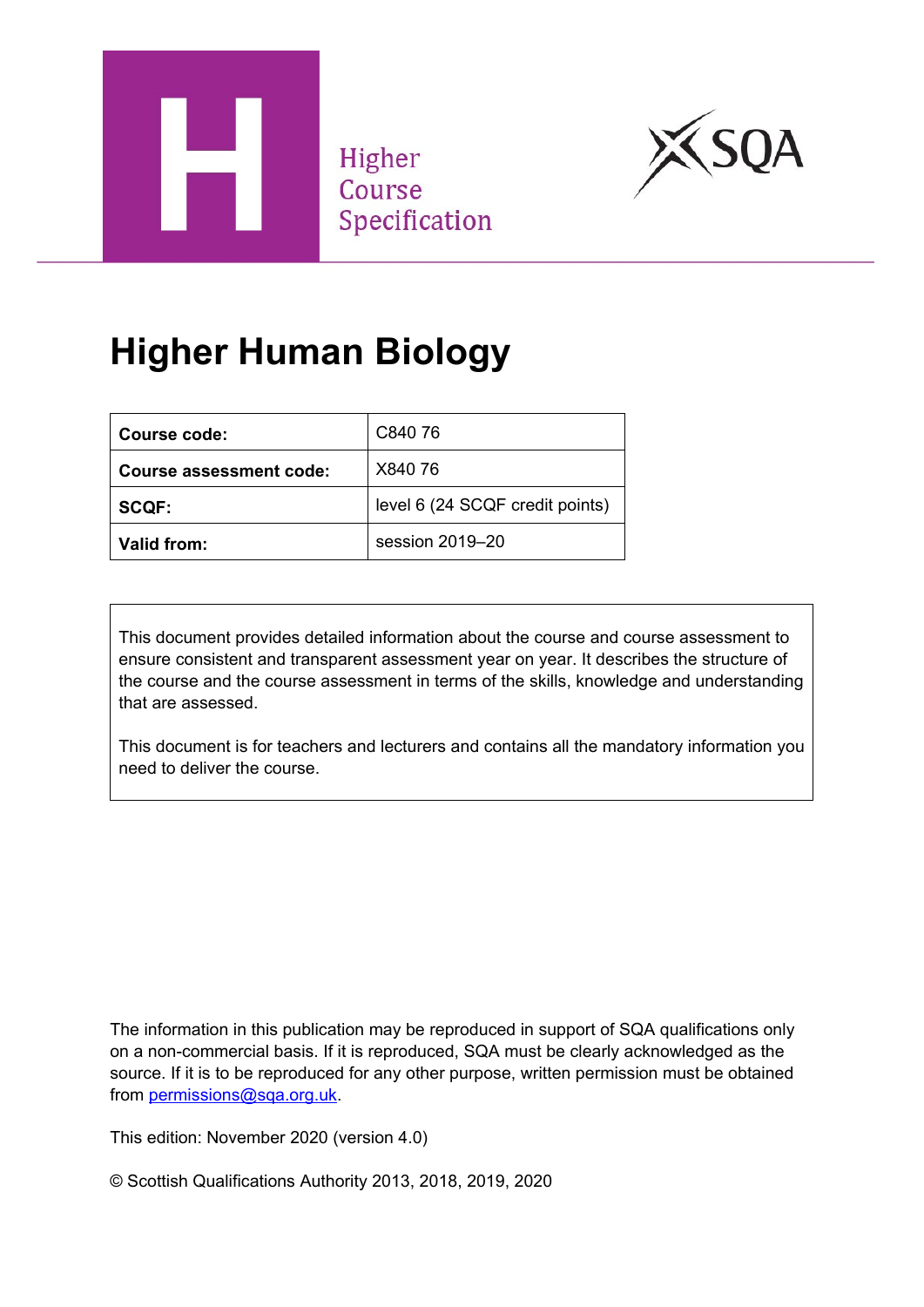Higher Course Specification

# Higher Human Biology

| Course code: | C840 76 |
| --- | --- |
| Course assessment code: | X840 76 |
| SCQF: | level 6 (24 SCQF credit points) |
| Valid from: | session 2019–20 |

This document provides detailed information about the course and course assessment to ensure consistent and transparent assessment year on year. It describes the structure of the course and the course assessment in terms of the skills, knowledge and understanding that are assessed.

This document is for teachers and lecturers and contains all the mandatory information you need to deliver the course.

The information in this publication may be reproduced in support of SQA qualifications only on a non-commercial basis. If it is reproduced, SQA must be clearly acknowledged as the source. If it is to be reproduced for any other purpose, written permission must be obtained from permissions@sqa.org.uk.

This edition: November 2020 (version 4.0)

© Scottish Qualifications Authority 2013, 2018, 2019, 2020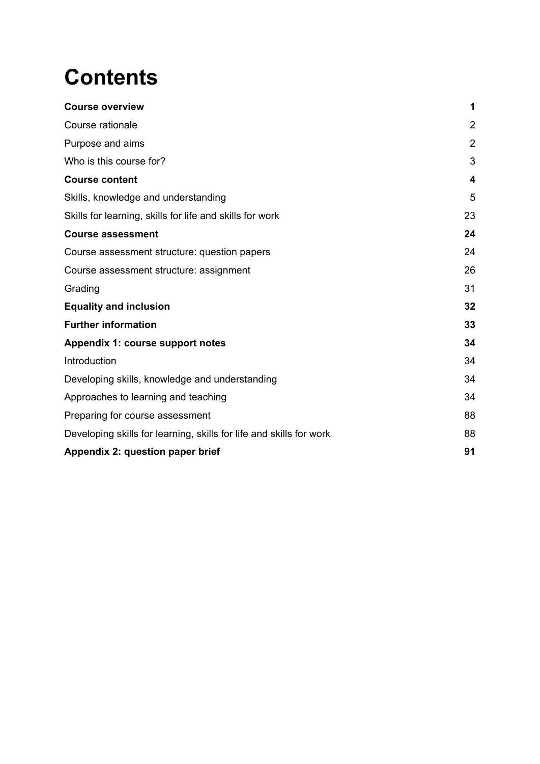# Contents

| | |
|---|---|
| **Course overview** | **1** |
| Course rationale | 2 |
| Purpose and aims | 2 |
| Who is this course for? | 3 |
| **Course content** | **4** |
| Skills, knowledge and understanding | 5 |
| Skills for learning, skills for life and skills for work | 23 |
| **Course assessment** | **24** |
| Course assessment structure: question papers | 24 |
| Course assessment structure: assignment | 26 |
| Grading | 31 |
| **Equality and inclusion** | **32** |
| **Further information** | **33** |
| **Appendix 1: course support notes** | **34** |
| Introduction | 34 |
| Developing skills, knowledge and understanding | 34 |
| Approaches to learning and teaching | 34 |
| Preparing for course assessment | 88 |
| Developing skills for learning, skills for life and skills for work | 88 |
| **Appendix 2: question paper brief** | **91** |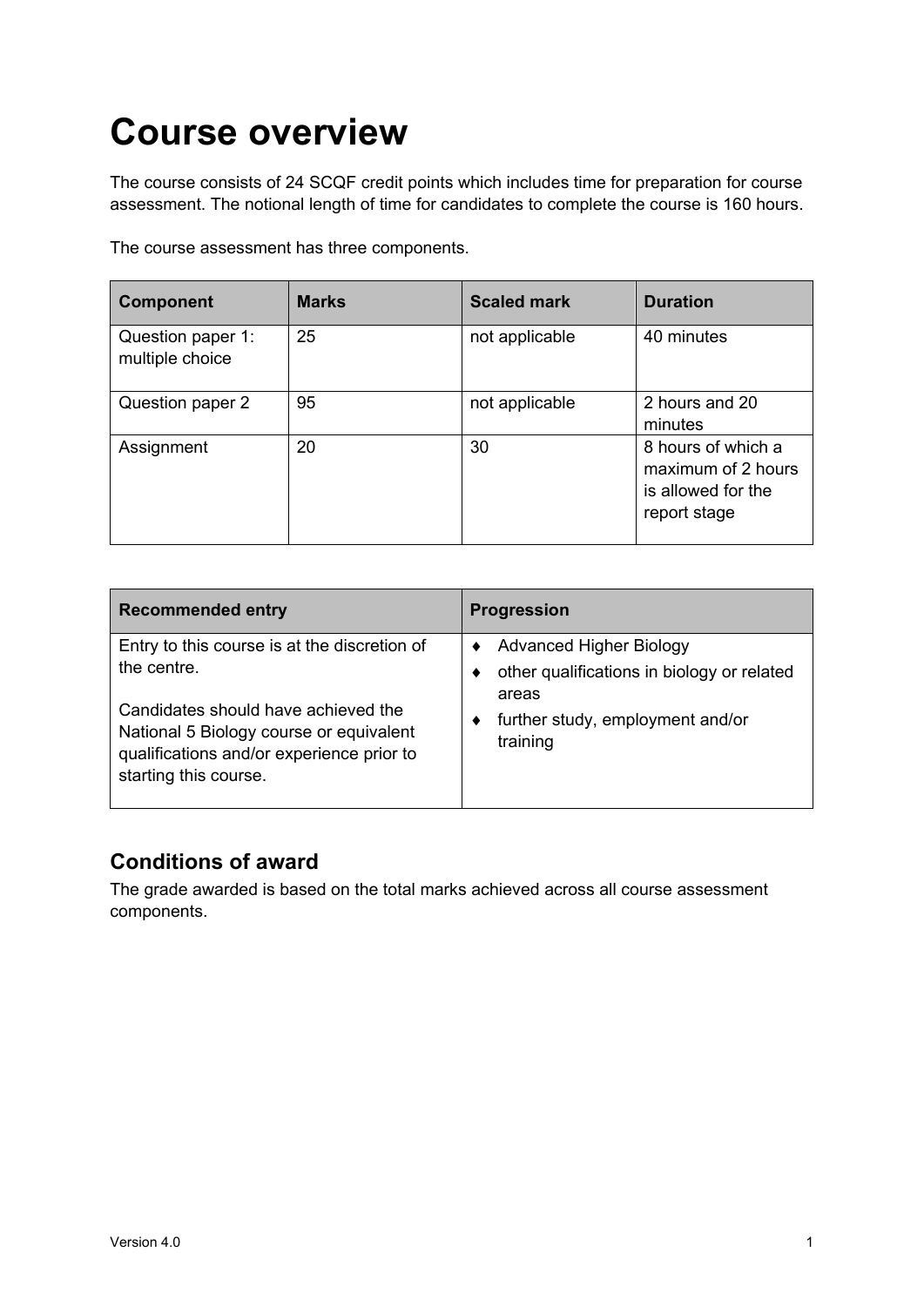# Course overview

The course consists of 24 SCQF credit points which includes time for preparation for course assessment. The notional length of time for candidates to complete the course is 160 hours.

The course assessment has three components.

| Component | Marks | Scaled mark | Duration |
|---|---|---|---|
| Question paper 1: multiple choice | 25 | not applicable | 40 minutes |
| Question paper 2 | 95 | not applicable | 2 hours and 20 minutes |
| Assignment | 20 | 30 | 8 hours of which a maximum of 2 hours is allowed for the report stage |

| Recommended entry | Progression |
|---|---|
| Entry to this course is at the discretion of the centre.<br><br>Candidates should have achieved the National 5 Biology course or equivalent qualifications and/or experience prior to starting this course. | ♦ Advanced Higher Biology<br>♦ other qualifications in biology or related areas<br>♦ further study, employment and/or training |

## Conditions of award

The grade awarded is based on the total marks achieved across all course assessment components.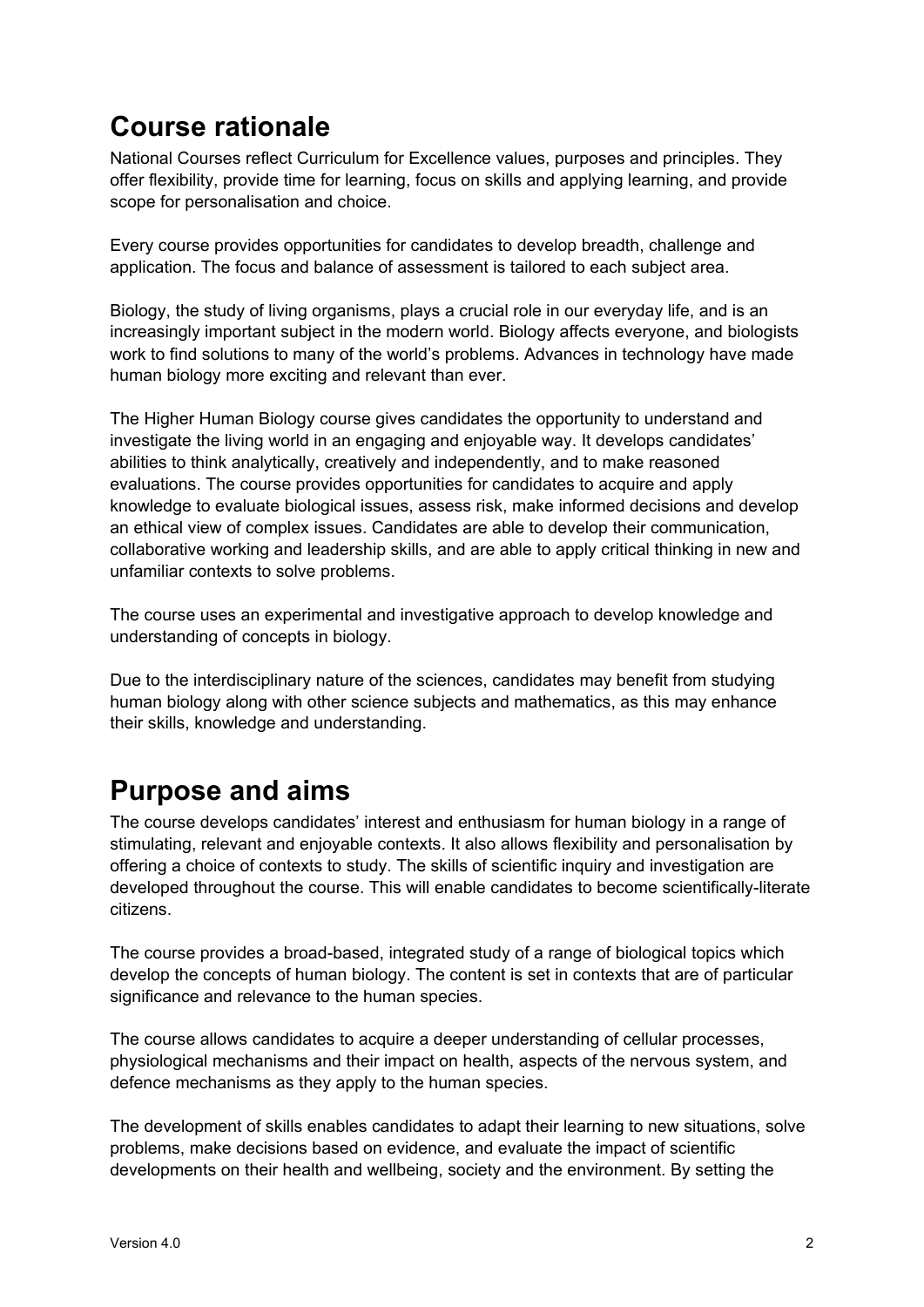## Course rationale

National Courses reflect Curriculum for Excellence values, purposes and principles. They offer flexibility, provide time for learning, focus on skills and applying learning, and provide scope for personalisation and choice.

Every course provides opportunities for candidates to develop breadth, challenge and application. The focus and balance of assessment is tailored to each subject area.

Biology, the study of living organisms, plays a crucial role in our everyday life, and is an increasingly important subject in the modern world. Biology affects everyone, and biologists work to find solutions to many of the world's problems. Advances in technology have made human biology more exciting and relevant than ever.

The Higher Human Biology course gives candidates the opportunity to understand and investigate the living world in an engaging and enjoyable way. It develops candidates' abilities to think analytically, creatively and independently, and to make reasoned evaluations. The course provides opportunities for candidates to acquire and apply knowledge to evaluate biological issues, assess risk, make informed decisions and develop an ethical view of complex issues. Candidates are able to develop their communication, collaborative working and leadership skills, and are able to apply critical thinking in new and unfamiliar contexts to solve problems.

The course uses an experimental and investigative approach to develop knowledge and understanding of concepts in biology.

Due to the interdisciplinary nature of the sciences, candidates may benefit from studying human biology along with other science subjects and mathematics, as this may enhance their skills, knowledge and understanding.

## Purpose and aims

The course develops candidates' interest and enthusiasm for human biology in a range of stimulating, relevant and enjoyable contexts. It also allows flexibility and personalisation by offering a choice of contexts to study. The skills of scientific inquiry and investigation are developed throughout the course. This will enable candidates to become scientifically-literate citizens.

The course provides a broad-based, integrated study of a range of biological topics which develop the concepts of human biology. The content is set in contexts that are of particular significance and relevance to the human species.

The course allows candidates to acquire a deeper understanding of cellular processes, physiological mechanisms and their impact on health, aspects of the nervous system, and defence mechanisms as they apply to the human species.

The development of skills enables candidates to adapt their learning to new situations, solve problems, make decisions based on evidence, and evaluate the impact of scientific developments on their health and wellbeing, society and the environment. By setting the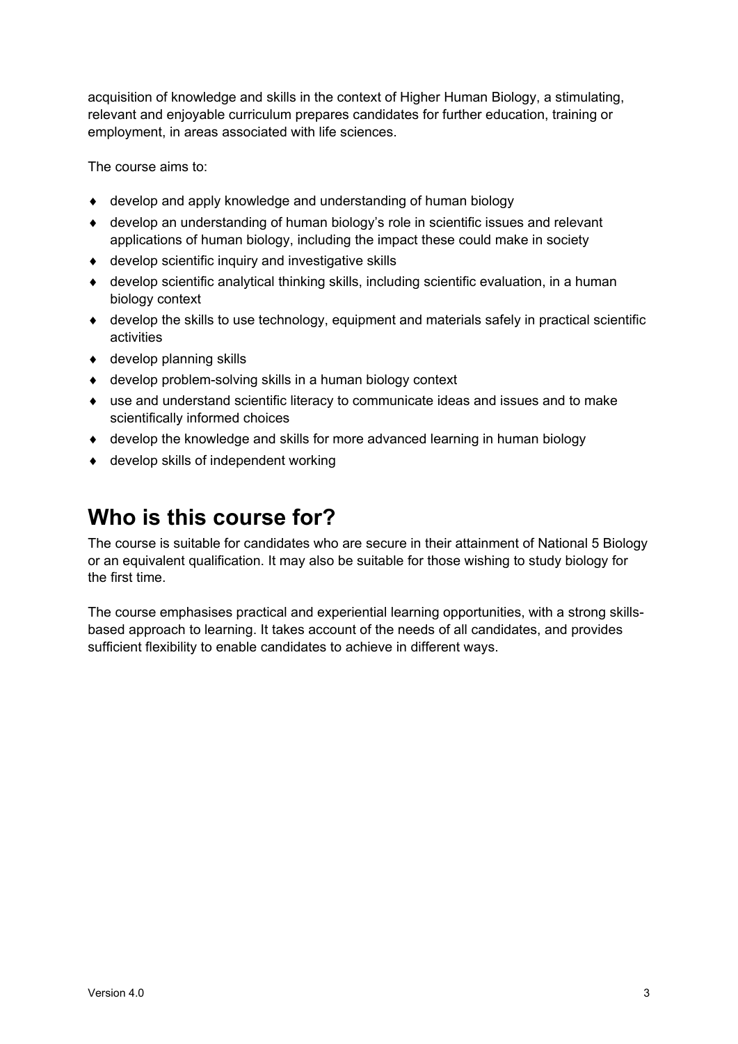acquisition of knowledge and skills in the context of Higher Human Biology, a stimulating, relevant and enjoyable curriculum prepares candidates for further education, training or employment, in areas associated with life sciences.

The course aims to:

- develop and apply knowledge and understanding of human biology
- develop an understanding of human biology's role in scientific issues and relevant applications of human biology, including the impact these could make in society
- develop scientific inquiry and investigative skills
- develop scientific analytical thinking skills, including scientific evaluation, in a human biology context
- develop the skills to use technology, equipment and materials safely in practical scientific activities
- develop planning skills
- develop problem-solving skills in a human biology context
- use and understand scientific literacy to communicate ideas and issues and to make scientifically informed choices
- develop the knowledge and skills for more advanced learning in human biology
- develop skills of independent working

# Who is this course for?

The course is suitable for candidates who are secure in their attainment of National 5 Biology or an equivalent qualification. It may also be suitable for those wishing to study biology for the first time.

The course emphasises practical and experiential learning opportunities, with a strong skills-based approach to learning. It takes account of the needs of all candidates, and provides sufficient flexibility to enable candidates to achieve in different ways.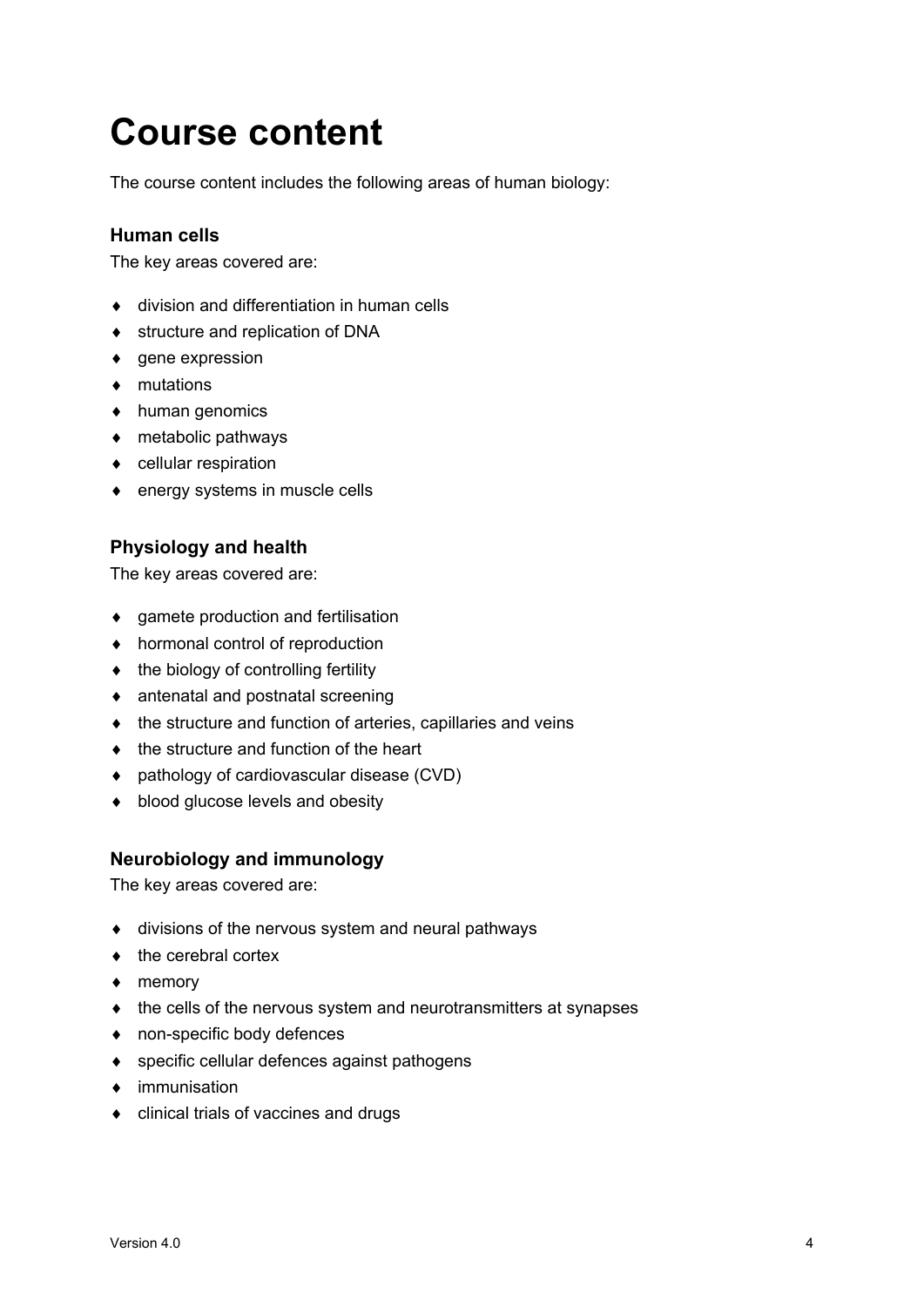# Course content

The course content includes the following areas of human biology:

### Human cells

The key areas covered are:

- division and differentiation in human cells
- structure and replication of DNA
- gene expression
- mutations
- human genomics
- metabolic pathways
- cellular respiration
- energy systems in muscle cells

### Physiology and health

The key areas covered are:

- gamete production and fertilisation
- hormonal control of reproduction
- the biology of controlling fertility
- antenatal and postnatal screening
- the structure and function of arteries, capillaries and veins
- the structure and function of the heart
- pathology of cardiovascular disease (CVD)
- blood glucose levels and obesity

### Neurobiology and immunology

The key areas covered are:

- divisions of the nervous system and neural pathways
- the cerebral cortex
- memory
- the cells of the nervous system and neurotransmitters at synapses
- non-specific body defences
- specific cellular defences against pathogens
- immunisation
- clinical trials of vaccines and drugs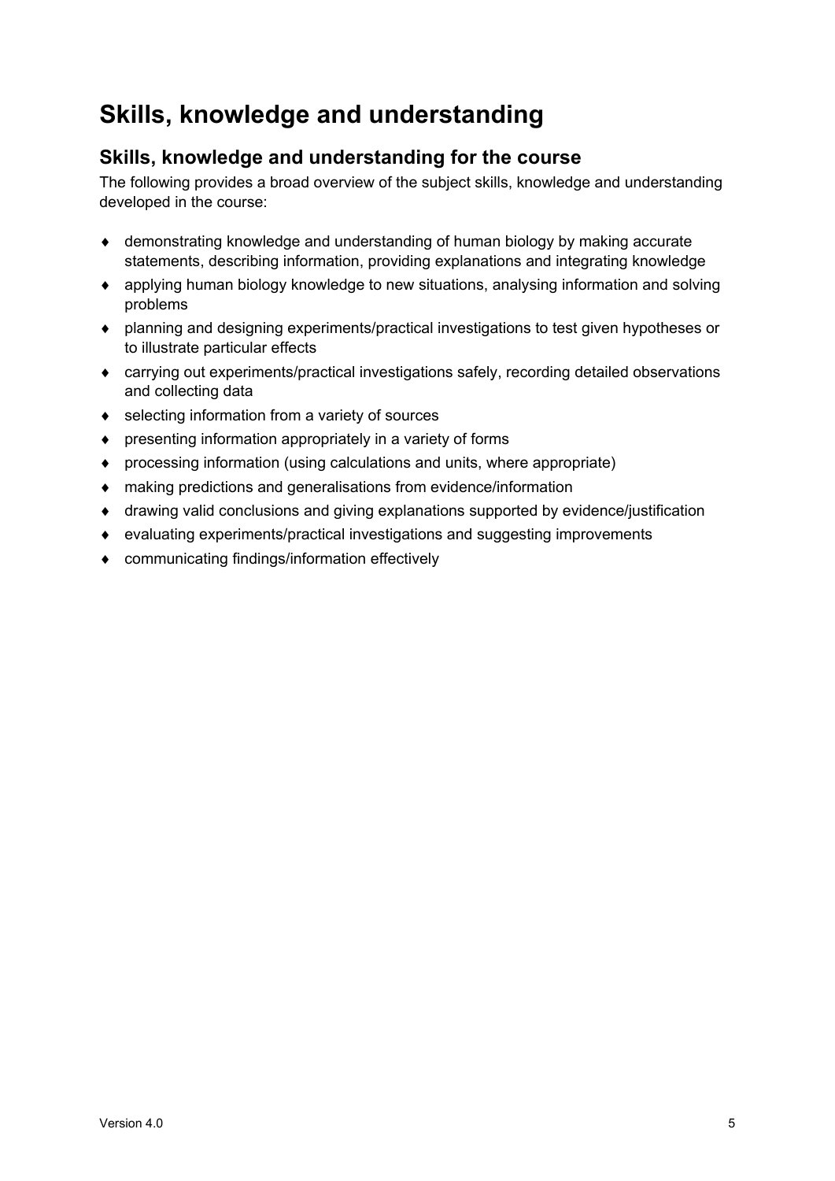# Skills, knowledge and understanding

## Skills, knowledge and understanding for the course

The following provides a broad overview of the subject skills, knowledge and understanding developed in the course:

- demonstrating knowledge and understanding of human biology by making accurate statements, describing information, providing explanations and integrating knowledge
- applying human biology knowledge to new situations, analysing information and solving problems
- planning and designing experiments/practical investigations to test given hypotheses or to illustrate particular effects
- carrying out experiments/practical investigations safely, recording detailed observations and collecting data
- selecting information from a variety of sources
- presenting information appropriately in a variety of forms
- processing information (using calculations and units, where appropriate)
- making predictions and generalisations from evidence/information
- drawing valid conclusions and giving explanations supported by evidence/justification
- evaluating experiments/practical investigations and suggesting improvements
- communicating findings/information effectively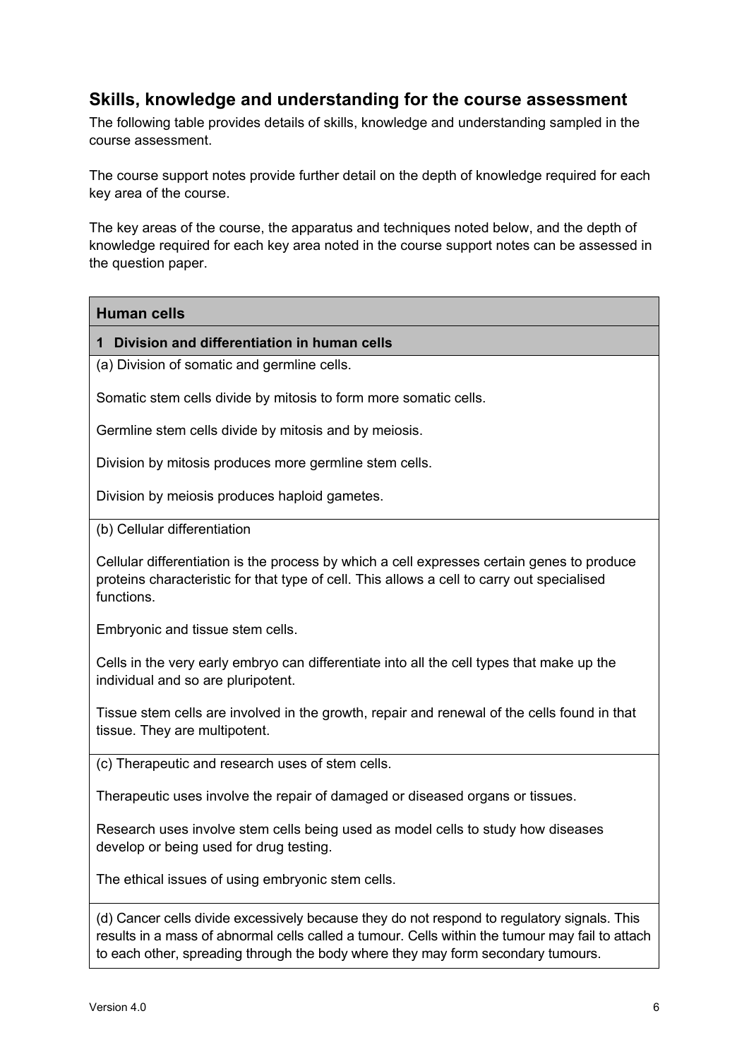## Skills, knowledge and understanding for the course assessment

The following table provides details of skills, knowledge and understanding sampled in the course assessment.

The course support notes provide further detail on the depth of knowledge required for each key area of the course.

The key areas of the course, the apparatus and techniques noted below, and the depth of knowledge required for each key area noted in the course support notes can be assessed in the question paper.

| **Human cells** |
| --- |
| **1 Division and differentiation in human cells** |
| (a) Division of somatic and germline cells.<br><br>Somatic stem cells divide by mitosis to form more somatic cells.<br><br>Germline stem cells divide by mitosis and by meiosis.<br><br>Division by mitosis produces more germline stem cells.<br><br>Division by meiosis produces haploid gametes. |
| (b) Cellular differentiation<br><br>Cellular differentiation is the process by which a cell expresses certain genes to produce proteins characteristic for that type of cell. This allows a cell to carry out specialised functions.<br><br>Embryonic and tissue stem cells.<br><br>Cells in the very early embryo can differentiate into all the cell types that make up the individual and so are pluripotent.<br><br>Tissue stem cells are involved in the growth, repair and renewal of the cells found in that tissue. They are multipotent. |
| (c) Therapeutic and research uses of stem cells.<br><br>Therapeutic uses involve the repair of damaged or diseased organs or tissues.<br><br>Research uses involve stem cells being used as model cells to study how diseases develop or being used for drug testing.<br><br>The ethical issues of using embryonic stem cells. |
| (d) Cancer cells divide excessively because they do not respond to regulatory signals. This results in a mass of abnormal cells called a tumour. Cells within the tumour may fail to attach to each other, spreading through the body where they may form secondary tumours. |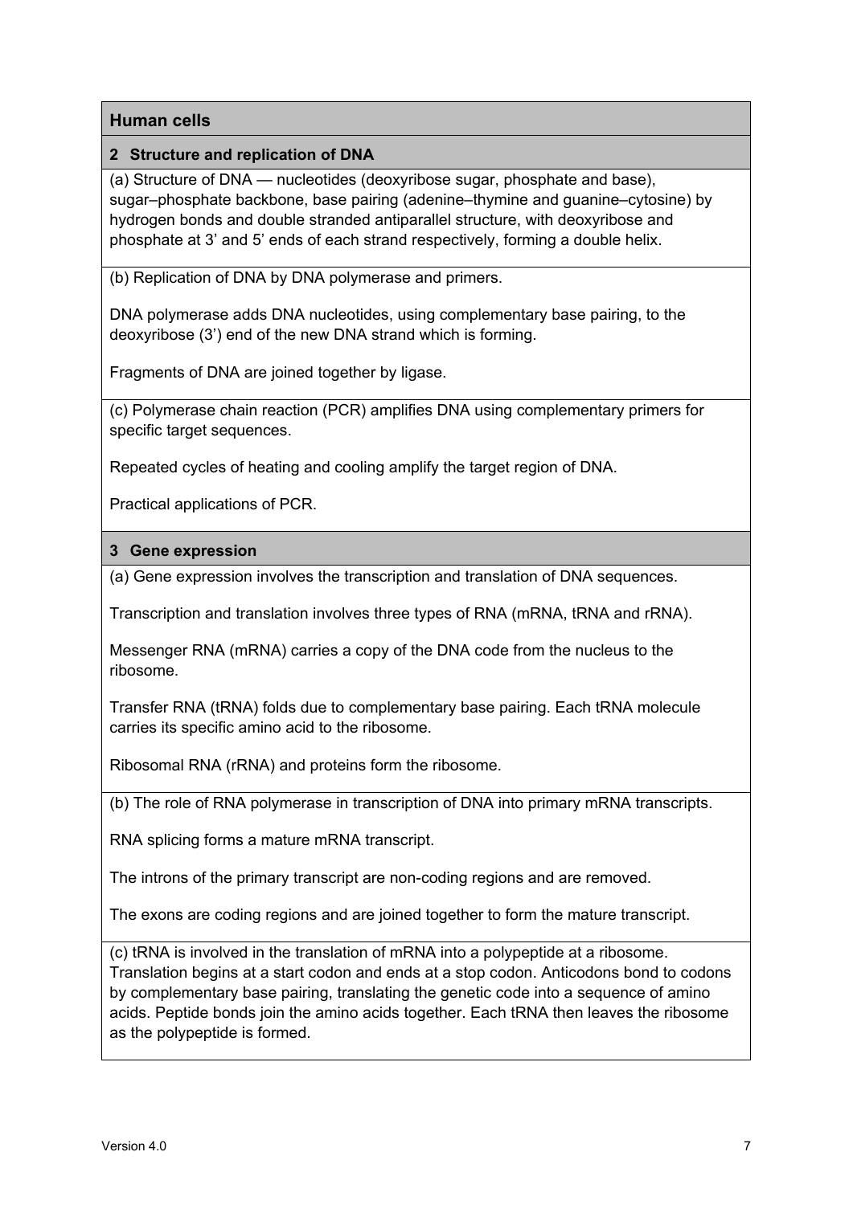## Human cells

### 2 Structure and replication of DNA

(a) Structure of DNA — nucleotides (deoxyribose sugar, phosphate and base), sugar–phosphate backbone, base pairing (adenine–thymine and guanine–cytosine) by hydrogen bonds and double stranded antiparallel structure, with deoxyribose and phosphate at 3' and 5' ends of each strand respectively, forming a double helix.

(b) Replication of DNA by DNA polymerase and primers.

DNA polymerase adds DNA nucleotides, using complementary base pairing, to the deoxyribose (3') end of the new DNA strand which is forming.

Fragments of DNA are joined together by ligase.

(c) Polymerase chain reaction (PCR) amplifies DNA using complementary primers for specific target sequences.

Repeated cycles of heating and cooling amplify the target region of DNA.

Practical applications of PCR.

### 3 Gene expression

(a) Gene expression involves the transcription and translation of DNA sequences.

Transcription and translation involves three types of RNA (mRNA, tRNA and rRNA).

Messenger RNA (mRNA) carries a copy of the DNA code from the nucleus to the ribosome.

Transfer RNA (tRNA) folds due to complementary base pairing. Each tRNA molecule carries its specific amino acid to the ribosome.

Ribosomal RNA (rRNA) and proteins form the ribosome.

(b) The role of RNA polymerase in transcription of DNA into primary mRNA transcripts.

RNA splicing forms a mature mRNA transcript.

The introns of the primary transcript are non-coding regions and are removed.

The exons are coding regions and are joined together to form the mature transcript.

(c) tRNA is involved in the translation of mRNA into a polypeptide at a ribosome. Translation begins at a start codon and ends at a stop codon. Anticodons bond to codons by complementary base pairing, translating the genetic code into a sequence of amino acids. Peptide bonds join the amino acids together. Each tRNA then leaves the ribosome as the polypeptide is formed.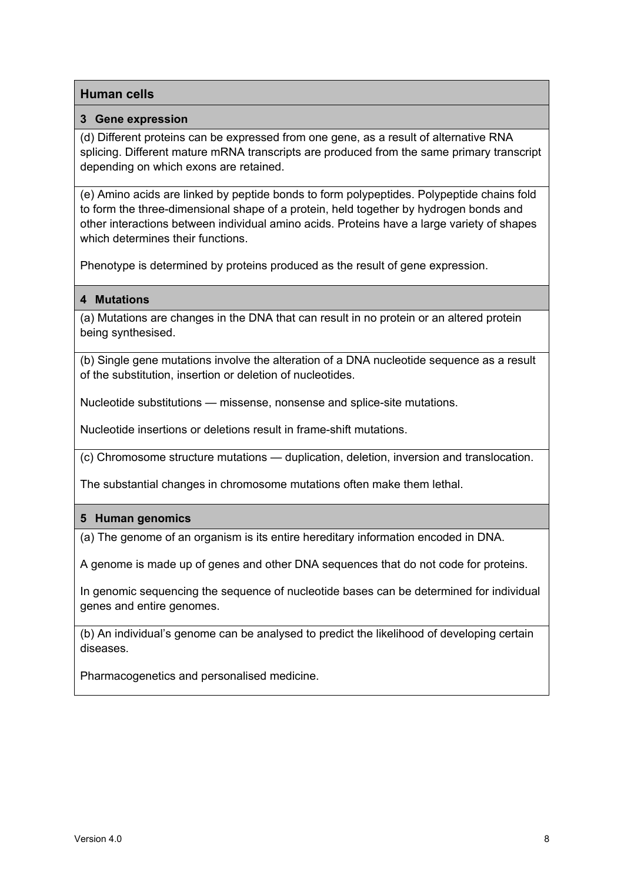## Human cells

### 3 Gene expression

(d) Different proteins can be expressed from one gene, as a result of alternative RNA splicing. Different mature mRNA transcripts are produced from the same primary transcript depending on which exons are retained.

(e) Amino acids are linked by peptide bonds to form polypeptides. Polypeptide chains fold to form the three-dimensional shape of a protein, held together by hydrogen bonds and other interactions between individual amino acids. Proteins have a large variety of shapes which determines their functions.

Phenotype is determined by proteins produced as the result of gene expression.

### 4 Mutations

(a) Mutations are changes in the DNA that can result in no protein or an altered protein being synthesised.

(b) Single gene mutations involve the alteration of a DNA nucleotide sequence as a result of the substitution, insertion or deletion of nucleotides.

Nucleotide substitutions — missense, nonsense and splice-site mutations.

Nucleotide insertions or deletions result in frame-shift mutations.

(c) Chromosome structure mutations — duplication, deletion, inversion and translocation.

The substantial changes in chromosome mutations often make them lethal.

### 5 Human genomics

(a) The genome of an organism is its entire hereditary information encoded in DNA.

A genome is made up of genes and other DNA sequences that do not code for proteins.

In genomic sequencing the sequence of nucleotide bases can be determined for individual genes and entire genomes.

(b) An individual's genome can be analysed to predict the likelihood of developing certain diseases.

Pharmacogenetics and personalised medicine.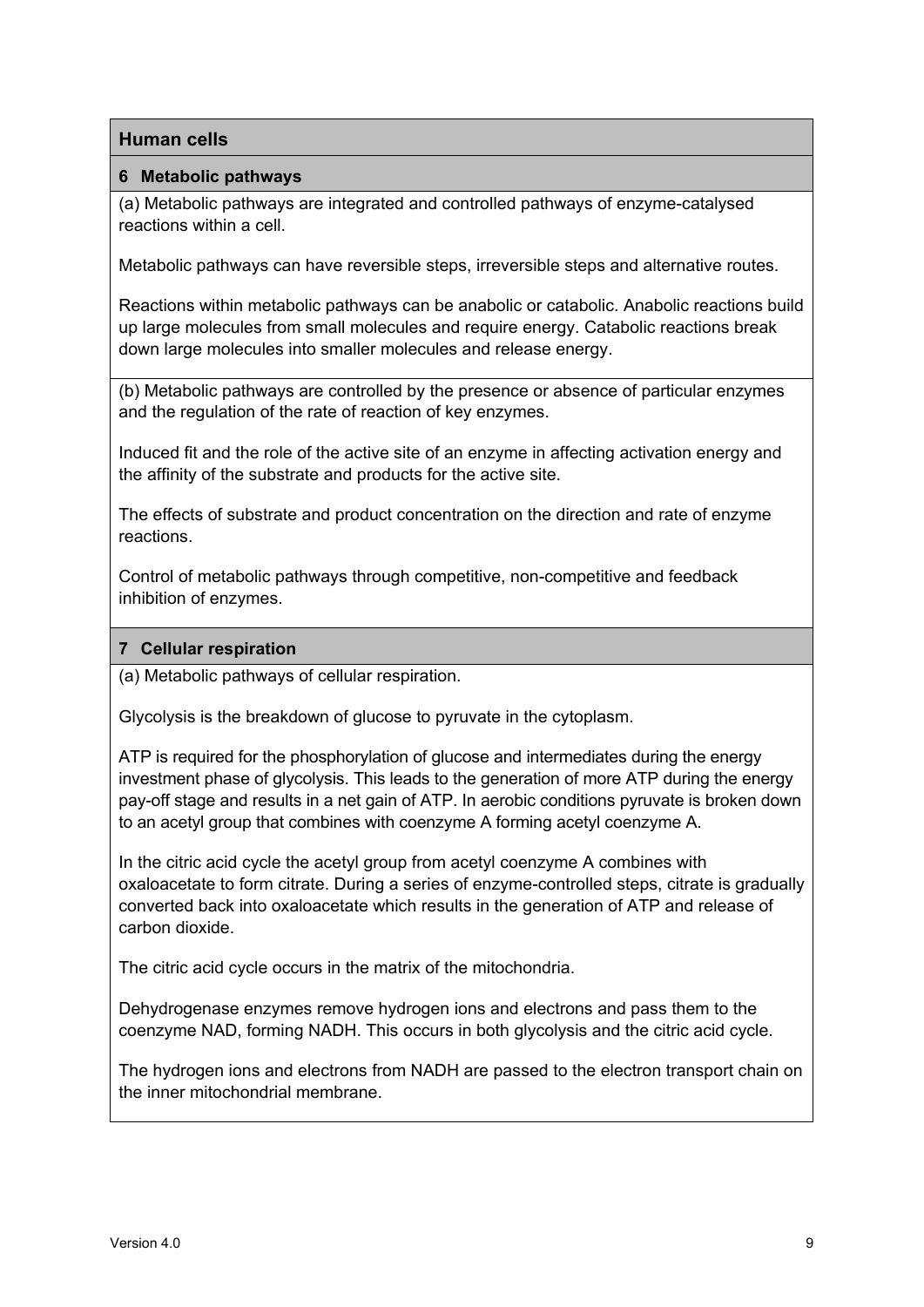## Human cells

### 6 Metabolic pathways

(a) Metabolic pathways are integrated and controlled pathways of enzyme-catalysed reactions within a cell.

Metabolic pathways can have reversible steps, irreversible steps and alternative routes.

Reactions within metabolic pathways can be anabolic or catabolic. Anabolic reactions build up large molecules from small molecules and require energy. Catabolic reactions break down large molecules into smaller molecules and release energy.

(b) Metabolic pathways are controlled by the presence or absence of particular enzymes and the regulation of the rate of reaction of key enzymes.

Induced fit and the role of the active site of an enzyme in affecting activation energy and the affinity of the substrate and products for the active site.

The effects of substrate and product concentration on the direction and rate of enzyme reactions.

Control of metabolic pathways through competitive, non-competitive and feedback inhibition of enzymes.

### 7 Cellular respiration

(a) Metabolic pathways of cellular respiration.

Glycolysis is the breakdown of glucose to pyruvate in the cytoplasm.

ATP is required for the phosphorylation of glucose and intermediates during the energy investment phase of glycolysis. This leads to the generation of more ATP during the energy pay-off stage and results in a net gain of ATP. In aerobic conditions pyruvate is broken down to an acetyl group that combines with coenzyme A forming acetyl coenzyme A.

In the citric acid cycle the acetyl group from acetyl coenzyme A combines with oxaloacetate to form citrate. During a series of enzyme-controlled steps, citrate is gradually converted back into oxaloacetate which results in the generation of ATP and release of carbon dioxide.

The citric acid cycle occurs in the matrix of the mitochondria.

Dehydrogenase enzymes remove hydrogen ions and electrons and pass them to the coenzyme NAD, forming NADH. This occurs in both glycolysis and the citric acid cycle.

The hydrogen ions and electrons from NADH are passed to the electron transport chain on the inner mitochondrial membrane.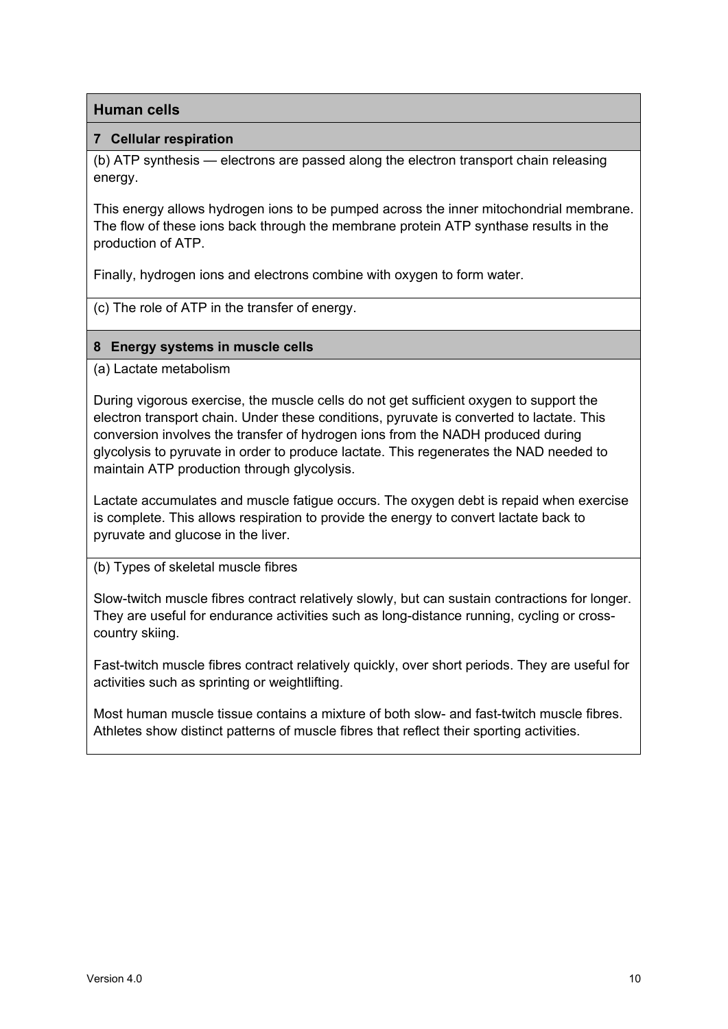## Human cells

### 7 Cellular respiration

(b) ATP synthesis — electrons are passed along the electron transport chain releasing energy.

This energy allows hydrogen ions to be pumped across the inner mitochondrial membrane. The flow of these ions back through the membrane protein ATP synthase results in the production of ATP.

Finally, hydrogen ions and electrons combine with oxygen to form water.

(c) The role of ATP in the transfer of energy.

### 8 Energy systems in muscle cells

(a) Lactate metabolism

During vigorous exercise, the muscle cells do not get sufficient oxygen to support the electron transport chain. Under these conditions, pyruvate is converted to lactate. This conversion involves the transfer of hydrogen ions from the NADH produced during glycolysis to pyruvate in order to produce lactate. This regenerates the NAD needed to maintain ATP production through glycolysis.

Lactate accumulates and muscle fatigue occurs. The oxygen debt is repaid when exercise is complete. This allows respiration to provide the energy to convert lactate back to pyruvate and glucose in the liver.

(b) Types of skeletal muscle fibres

Slow-twitch muscle fibres contract relatively slowly, but can sustain contractions for longer. They are useful for endurance activities such as long-distance running, cycling or cross-country skiing.

Fast-twitch muscle fibres contract relatively quickly, over short periods. They are useful for activities such as sprinting or weightlifting.

Most human muscle tissue contains a mixture of both slow- and fast-twitch muscle fibres. Athletes show distinct patterns of muscle fibres that reflect their sporting activities.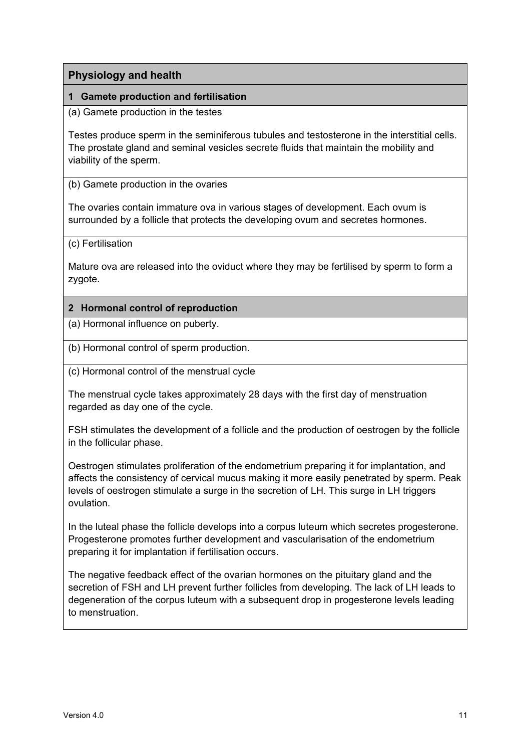## Physiology and health

### 1 Gamete production and fertilisation

(a) Gamete production in the testes

Testes produce sperm in the seminiferous tubules and testosterone in the interstitial cells. The prostate gland and seminal vesicles secrete fluids that maintain the mobility and viability of the sperm.

(b) Gamete production in the ovaries

The ovaries contain immature ova in various stages of development. Each ovum is surrounded by a follicle that protects the developing ovum and secretes hormones.

(c) Fertilisation

Mature ova are released into the oviduct where they may be fertilised by sperm to form a zygote.

### 2 Hormonal control of reproduction

(a) Hormonal influence on puberty.

(b) Hormonal control of sperm production.

(c) Hormonal control of the menstrual cycle

The menstrual cycle takes approximately 28 days with the first day of menstruation regarded as day one of the cycle.

FSH stimulates the development of a follicle and the production of oestrogen by the follicle in the follicular phase.

Oestrogen stimulates proliferation of the endometrium preparing it for implantation, and affects the consistency of cervical mucus making it more easily penetrated by sperm. Peak levels of oestrogen stimulate a surge in the secretion of LH. This surge in LH triggers ovulation.

In the luteal phase the follicle develops into a corpus luteum which secretes progesterone. Progesterone promotes further development and vascularisation of the endometrium preparing it for implantation if fertilisation occurs.

The negative feedback effect of the ovarian hormones on the pituitary gland and the secretion of FSH and LH prevent further follicles from developing. The lack of LH leads to degeneration of the corpus luteum with a subsequent drop in progesterone levels leading to menstruation.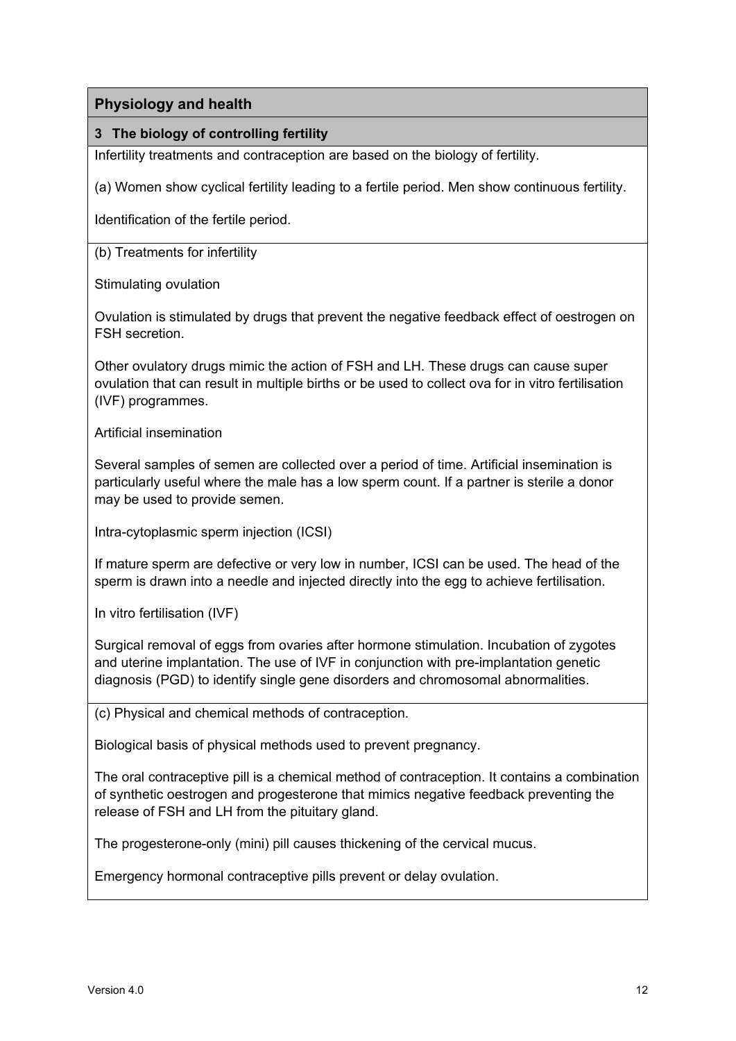## Physiology and health

### 3 The biology of controlling fertility

Infertility treatments and contraception are based on the biology of fertility.

(a) Women show cyclical fertility leading to a fertile period. Men show continuous fertility.

Identification of the fertile period.

(b) Treatments for infertility

Stimulating ovulation

Ovulation is stimulated by drugs that prevent the negative feedback effect of oestrogen on FSH secretion.

Other ovulatory drugs mimic the action of FSH and LH. These drugs can cause super ovulation that can result in multiple births or be used to collect ova for in vitro fertilisation (IVF) programmes.

Artificial insemination

Several samples of semen are collected over a period of time. Artificial insemination is particularly useful where the male has a low sperm count. If a partner is sterile a donor may be used to provide semen.

Intra-cytoplasmic sperm injection (ICSI)

If mature sperm are defective or very low in number, ICSI can be used. The head of the sperm is drawn into a needle and injected directly into the egg to achieve fertilisation.

In vitro fertilisation (IVF)

Surgical removal of eggs from ovaries after hormone stimulation. Incubation of zygotes and uterine implantation. The use of IVF in conjunction with pre-implantation genetic diagnosis (PGD) to identify single gene disorders and chromosomal abnormalities.

(c) Physical and chemical methods of contraception.

Biological basis of physical methods used to prevent pregnancy.

The oral contraceptive pill is a chemical method of contraception. It contains a combination of synthetic oestrogen and progesterone that mimics negative feedback preventing the release of FSH and LH from the pituitary gland.

The progesterone-only (mini) pill causes thickening of the cervical mucus.

Emergency hormonal contraceptive pills prevent or delay ovulation.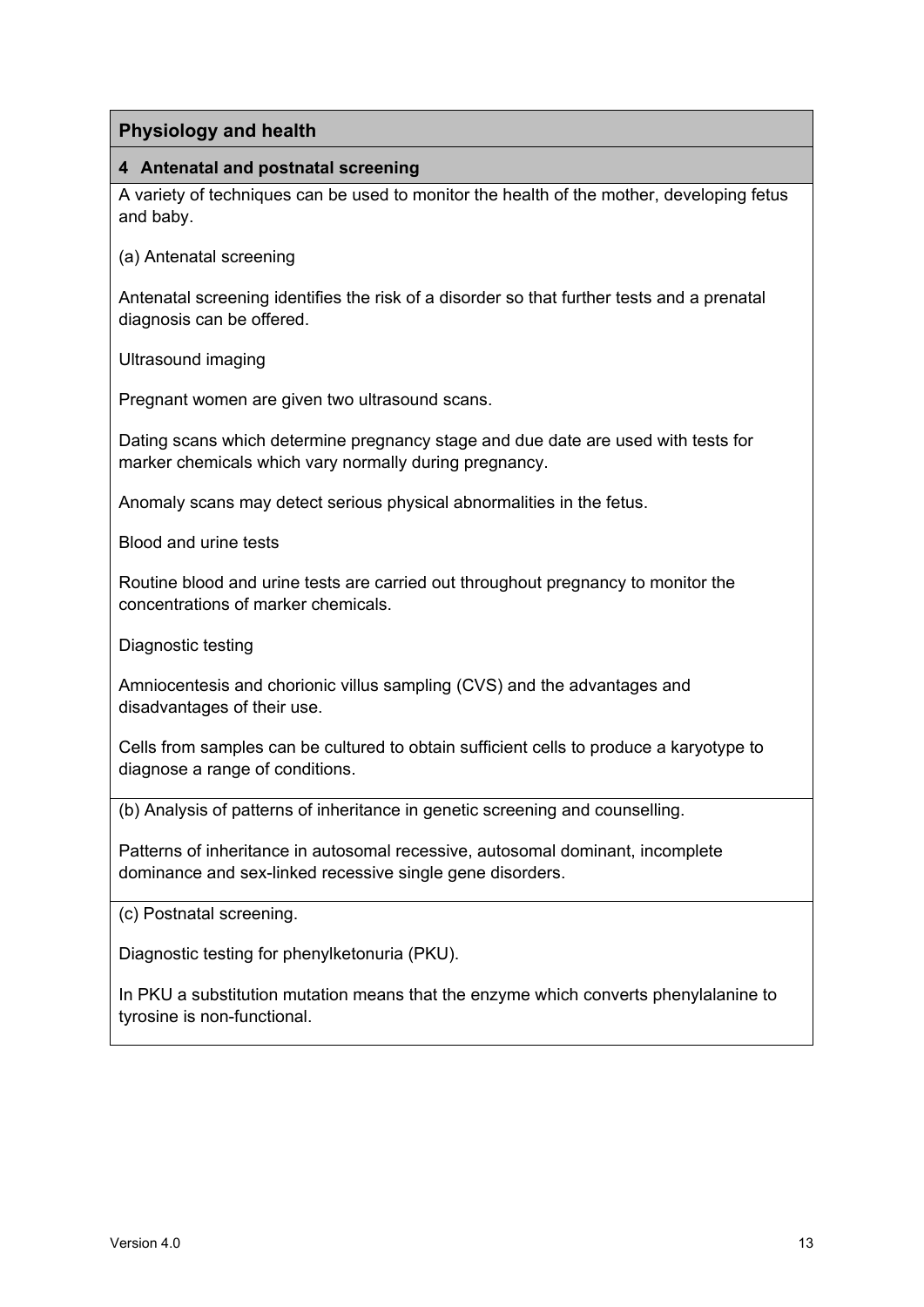## Physiology and health

### 4 Antenatal and postnatal screening

A variety of techniques can be used to monitor the health of the mother, developing fetus and baby.

(a) Antenatal screening

Antenatal screening identifies the risk of a disorder so that further tests and a prenatal diagnosis can be offered.

Ultrasound imaging

Pregnant women are given two ultrasound scans.

Dating scans which determine pregnancy stage and due date are used with tests for marker chemicals which vary normally during pregnancy.

Anomaly scans may detect serious physical abnormalities in the fetus.

Blood and urine tests

Routine blood and urine tests are carried out throughout pregnancy to monitor the concentrations of marker chemicals.

Diagnostic testing

Amniocentesis and chorionic villus sampling (CVS) and the advantages and disadvantages of their use.

Cells from samples can be cultured to obtain sufficient cells to produce a karyotype to diagnose a range of conditions.

(b) Analysis of patterns of inheritance in genetic screening and counselling.

Patterns of inheritance in autosomal recessive, autosomal dominant, incomplete dominance and sex-linked recessive single gene disorders.

(c) Postnatal screening.

Diagnostic testing for phenylketonuria (PKU).

In PKU a substitution mutation means that the enzyme which converts phenylalanine to tyrosine is non-functional.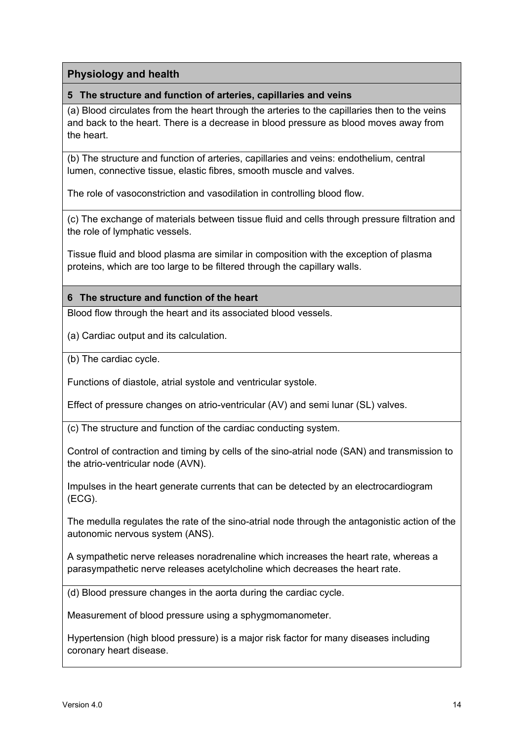## Physiology and health

### 5 The structure and function of arteries, capillaries and veins

(a) Blood circulates from the heart through the arteries to the capillaries then to the veins and back to the heart. There is a decrease in blood pressure as blood moves away from the heart.

(b) The structure and function of arteries, capillaries and veins: endothelium, central lumen, connective tissue, elastic fibres, smooth muscle and valves.

The role of vasoconstriction and vasodilation in controlling blood flow.

(c) The exchange of materials between tissue fluid and cells through pressure filtration and the role of lymphatic vessels.

Tissue fluid and blood plasma are similar in composition with the exception of plasma proteins, which are too large to be filtered through the capillary walls.

### 6 The structure and function of the heart

Blood flow through the heart and its associated blood vessels.

(a) Cardiac output and its calculation.

(b) The cardiac cycle.

Functions of diastole, atrial systole and ventricular systole.

Effect of pressure changes on atrio-ventricular (AV) and semi lunar (SL) valves.

(c) The structure and function of the cardiac conducting system.

Control of contraction and timing by cells of the sino-atrial node (SAN) and transmission to the atrio-ventricular node (AVN).

Impulses in the heart generate currents that can be detected by an electrocardiogram (ECG).

The medulla regulates the rate of the sino-atrial node through the antagonistic action of the autonomic nervous system (ANS).

A sympathetic nerve releases noradrenaline which increases the heart rate, whereas a parasympathetic nerve releases acetylcholine which decreases the heart rate.

(d) Blood pressure changes in the aorta during the cardiac cycle.

Measurement of blood pressure using a sphygmomanometer.

Hypertension (high blood pressure) is a major risk factor for many diseases including coronary heart disease.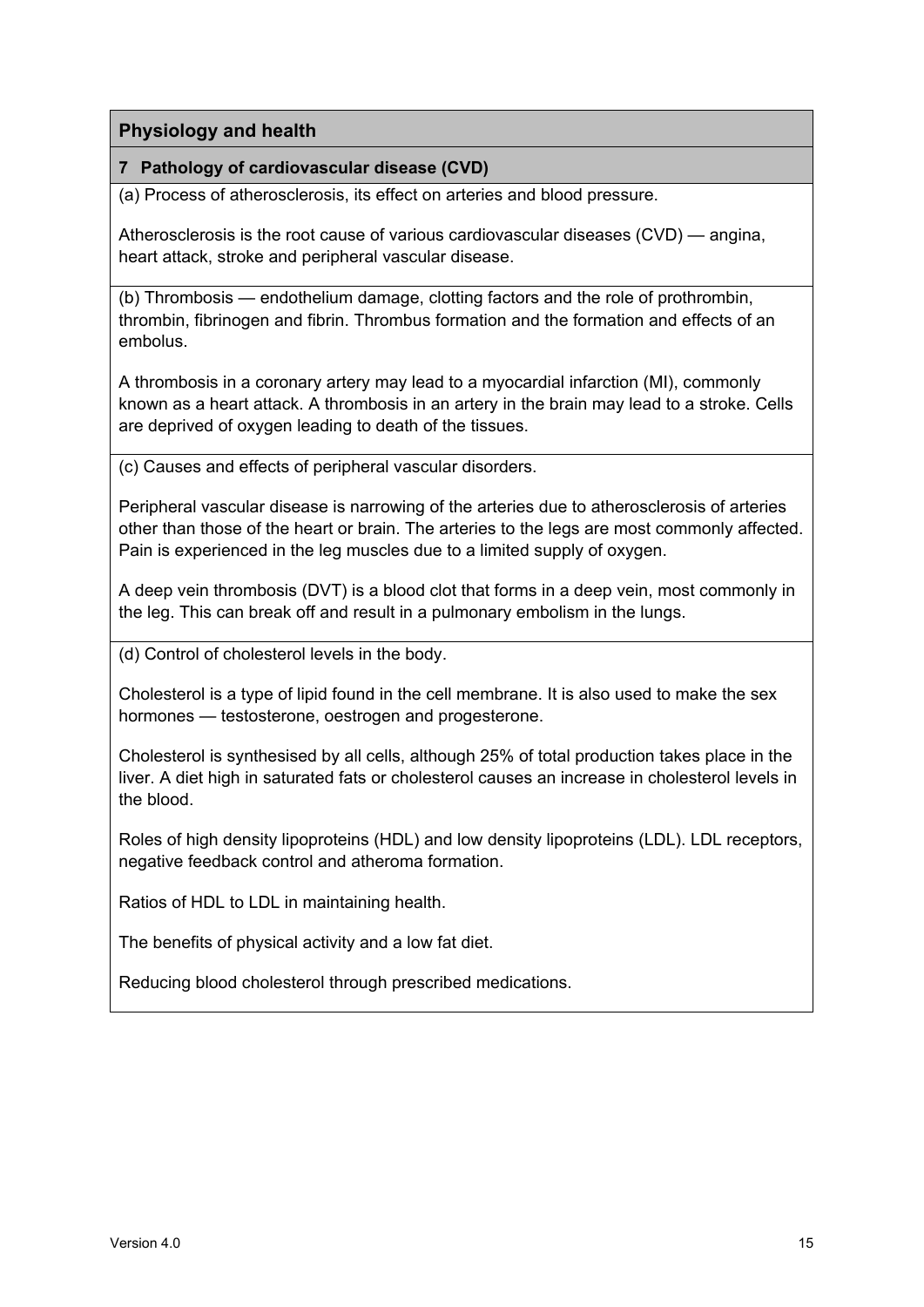## Physiology and health

### 7 Pathology of cardiovascular disease (CVD)

(a) Process of atherosclerosis, its effect on arteries and blood pressure.

Atherosclerosis is the root cause of various cardiovascular diseases (CVD) — angina, heart attack, stroke and peripheral vascular disease.

(b) Thrombosis — endothelium damage, clotting factors and the role of prothrombin, thrombin, fibrinogen and fibrin. Thrombus formation and the formation and effects of an embolus.

A thrombosis in a coronary artery may lead to a myocardial infarction (MI), commonly known as a heart attack. A thrombosis in an artery in the brain may lead to a stroke. Cells are deprived of oxygen leading to death of the tissues.

(c) Causes and effects of peripheral vascular disorders.

Peripheral vascular disease is narrowing of the arteries due to atherosclerosis of arteries other than those of the heart or brain. The arteries to the legs are most commonly affected. Pain is experienced in the leg muscles due to a limited supply of oxygen.

A deep vein thrombosis (DVT) is a blood clot that forms in a deep vein, most commonly in the leg. This can break off and result in a pulmonary embolism in the lungs.

(d) Control of cholesterol levels in the body.

Cholesterol is a type of lipid found in the cell membrane. It is also used to make the sex hormones — testosterone, oestrogen and progesterone.

Cholesterol is synthesised by all cells, although 25% of total production takes place in the liver. A diet high in saturated fats or cholesterol causes an increase in cholesterol levels in the blood.

Roles of high density lipoproteins (HDL) and low density lipoproteins (LDL). LDL receptors, negative feedback control and atheroma formation.

Ratios of HDL to LDL in maintaining health.

The benefits of physical activity and a low fat diet.

Reducing blood cholesterol through prescribed medications.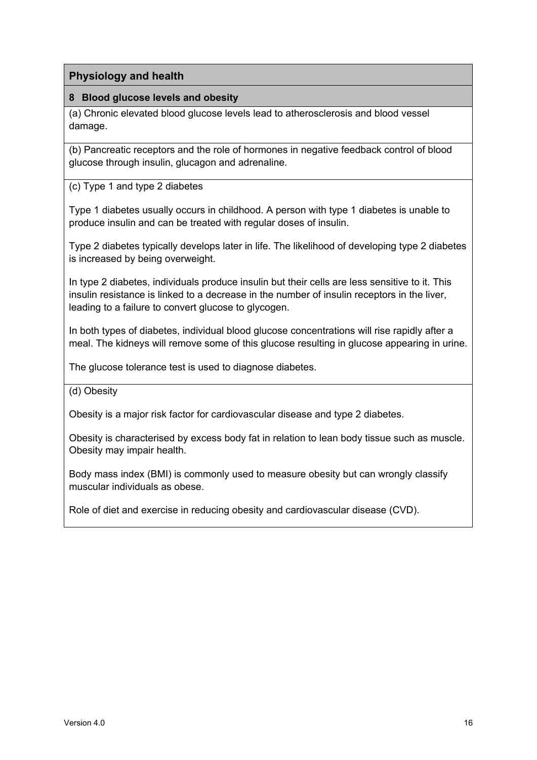## Physiology and health

### 8 Blood glucose levels and obesity

(a) Chronic elevated blood glucose levels lead to atherosclerosis and blood vessel damage.

(b) Pancreatic receptors and the role of hormones in negative feedback control of blood glucose through insulin, glucagon and adrenaline.

(c) Type 1 and type 2 diabetes

Type 1 diabetes usually occurs in childhood. A person with type 1 diabetes is unable to produce insulin and can be treated with regular doses of insulin.

Type 2 diabetes typically develops later in life. The likelihood of developing type 2 diabetes is increased by being overweight.

In type 2 diabetes, individuals produce insulin but their cells are less sensitive to it. This insulin resistance is linked to a decrease in the number of insulin receptors in the liver, leading to a failure to convert glucose to glycogen.

In both types of diabetes, individual blood glucose concentrations will rise rapidly after a meal. The kidneys will remove some of this glucose resulting in glucose appearing in urine.

The glucose tolerance test is used to diagnose diabetes.

(d) Obesity

Obesity is a major risk factor for cardiovascular disease and type 2 diabetes.

Obesity is characterised by excess body fat in relation to lean body tissue such as muscle. Obesity may impair health.

Body mass index (BMI) is commonly used to measure obesity but can wrongly classify muscular individuals as obese.

Role of diet and exercise in reducing obesity and cardiovascular disease (CVD).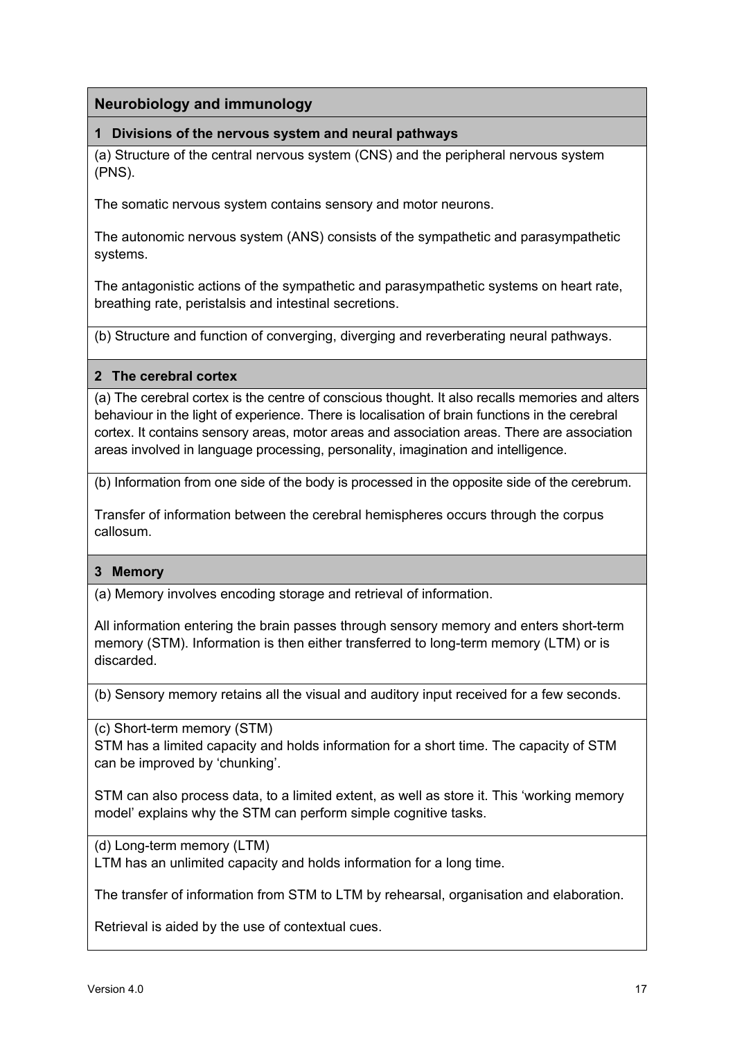## Neurobiology and immunology

### 1 Divisions of the nervous system and neural pathways

(a) Structure of the central nervous system (CNS) and the peripheral nervous system (PNS).

The somatic nervous system contains sensory and motor neurons.

The autonomic nervous system (ANS) consists of the sympathetic and parasympathetic systems.

The antagonistic actions of the sympathetic and parasympathetic systems on heart rate, breathing rate, peristalsis and intestinal secretions.

(b) Structure and function of converging, diverging and reverberating neural pathways.

### 2 The cerebral cortex

(a) The cerebral cortex is the centre of conscious thought. It also recalls memories and alters behaviour in the light of experience. There is localisation of brain functions in the cerebral cortex. It contains sensory areas, motor areas and association areas. There are association areas involved in language processing, personality, imagination and intelligence.

(b) Information from one side of the body is processed in the opposite side of the cerebrum.

Transfer of information between the cerebral hemispheres occurs through the corpus callosum.

### 3 Memory

(a) Memory involves encoding storage and retrieval of information.

All information entering the brain passes through sensory memory and enters short-term memory (STM). Information is then either transferred to long-term memory (LTM) or is discarded.

(b) Sensory memory retains all the visual and auditory input received for a few seconds.

(c) Short-term memory (STM)
STM has a limited capacity and holds information for a short time. The capacity of STM can be improved by 'chunking'.

STM can also process data, to a limited extent, as well as store it. This 'working memory model' explains why the STM can perform simple cognitive tasks.

(d) Long-term memory (LTM)
LTM has an unlimited capacity and holds information for a long time.

The transfer of information from STM to LTM by rehearsal, organisation and elaboration.

Retrieval is aided by the use of contextual cues.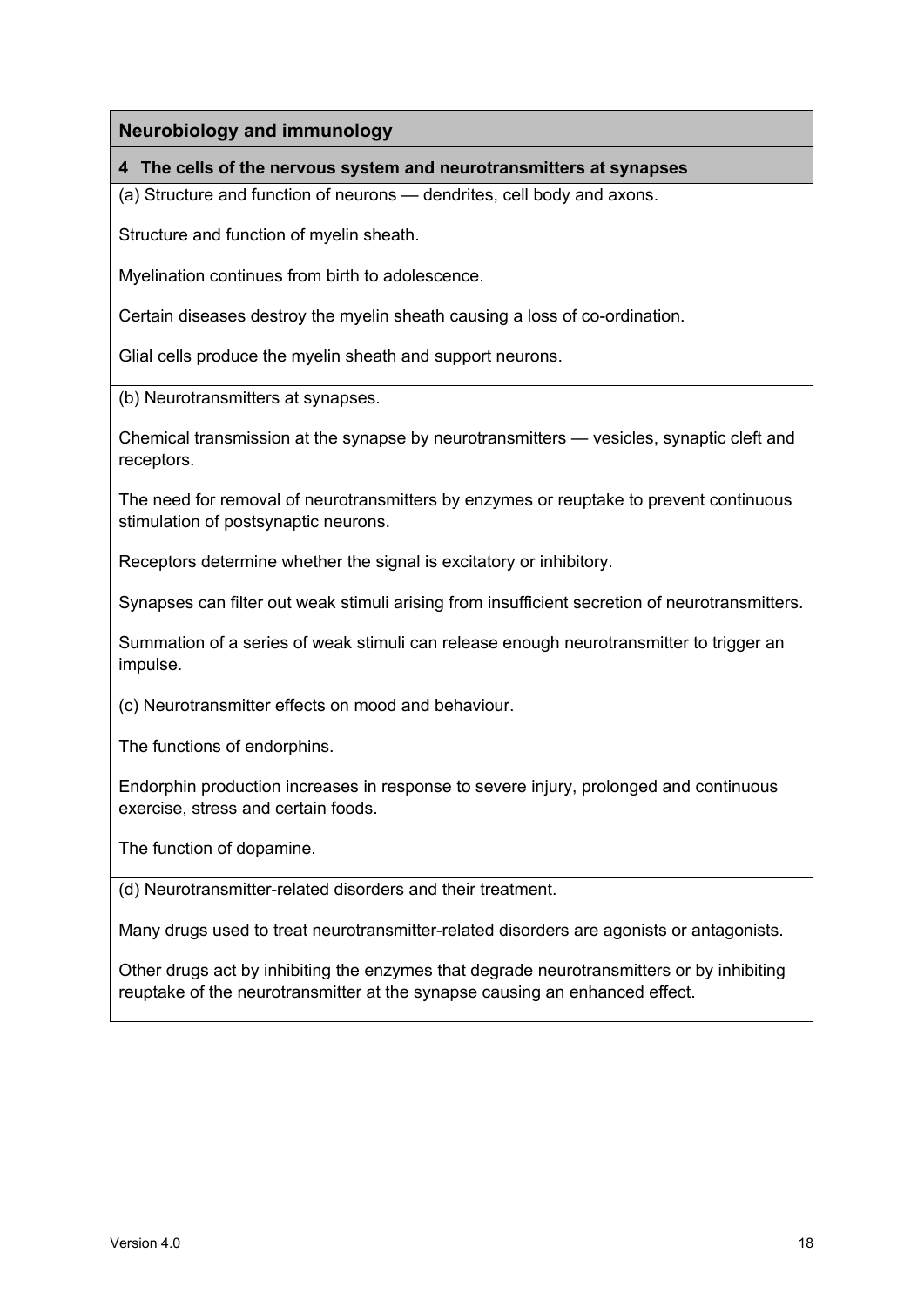## Neurobiology and immunology

### 4 The cells of the nervous system and neurotransmitters at synapses

(a) Structure and function of neurons — dendrites, cell body and axons.

Structure and function of myelin sheath.

Myelination continues from birth to adolescence.

Certain diseases destroy the myelin sheath causing a loss of co-ordination.

Glial cells produce the myelin sheath and support neurons.

(b) Neurotransmitters at synapses.

Chemical transmission at the synapse by neurotransmitters — vesicles, synaptic cleft and receptors.

The need for removal of neurotransmitters by enzymes or reuptake to prevent continuous stimulation of postsynaptic neurons.

Receptors determine whether the signal is excitatory or inhibitory.

Synapses can filter out weak stimuli arising from insufficient secretion of neurotransmitters.

Summation of a series of weak stimuli can release enough neurotransmitter to trigger an impulse.

(c) Neurotransmitter effects on mood and behaviour.

The functions of endorphins.

Endorphin production increases in response to severe injury, prolonged and continuous exercise, stress and certain foods.

The function of dopamine.

(d) Neurotransmitter-related disorders and their treatment.

Many drugs used to treat neurotransmitter-related disorders are agonists or antagonists.

Other drugs act by inhibiting the enzymes that degrade neurotransmitters or by inhibiting reuptake of the neurotransmitter at the synapse causing an enhanced effect.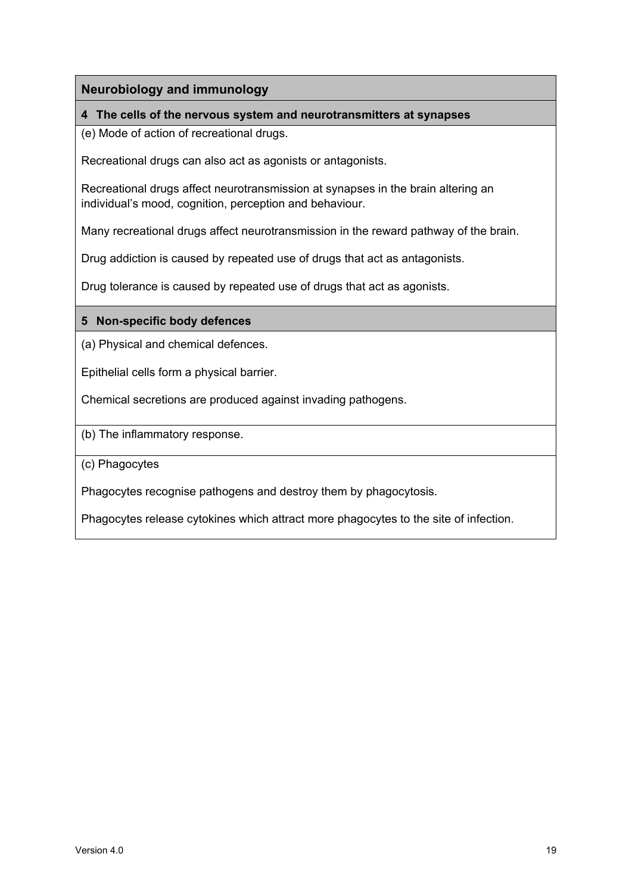## Neurobiology and immunology

### 4 The cells of the nervous system and neurotransmitters at synapses

(e) Mode of action of recreational drugs.

Recreational drugs can also act as agonists or antagonists.

Recreational drugs affect neurotransmission at synapses in the brain altering an individual's mood, cognition, perception and behaviour.

Many recreational drugs affect neurotransmission in the reward pathway of the brain.

Drug addiction is caused by repeated use of drugs that act as antagonists.

Drug tolerance is caused by repeated use of drugs that act as agonists.

### 5 Non-specific body defences

(a) Physical and chemical defences.

Epithelial cells form a physical barrier.

Chemical secretions are produced against invading pathogens.

(b) The inflammatory response.

(c) Phagocytes

Phagocytes recognise pathogens and destroy them by phagocytosis.

Phagocytes release cytokines which attract more phagocytes to the site of infection.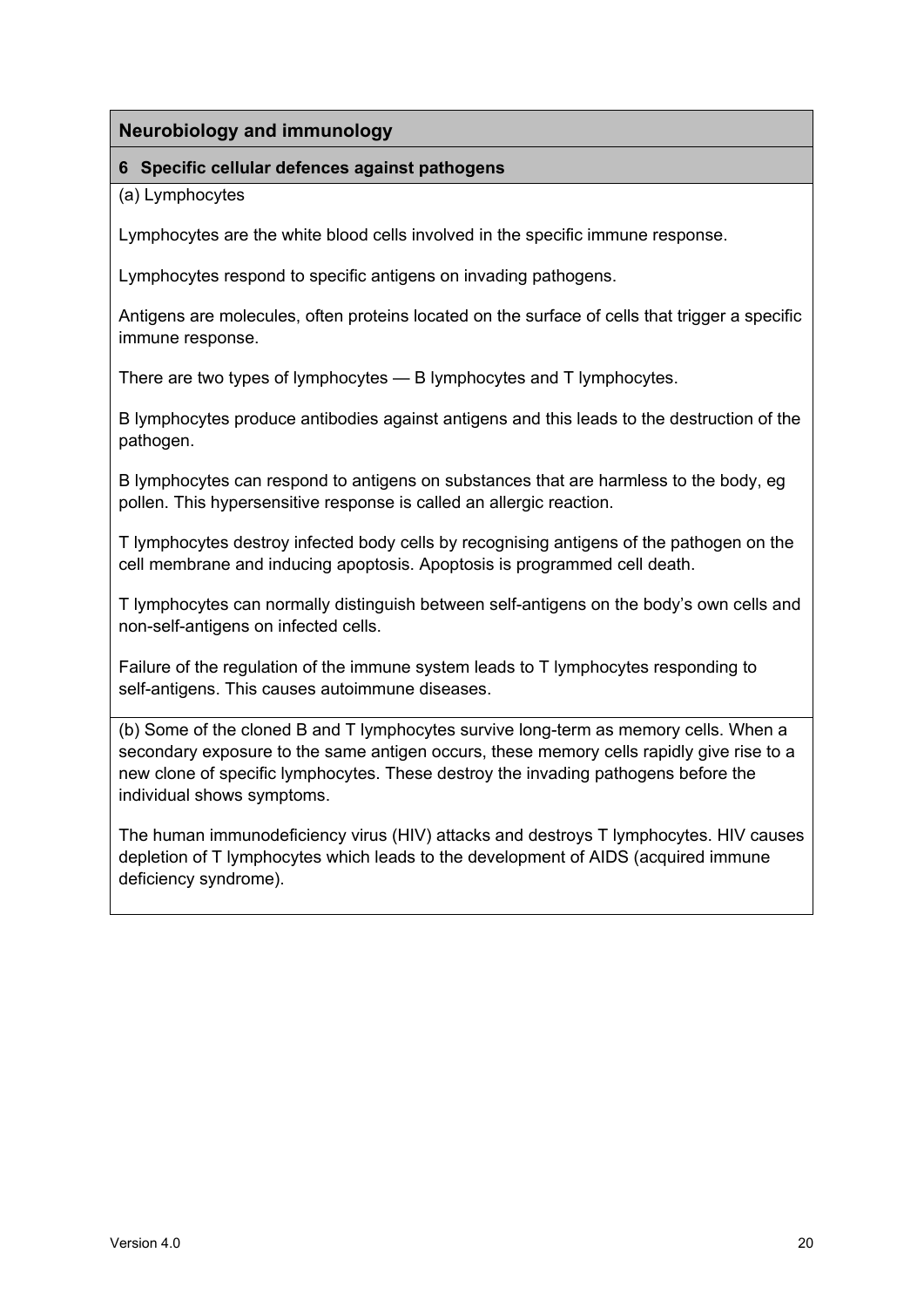## Neurobiology and immunology

### 6 Specific cellular defences against pathogens

(a) Lymphocytes

Lymphocytes are the white blood cells involved in the specific immune response.

Lymphocytes respond to specific antigens on invading pathogens.

Antigens are molecules, often proteins located on the surface of cells that trigger a specific immune response.

There are two types of lymphocytes — B lymphocytes and T lymphocytes.

B lymphocytes produce antibodies against antigens and this leads to the destruction of the pathogen.

B lymphocytes can respond to antigens on substances that are harmless to the body, eg pollen. This hypersensitive response is called an allergic reaction.

T lymphocytes destroy infected body cells by recognising antigens of the pathogen on the cell membrane and inducing apoptosis. Apoptosis is programmed cell death.

T lymphocytes can normally distinguish between self-antigens on the body's own cells and non-self-antigens on infected cells.

Failure of the regulation of the immune system leads to T lymphocytes responding to self-antigens. This causes autoimmune diseases.

(b) Some of the cloned B and T lymphocytes survive long-term as memory cells. When a secondary exposure to the same antigen occurs, these memory cells rapidly give rise to a new clone of specific lymphocytes. These destroy the invading pathogens before the individual shows symptoms.

The human immunodeficiency virus (HIV) attacks and destroys T lymphocytes. HIV causes depletion of T lymphocytes which leads to the development of AIDS (acquired immune deficiency syndrome).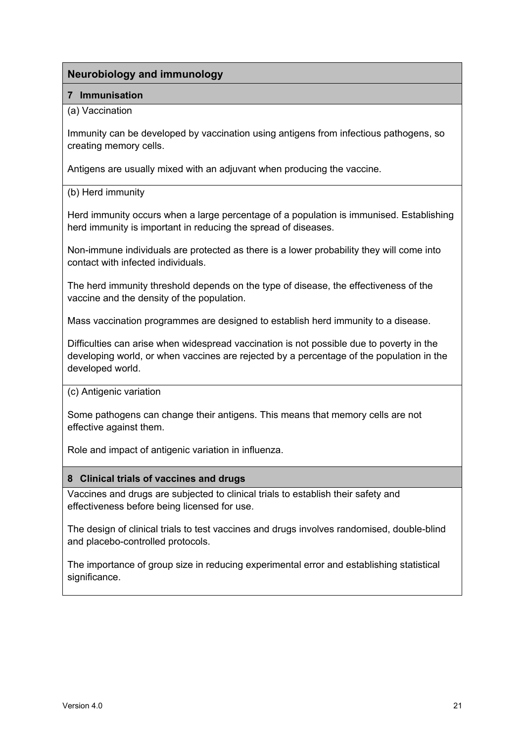## Neurobiology and immunology

### 7 Immunisation

(a) Vaccination

Immunity can be developed by vaccination using antigens from infectious pathogens, so creating memory cells.

Antigens are usually mixed with an adjuvant when producing the vaccine.

(b) Herd immunity

Herd immunity occurs when a large percentage of a population is immunised. Establishing herd immunity is important in reducing the spread of diseases.

Non-immune individuals are protected as there is a lower probability they will come into contact with infected individuals.

The herd immunity threshold depends on the type of disease, the effectiveness of the vaccine and the density of the population.

Mass vaccination programmes are designed to establish herd immunity to a disease.

Difficulties can arise when widespread vaccination is not possible due to poverty in the developing world, or when vaccines are rejected by a percentage of the population in the developed world.

(c) Antigenic variation

Some pathogens can change their antigens. This means that memory cells are not effective against them.

Role and impact of antigenic variation in influenza.

### 8 Clinical trials of vaccines and drugs

Vaccines and drugs are subjected to clinical trials to establish their safety and effectiveness before being licensed for use.

The design of clinical trials to test vaccines and drugs involves randomised, double-blind and placebo-controlled protocols.

The importance of group size in reducing experimental error and establishing statistical significance.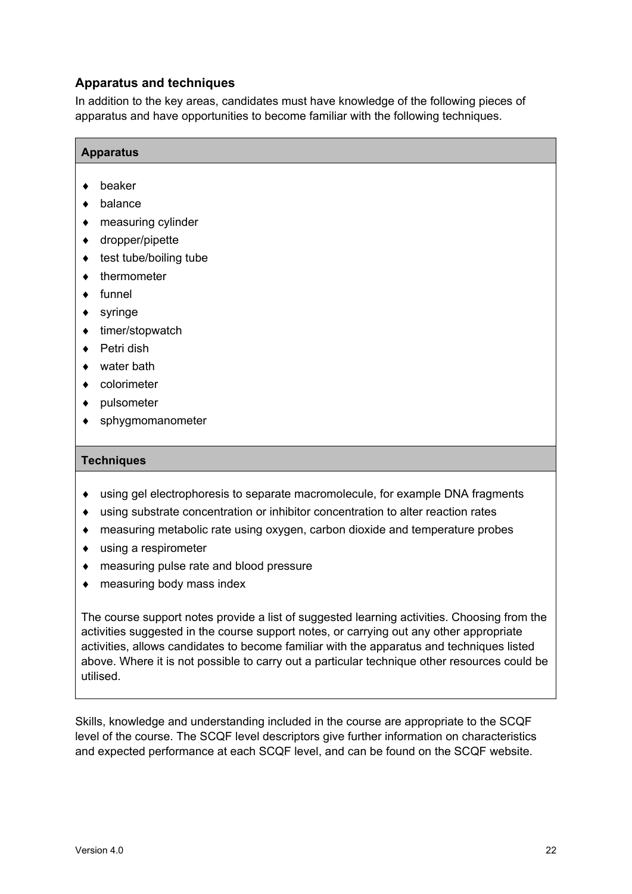## Apparatus and techniques

In addition to the key areas, candidates must have knowledge of the following pieces of apparatus and have opportunities to become familiar with the following techniques.

### Apparatus

- beaker
- balance
- measuring cylinder
- dropper/pipette
- test tube/boiling tube
- thermometer
- funnel
- syringe
- timer/stopwatch
- Petri dish
- water bath
- colorimeter
- pulsometer
- sphygmomanometer

### Techniques

- using gel electrophoresis to separate macromolecule, for example DNA fragments
- using substrate concentration or inhibitor concentration to alter reaction rates
- measuring metabolic rate using oxygen, carbon dioxide and temperature probes
- using a respirometer
- measuring pulse rate and blood pressure
- measuring body mass index

The course support notes provide a list of suggested learning activities. Choosing from the activities suggested in the course support notes, or carrying out any other appropriate activities, allows candidates to become familiar with the apparatus and techniques listed above. Where it is not possible to carry out a particular technique other resources could be utilised.

Skills, knowledge and understanding included in the course are appropriate to the SCQF level of the course. The SCQF level descriptors give further information on characteristics and expected performance at each SCQF level, and can be found on the SCQF website.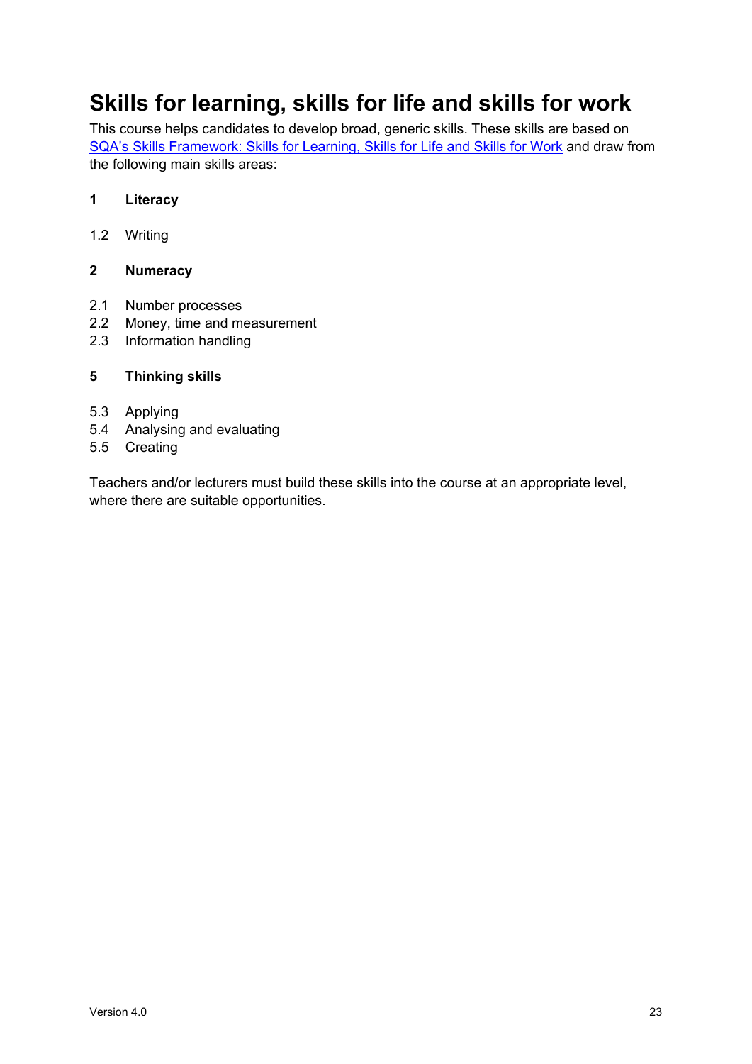# Skills for learning, skills for life and skills for work

This course helps candidates to develop broad, generic skills. These skills are based on [SQA's Skills Framework: Skills for Learning, Skills for Life and Skills for Work] and draw from the following main skills areas:

**1 Literacy**

1.2 Writing

**2 Numeracy**

2.1 Number processes
2.2 Money, time and measurement
2.3 Information handling

**5 Thinking skills**

5.3 Applying
5.4 Analysing and evaluating
5.5 Creating

Teachers and/or lecturers must build these skills into the course at an appropriate level, where there are suitable opportunities.

Version 4.0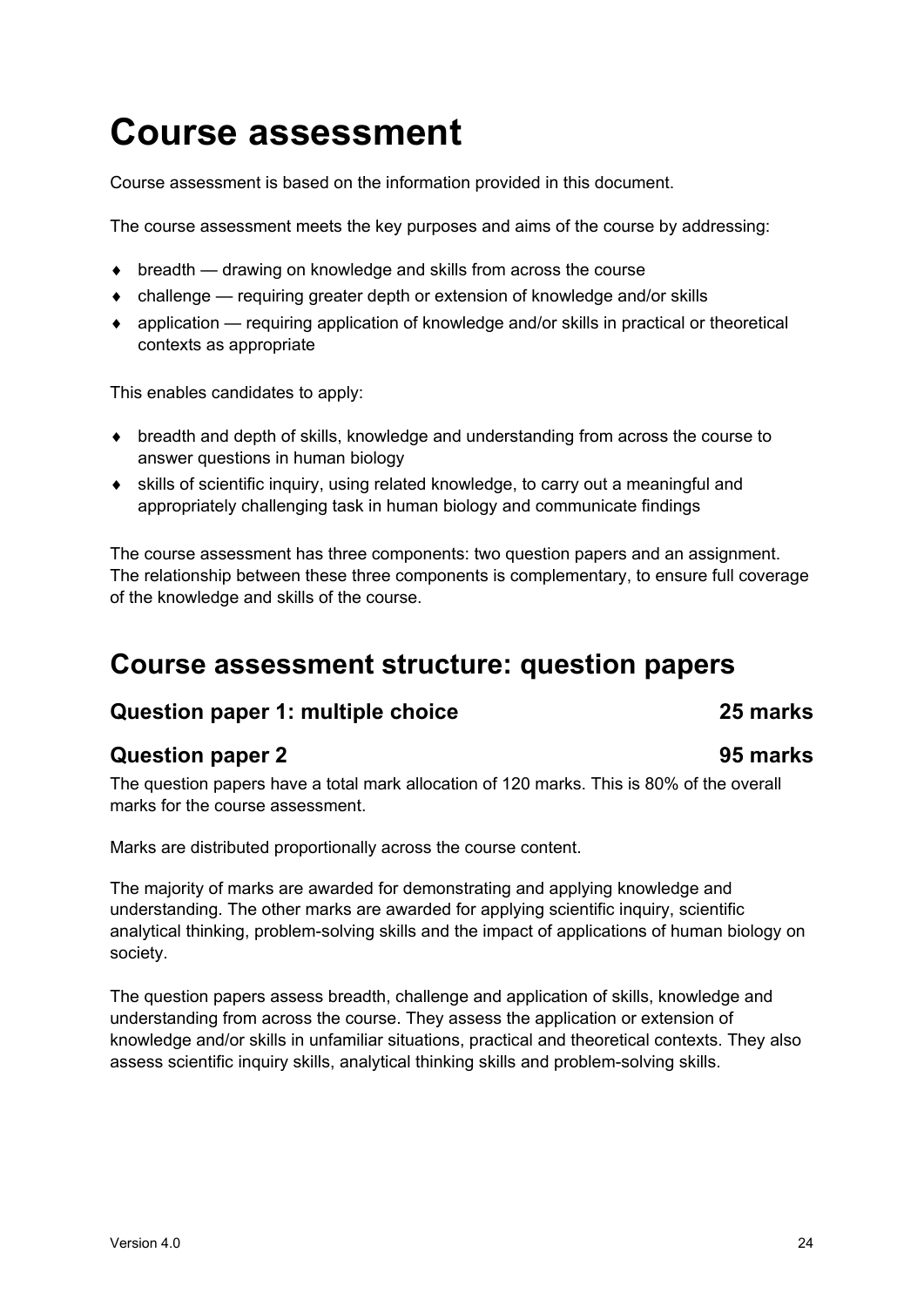# Course assessment

Course assessment is based on the information provided in this document.

The course assessment meets the key purposes and aims of the course by addressing:

- breadth — drawing on knowledge and skills from across the course
- challenge — requiring greater depth or extension of knowledge and/or skills
- application — requiring application of knowledge and/or skills in practical or theoretical contexts as appropriate

This enables candidates to apply:

- breadth and depth of skills, knowledge and understanding from across the course to answer questions in human biology
- skills of scientific inquiry, using related knowledge, to carry out a meaningful and appropriately challenging task in human biology and communicate findings

The course assessment has three components: two question papers and an assignment. The relationship between these three components is complementary, to ensure full coverage of the knowledge and skills of the course.

## Course assessment structure: question papers

### Question paper 1: multiple choice — 25 marks

### Question paper 2 — 95 marks

The question papers have a total mark allocation of 120 marks. This is 80% of the overall marks for the course assessment.

Marks are distributed proportionally across the course content.

The majority of marks are awarded for demonstrating and applying knowledge and understanding. The other marks are awarded for applying scientific inquiry, scientific analytical thinking, problem-solving skills and the impact of applications of human biology on society.

The question papers assess breadth, challenge and application of skills, knowledge and understanding from across the course. They assess the application or extension of knowledge and/or skills in unfamiliar situations, practical and theoretical contexts. They also assess scientific inquiry skills, analytical thinking skills and problem-solving skills.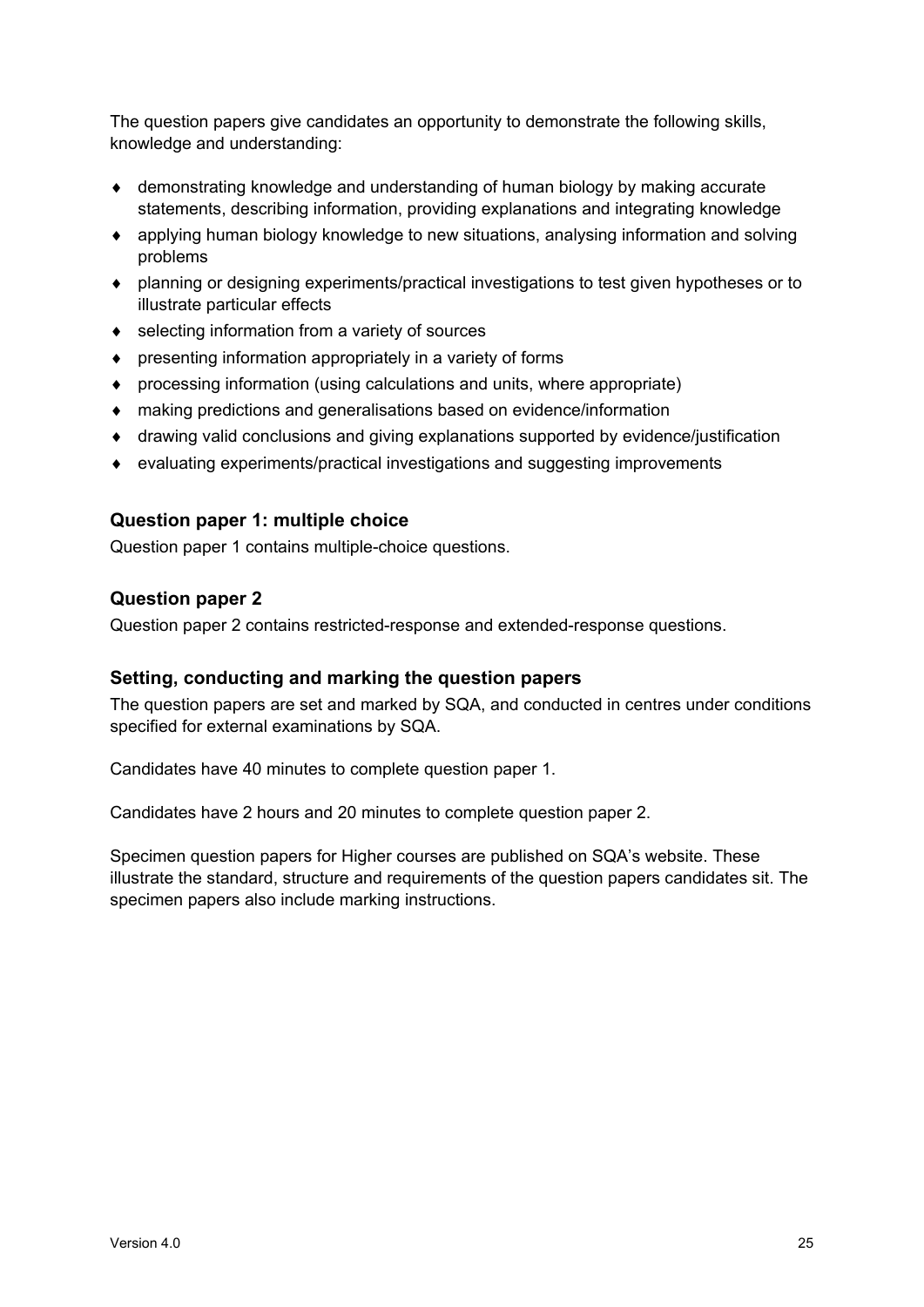The question papers give candidates an opportunity to demonstrate the following skills, knowledge and understanding:

- demonstrating knowledge and understanding of human biology by making accurate statements, describing information, providing explanations and integrating knowledge
- applying human biology knowledge to new situations, analysing information and solving problems
- planning or designing experiments/practical investigations to test given hypotheses or to illustrate particular effects
- selecting information from a variety of sources
- presenting information appropriately in a variety of forms
- processing information (using calculations and units, where appropriate)
- making predictions and generalisations based on evidence/information
- drawing valid conclusions and giving explanations supported by evidence/justification
- evaluating experiments/practical investigations and suggesting improvements

### Question paper 1: multiple choice

Question paper 1 contains multiple-choice questions.

### Question paper 2

Question paper 2 contains restricted-response and extended-response questions.

### Setting, conducting and marking the question papers

The question papers are set and marked by SQA, and conducted in centres under conditions specified for external examinations by SQA.

Candidates have 40 minutes to complete question paper 1.

Candidates have 2 hours and 20 minutes to complete question paper 2.

Specimen question papers for Higher courses are published on SQA's website. These illustrate the standard, structure and requirements of the question papers candidates sit. The specimen papers also include marking instructions.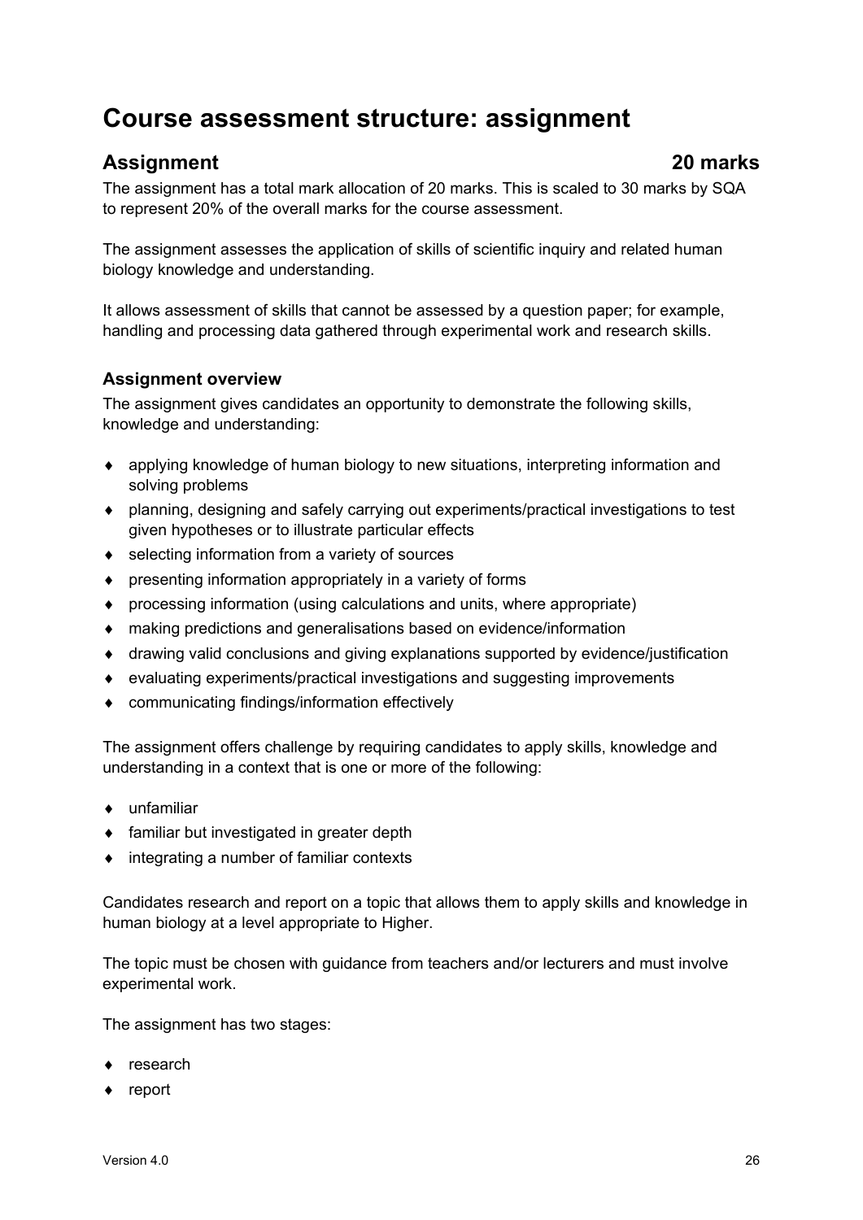# Course assessment structure: assignment

## Assignment 20 marks

The assignment has a total mark allocation of 20 marks. This is scaled to 30 marks by SQA to represent 20% of the overall marks for the course assessment.

The assignment assesses the application of skills of scientific inquiry and related human biology knowledge and understanding.

It allows assessment of skills that cannot be assessed by a question paper; for example, handling and processing data gathered through experimental work and research skills.

### Assignment overview

The assignment gives candidates an opportunity to demonstrate the following skills, knowledge and understanding:

- applying knowledge of human biology to new situations, interpreting information and solving problems
- planning, designing and safely carrying out experiments/practical investigations to test given hypotheses or to illustrate particular effects
- selecting information from a variety of sources
- presenting information appropriately in a variety of forms
- processing information (using calculations and units, where appropriate)
- making predictions and generalisations based on evidence/information
- drawing valid conclusions and giving explanations supported by evidence/justification
- evaluating experiments/practical investigations and suggesting improvements
- communicating findings/information effectively

The assignment offers challenge by requiring candidates to apply skills, knowledge and understanding in a context that is one or more of the following:

- unfamiliar
- familiar but investigated in greater depth
- integrating a number of familiar contexts

Candidates research and report on a topic that allows them to apply skills and knowledge in human biology at a level appropriate to Higher.

The topic must be chosen with guidance from teachers and/or lecturers and must involve experimental work.

The assignment has two stages:

- research
- report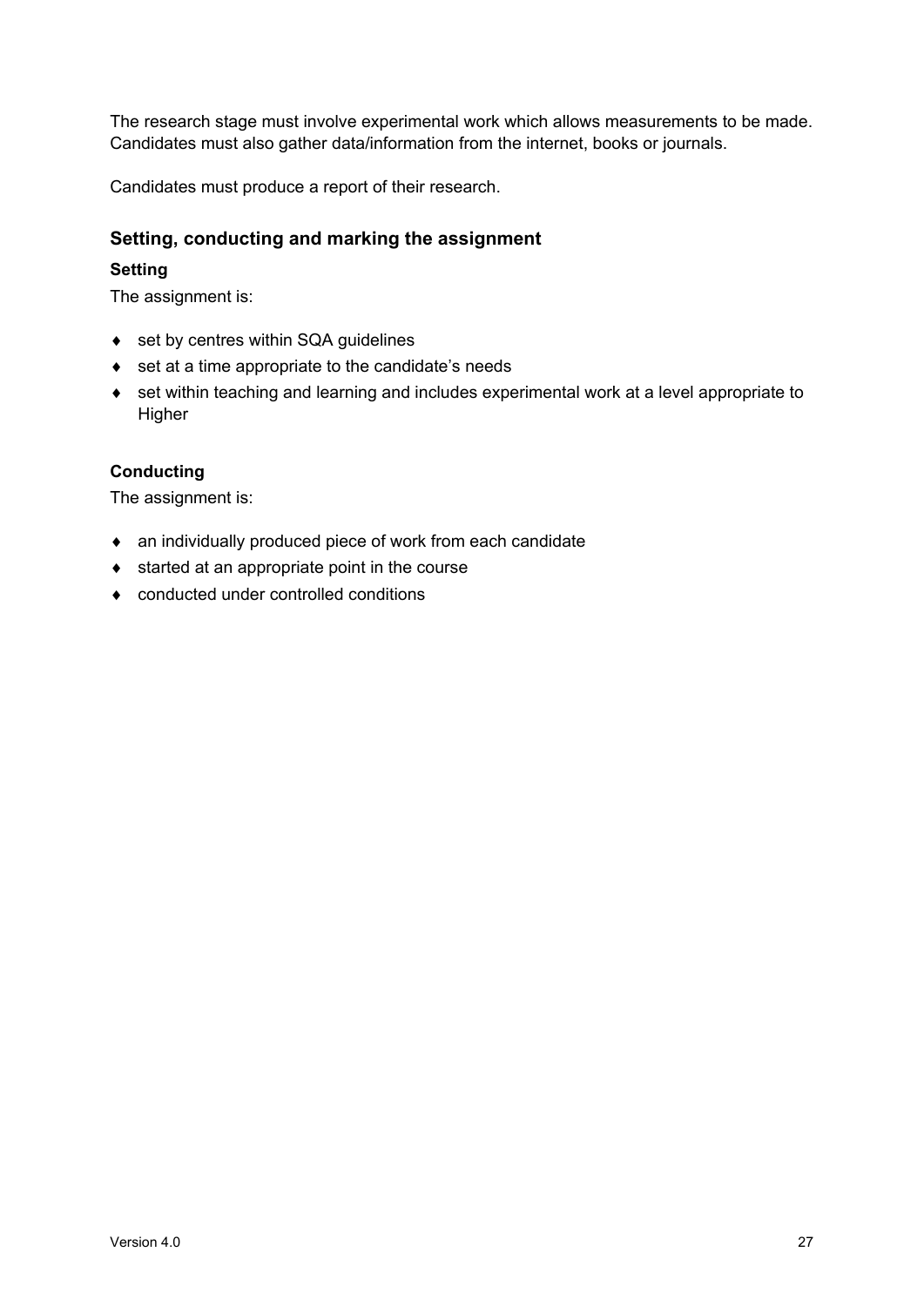The research stage must involve experimental work which allows measurements to be made. Candidates must also gather data/information from the internet, books or journals.

Candidates must produce a report of their research.

### Setting, conducting and marking the assignment

#### Setting

The assignment is:

- set by centres within SQA guidelines
- set at a time appropriate to the candidate's needs
- set within teaching and learning and includes experimental work at a level appropriate to Higher

#### Conducting

The assignment is:

- an individually produced piece of work from each candidate
- started at an appropriate point in the course
- conducted under controlled conditions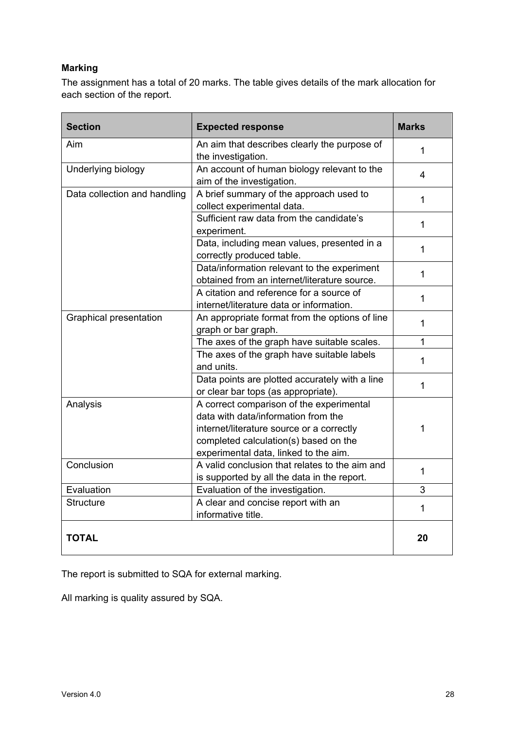**Marking**

The assignment has a total of 20 marks. The table gives details of the mark allocation for each section of the report.

| Section | Expected response | Marks |
|---|---|---|
| Aim | An aim that describes clearly the purpose of the investigation. | 1 |
| Underlying biology | An account of human biology relevant to the aim of the investigation. | 4 |
| Data collection and handling | A brief summary of the approach used to collect experimental data. | 1 |
| | Sufficient raw data from the candidate's experiment. | 1 |
| | Data, including mean values, presented in a correctly produced table. | 1 |
| | Data/information relevant to the experiment obtained from an internet/literature source. | 1 |
| | A citation and reference for a source of internet/literature data or information. | 1 |
| Graphical presentation | An appropriate format from the options of line graph or bar graph. | 1 |
| | The axes of the graph have suitable scales. | 1 |
| | The axes of the graph have suitable labels and units. | 1 |
| | Data points are plotted accurately with a line or clear bar tops (as appropriate). | 1 |
| Analysis | A correct comparison of the experimental data with data/information from the internet/literature source or a correctly completed calculation(s) based on the experimental data, linked to the aim. | 1 |
| Conclusion | A valid conclusion that relates to the aim and is supported by all the data in the report. | 1 |
| Evaluation | Evaluation of the investigation. | 3 |
| Structure | A clear and concise report with an informative title. | 1 |
| **TOTAL** | | **20** |

The report is submitted to SQA for external marking.

All marking is quality assured by SQA.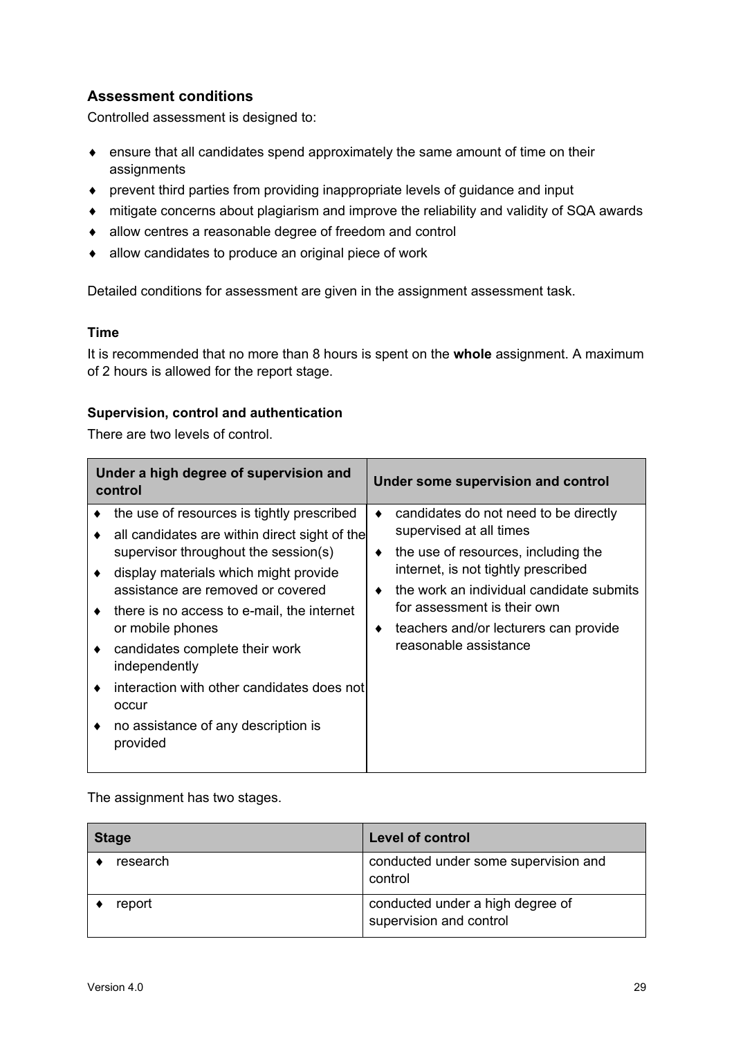### Assessment conditions

Controlled assessment is designed to:

- ensure that all candidates spend approximately the same amount of time on their assignments
- prevent third parties from providing inappropriate levels of guidance and input
- mitigate concerns about plagiarism and improve the reliability and validity of SQA awards
- allow centres a reasonable degree of freedom and control
- allow candidates to produce an original piece of work

Detailed conditions for assessment are given in the assignment assessment task.

#### Time

It is recommended that no more than 8 hours is spent on the **whole** assignment. A maximum of 2 hours is allowed for the report stage.

#### Supervision, control and authentication

There are two levels of control.

| Under a high degree of supervision and control | Under some supervision and control |
| --- | --- |
| ♦ the use of resources is tightly prescribed<br>♦ all candidates are within direct sight of the supervisor throughout the session(s)<br>♦ display materials which might provide assistance are removed or covered<br>♦ there is no access to e-mail, the internet or mobile phones<br>♦ candidates complete their work independently<br>♦ interaction with other candidates does not occur<br>♦ no assistance of any description is provided | ♦ candidates do not need to be directly supervised at all times<br>♦ the use of resources, including the internet, is not tightly prescribed<br>♦ the work an individual candidate submits for assessment is their own<br>♦ teachers and/or lecturers can provide reasonable assistance |

The assignment has two stages.

| Stage | Level of control |
| --- | --- |
| ♦ research | conducted under some supervision and control |
| ♦ report | conducted under a high degree of supervision and control |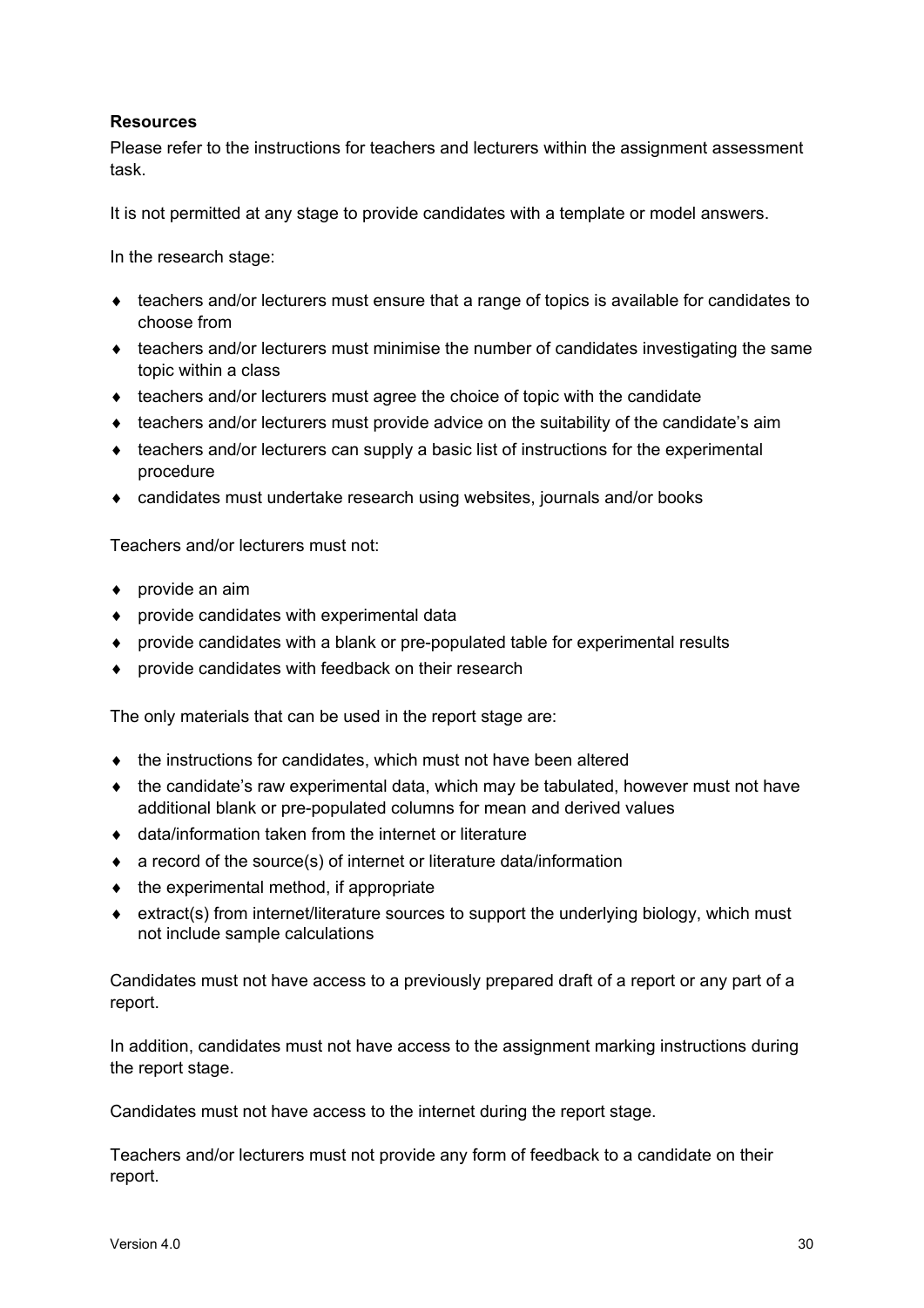**Resources**

Please refer to the instructions for teachers and lecturers within the assignment assessment task.

It is not permitted at any stage to provide candidates with a template or model answers.

In the research stage:

- teachers and/or lecturers must ensure that a range of topics is available for candidates to choose from
- teachers and/or lecturers must minimise the number of candidates investigating the same topic within a class
- teachers and/or lecturers must agree the choice of topic with the candidate
- teachers and/or lecturers must provide advice on the suitability of the candidate's aim
- teachers and/or lecturers can supply a basic list of instructions for the experimental procedure
- candidates must undertake research using websites, journals and/or books

Teachers and/or lecturers must not:

- provide an aim
- provide candidates with experimental data
- provide candidates with a blank or pre-populated table for experimental results
- provide candidates with feedback on their research

The only materials that can be used in the report stage are:

- the instructions for candidates, which must not have been altered
- the candidate's raw experimental data, which may be tabulated, however must not have additional blank or pre-populated columns for mean and derived values
- data/information taken from the internet or literature
- a record of the source(s) of internet or literature data/information
- the experimental method, if appropriate
- extract(s) from internet/literature sources to support the underlying biology, which must not include sample calculations

Candidates must not have access to a previously prepared draft of a report or any part of a report.

In addition, candidates must not have access to the assignment marking instructions during the report stage.

Candidates must not have access to the internet during the report stage.

Teachers and/or lecturers must not provide any form of feedback to a candidate on their report.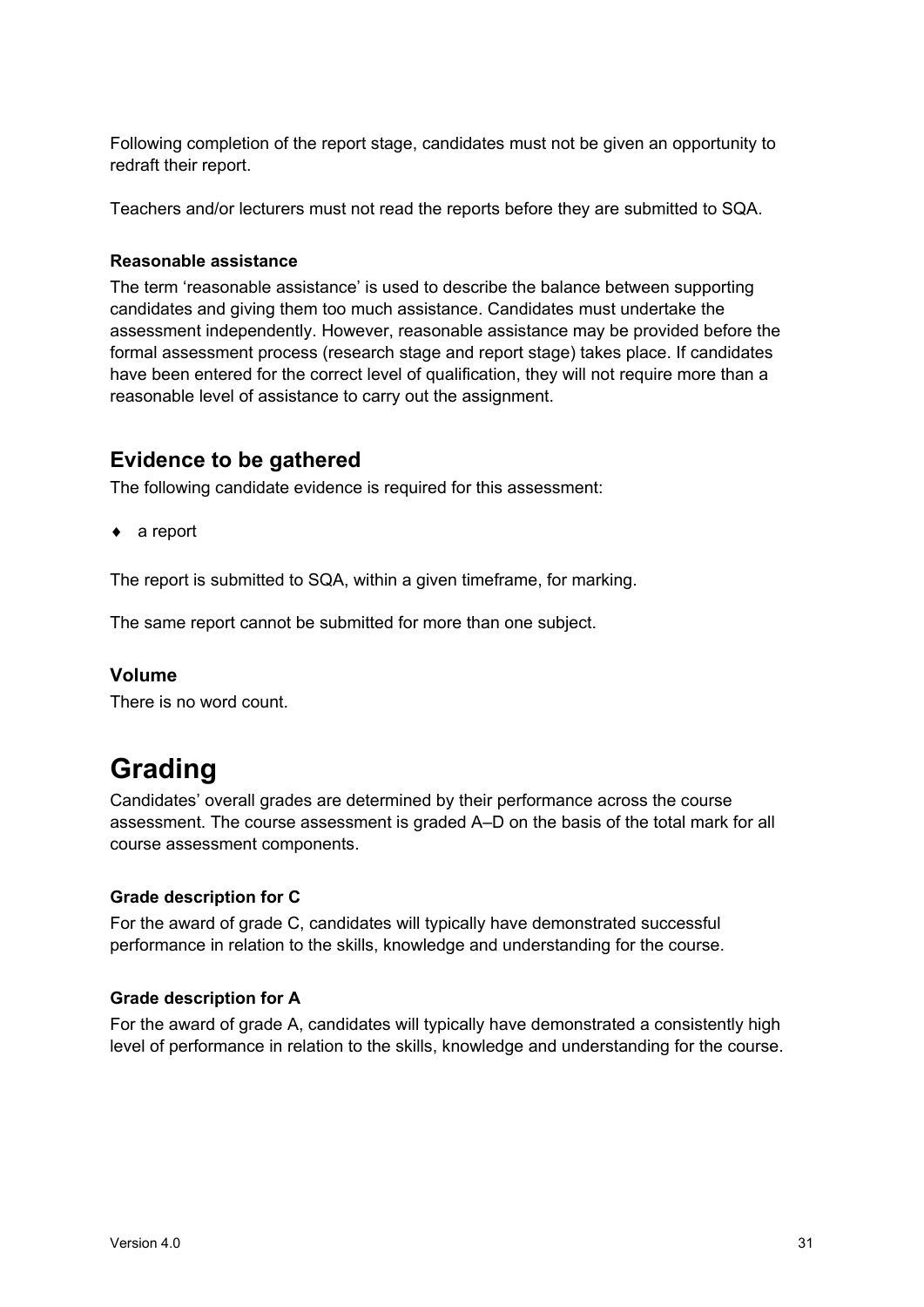Following completion of the report stage, candidates must not be given an opportunity to redraft their report.

Teachers and/or lecturers must not read the reports before they are submitted to SQA.

#### Reasonable assistance

The term 'reasonable assistance' is used to describe the balance between supporting candidates and giving them too much assistance. Candidates must undertake the assessment independently. However, reasonable assistance may be provided before the formal assessment process (research stage and report stage) takes place. If candidates have been entered for the correct level of qualification, they will not require more than a reasonable level of assistance to carry out the assignment.

### Evidence to be gathered

The following candidate evidence is required for this assessment:

- a report

The report is submitted to SQA, within a given timeframe, for marking.

The same report cannot be submitted for more than one subject.

### Volume

There is no word count.

## Grading

Candidates' overall grades are determined by their performance across the course assessment. The course assessment is graded A–D on the basis of the total mark for all course assessment components.

#### Grade description for C

For the award of grade C, candidates will typically have demonstrated successful performance in relation to the skills, knowledge and understanding for the course.

#### Grade description for A

For the award of grade A, candidates will typically have demonstrated a consistently high level of performance in relation to the skills, knowledge and understanding for the course.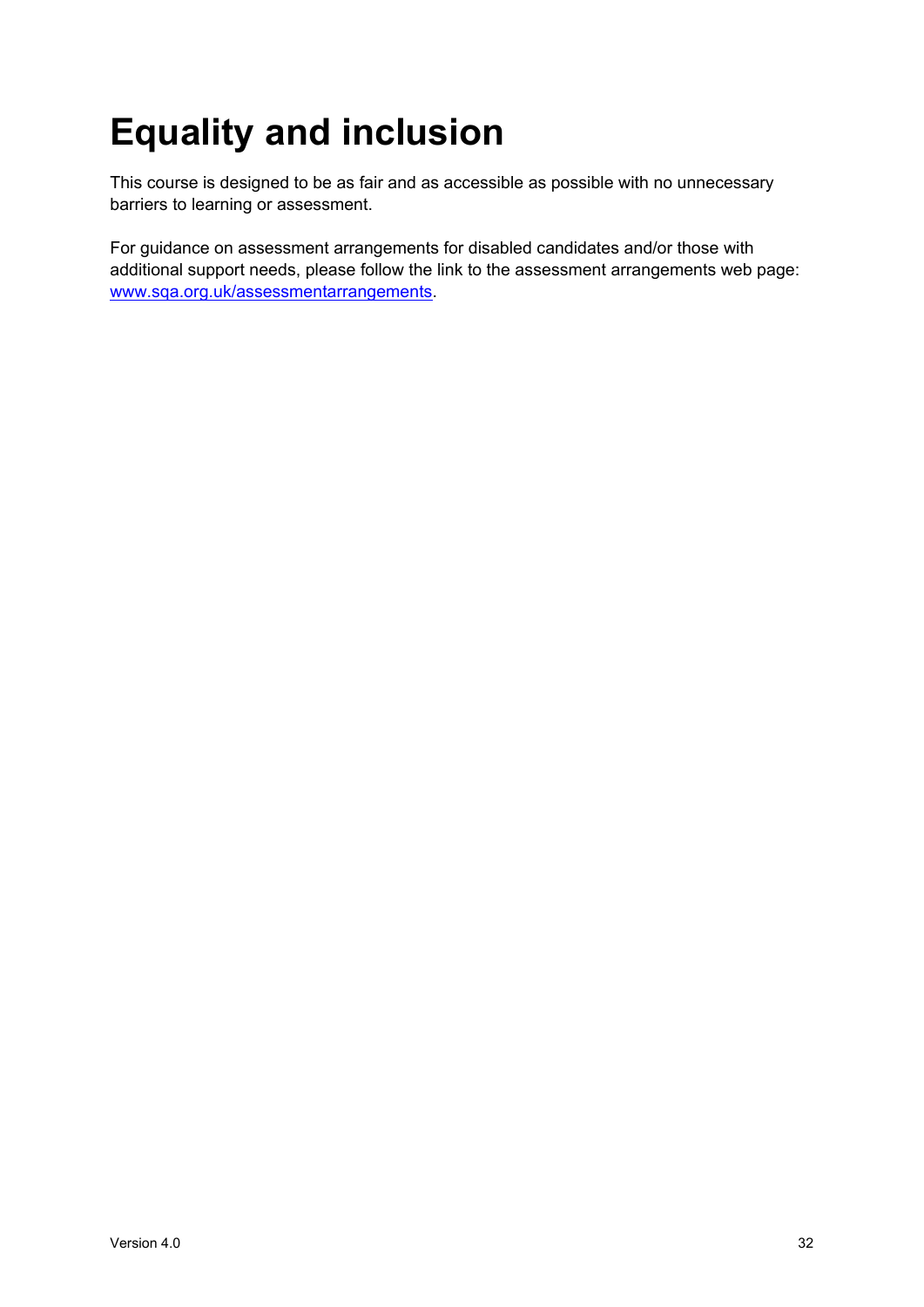# Equality and inclusion

This course is designed to be as fair and as accessible as possible with no unnecessary barriers to learning or assessment.

For guidance on assessment arrangements for disabled candidates and/or those with additional support needs, please follow the link to the assessment arrangements web page: [www.sqa.org.uk/assessmentarrangements](http://www.sqa.org.uk/assessmentarrangements).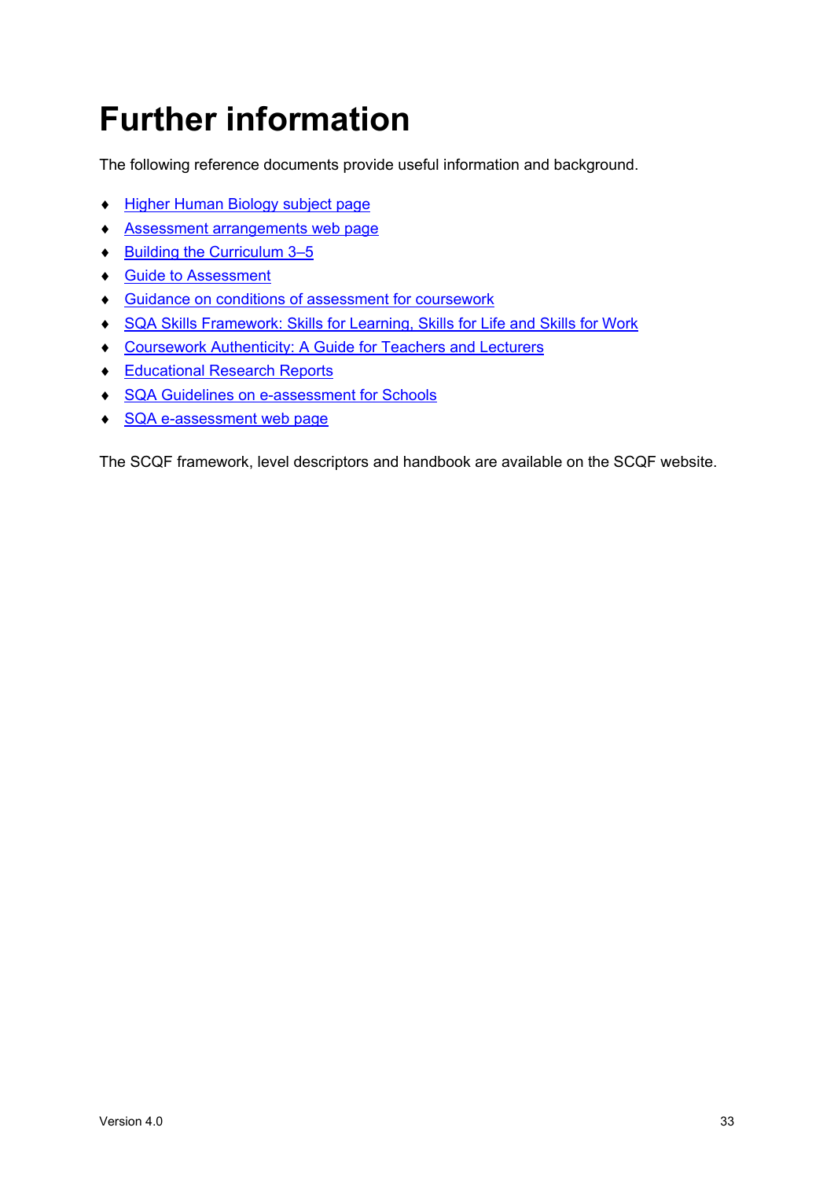# Further information

The following reference documents provide useful information and background.

- Higher Human Biology subject page
- Assessment arrangements web page
- Building the Curriculum 3–5
- Guide to Assessment
- Guidance on conditions of assessment for coursework
- SQA Skills Framework: Skills for Learning, Skills for Life and Skills for Work
- Coursework Authenticity: A Guide for Teachers and Lecturers
- Educational Research Reports
- SQA Guidelines on e-assessment for Schools
- SQA e-assessment web page

The SCQF framework, level descriptors and handbook are available on the SCQF website.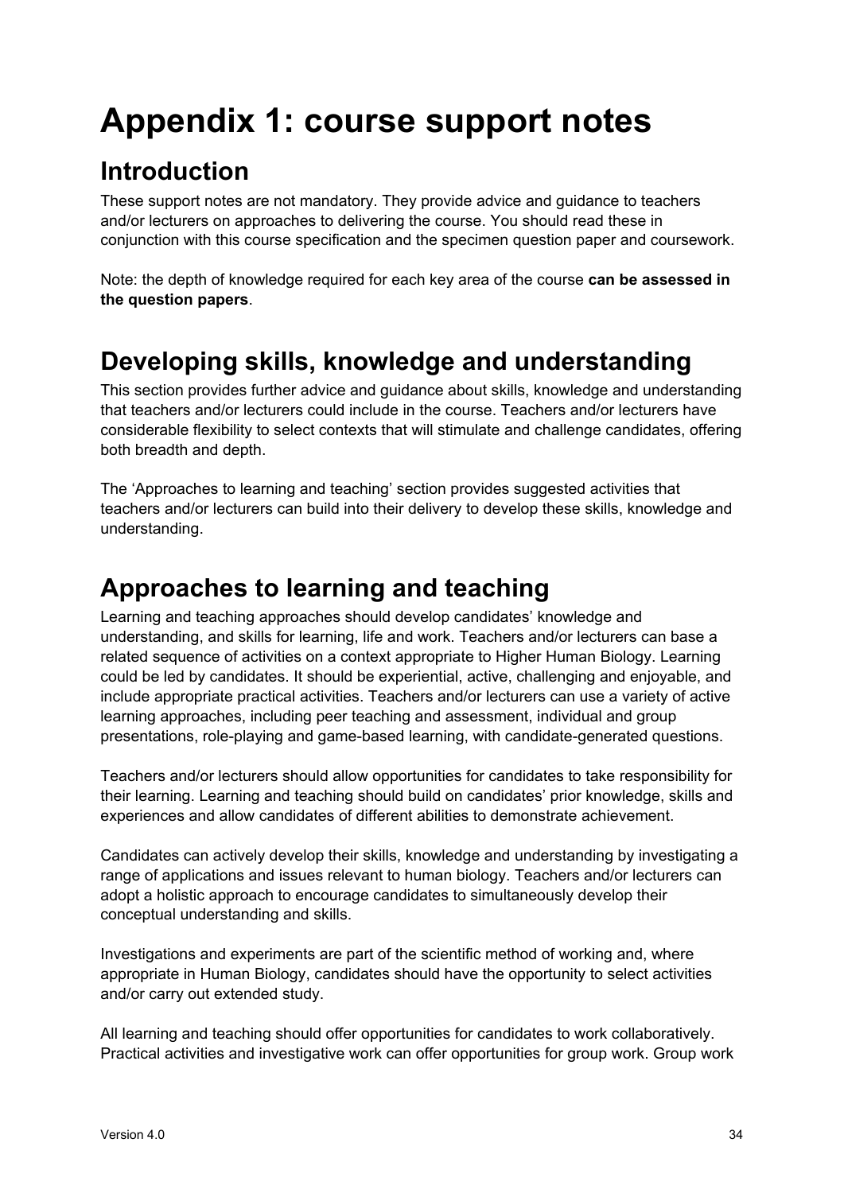# Appendix 1: course support notes

## Introduction

These support notes are not mandatory. They provide advice and guidance to teachers and/or lecturers on approaches to delivering the course. You should read these in conjunction with this course specification and the specimen question paper and coursework.

Note: the depth of knowledge required for each key area of the course **can be assessed in the question papers**.

## Developing skills, knowledge and understanding

This section provides further advice and guidance about skills, knowledge and understanding that teachers and/or lecturers could include in the course. Teachers and/or lecturers have considerable flexibility to select contexts that will stimulate and challenge candidates, offering both breadth and depth.

The 'Approaches to learning and teaching' section provides suggested activities that teachers and/or lecturers can build into their delivery to develop these skills, knowledge and understanding.

## Approaches to learning and teaching

Learning and teaching approaches should develop candidates' knowledge and understanding, and skills for learning, life and work. Teachers and/or lecturers can base a related sequence of activities on a context appropriate to Higher Human Biology. Learning could be led by candidates. It should be experiential, active, challenging and enjoyable, and include appropriate practical activities. Teachers and/or lecturers can use a variety of active learning approaches, including peer teaching and assessment, individual and group presentations, role-playing and game-based learning, with candidate-generated questions.

Teachers and/or lecturers should allow opportunities for candidates to take responsibility for their learning. Learning and teaching should build on candidates' prior knowledge, skills and experiences and allow candidates of different abilities to demonstrate achievement.

Candidates can actively develop their skills, knowledge and understanding by investigating a range of applications and issues relevant to human biology. Teachers and/or lecturers can adopt a holistic approach to encourage candidates to simultaneously develop their conceptual understanding and skills.

Investigations and experiments are part of the scientific method of working and, where appropriate in Human Biology, candidates should have the opportunity to select activities and/or carry out extended study.

All learning and teaching should offer opportunities for candidates to work collaboratively. Practical activities and investigative work can offer opportunities for group work. Group work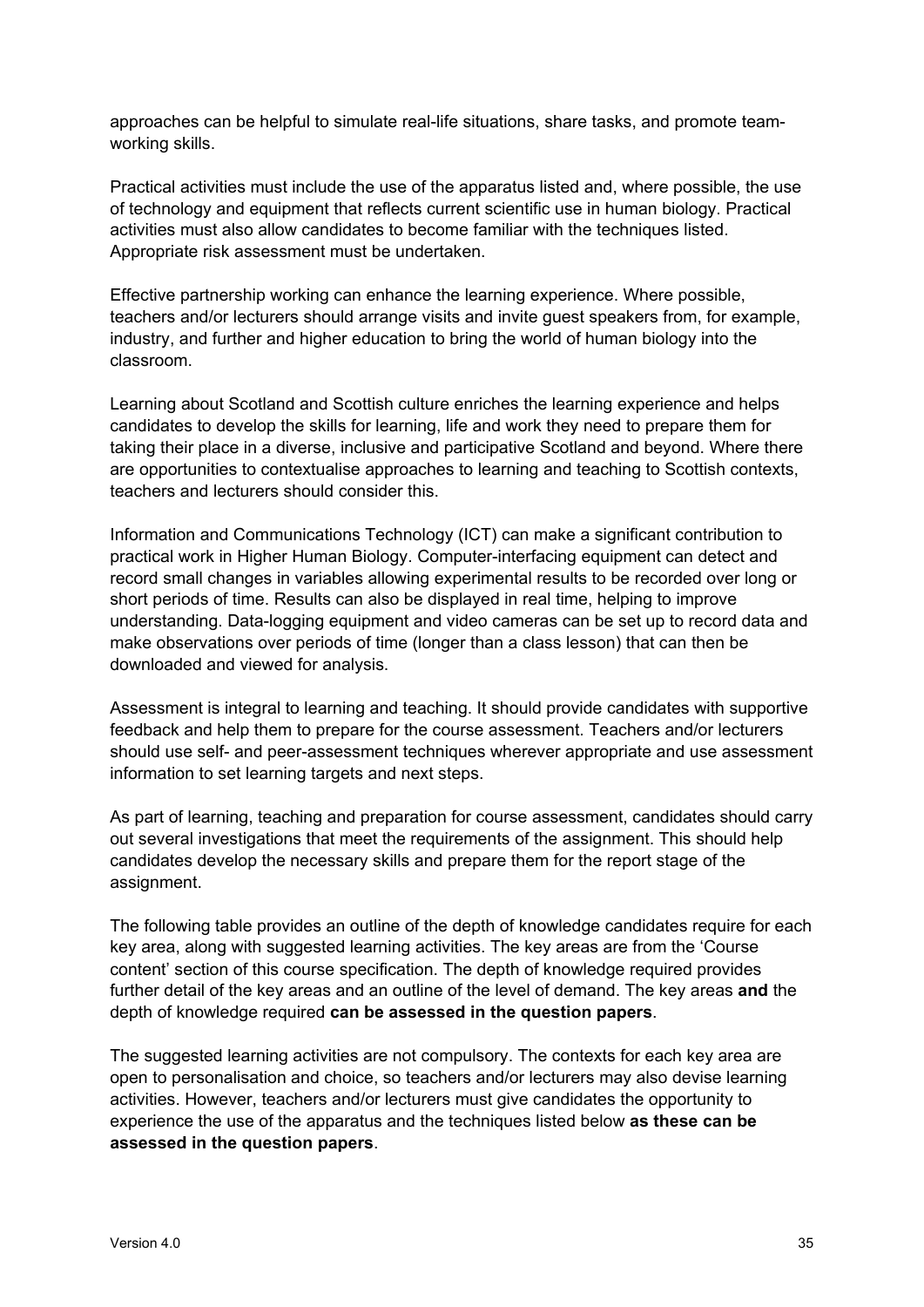approaches can be helpful to simulate real-life situations, share tasks, and promote team-working skills.

Practical activities must include the use of the apparatus listed and, where possible, the use of technology and equipment that reflects current scientific use in human biology. Practical activities must also allow candidates to become familiar with the techniques listed. Appropriate risk assessment must be undertaken.

Effective partnership working can enhance the learning experience. Where possible, teachers and/or lecturers should arrange visits and invite guest speakers from, for example, industry, and further and higher education to bring the world of human biology into the classroom.

Learning about Scotland and Scottish culture enriches the learning experience and helps candidates to develop the skills for learning, life and work they need to prepare them for taking their place in a diverse, inclusive and participative Scotland and beyond. Where there are opportunities to contextualise approaches to learning and teaching to Scottish contexts, teachers and lecturers should consider this.

Information and Communications Technology (ICT) can make a significant contribution to practical work in Higher Human Biology. Computer-interfacing equipment can detect and record small changes in variables allowing experimental results to be recorded over long or short periods of time. Results can also be displayed in real time, helping to improve understanding. Data-logging equipment and video cameras can be set up to record data and make observations over periods of time (longer than a class lesson) that can then be downloaded and viewed for analysis.

Assessment is integral to learning and teaching. It should provide candidates with supportive feedback and help them to prepare for the course assessment. Teachers and/or lecturers should use self- and peer-assessment techniques wherever appropriate and use assessment information to set learning targets and next steps.

As part of learning, teaching and preparation for course assessment, candidates should carry out several investigations that meet the requirements of the assignment. This should help candidates develop the necessary skills and prepare them for the report stage of the assignment.

The following table provides an outline of the depth of knowledge candidates require for each key area, along with suggested learning activities. The key areas are from the 'Course content' section of this course specification. The depth of knowledge required provides further detail of the key areas and an outline of the level of demand. The key areas **and** the depth of knowledge required **can be assessed in the question papers**.

The suggested learning activities are not compulsory. The contexts for each key area are open to personalisation and choice, so teachers and/or lecturers may also devise learning activities. However, teachers and/or lecturers must give candidates the opportunity to experience the use of the apparatus and the techniques listed below **as these can be assessed in the question papers**.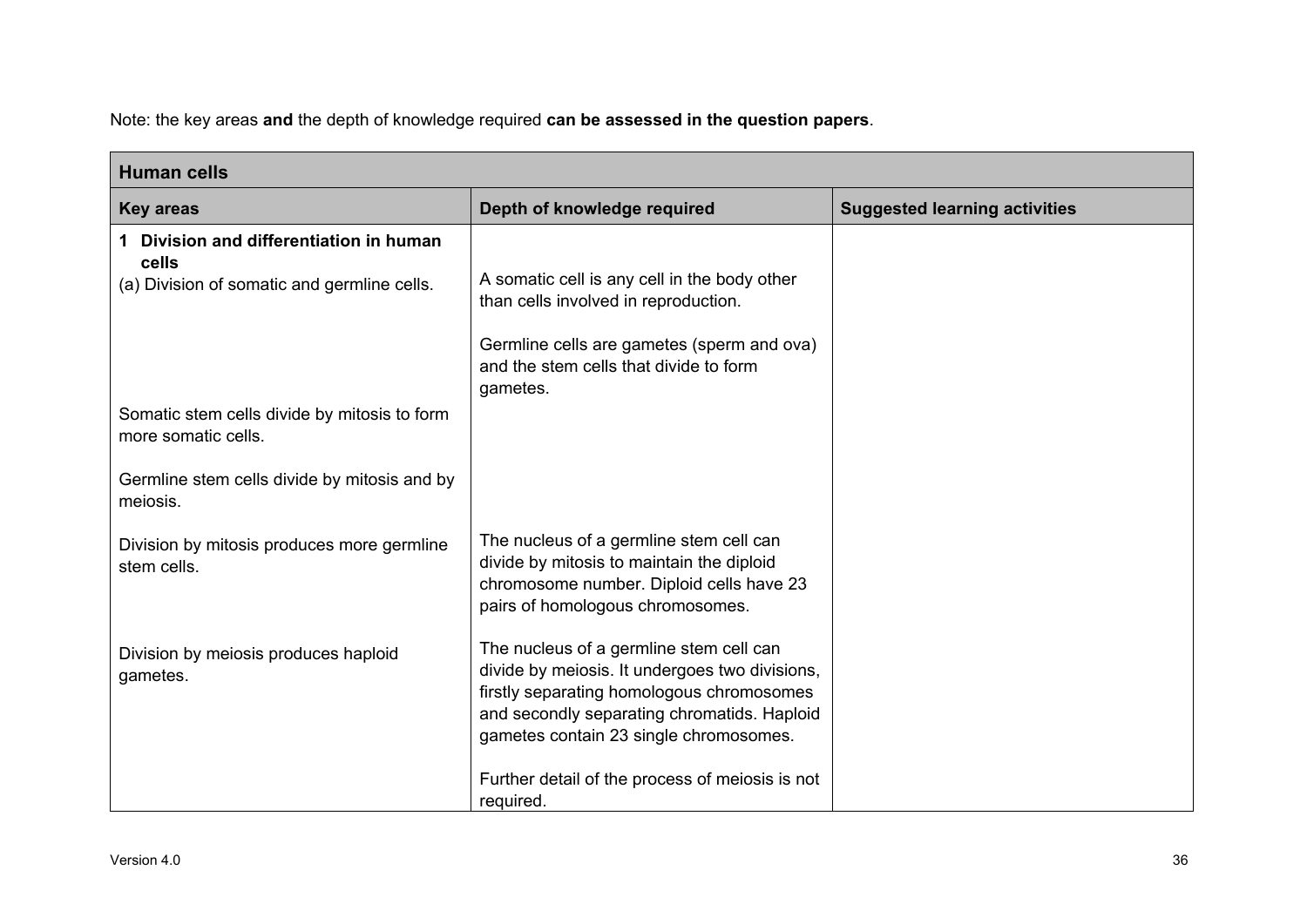Note: the key areas **and** the depth of knowledge required **can be assessed in the question papers**.

| **Human cells** | | |
|---|---|---|
| **Key areas** | **Depth of knowledge required** | **Suggested learning activities** |
| **1 Division and differentiation in human cells**<br>(a) Division of somatic and germline cells. | A somatic cell is any cell in the body other than cells involved in reproduction.<br><br>Germline cells are gametes (sperm and ova) and the stem cells that divide to form gametes. | |
| Somatic stem cells divide by mitosis to form more somatic cells. | | |
| Germline stem cells divide by mitosis and by meiosis. | | |
| Division by mitosis produces more germline stem cells. | The nucleus of a germline stem cell can divide by mitosis to maintain the diploid chromosome number. Diploid cells have 23 pairs of homologous chromosomes. | |
| Division by meiosis produces haploid gametes. | The nucleus of a germline stem cell can divide by meiosis. It undergoes two divisions, firstly separating homologous chromosomes and secondly separating chromatids. Haploid gametes contain 23 single chromosomes.<br><br>Further detail of the process of meiosis is not required. | |

Version 4.0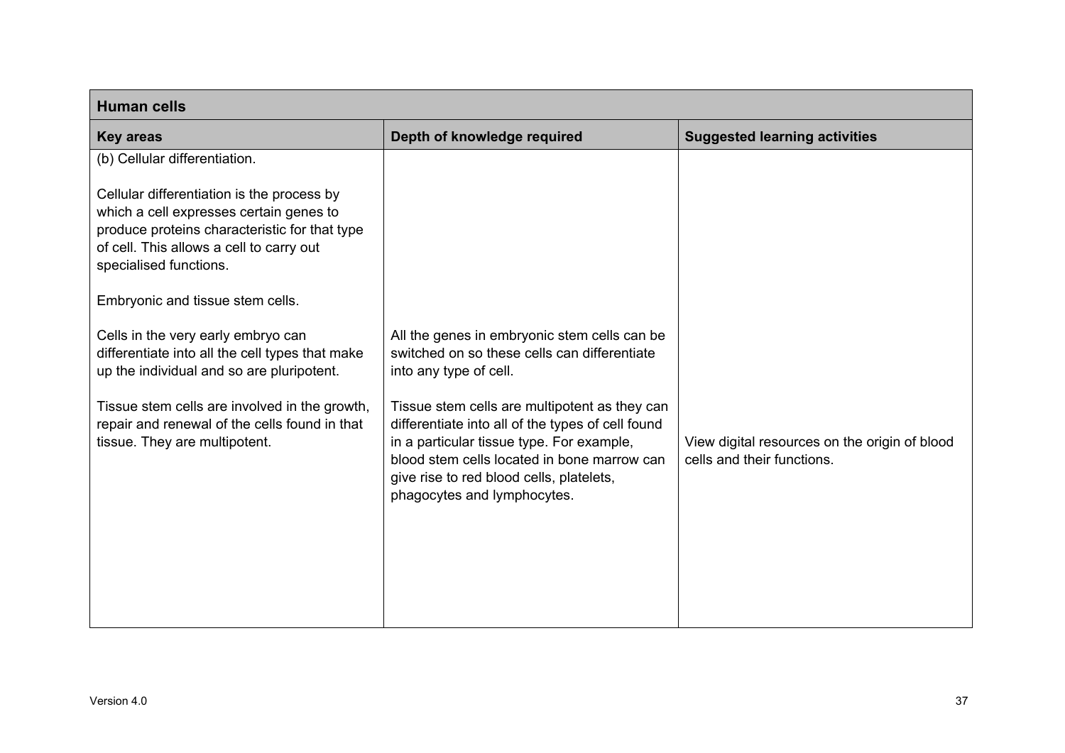| Human cells | | |
|---|---|---|
| **Key areas** | **Depth of knowledge required** | **Suggested learning activities** |
| (b) Cellular differentiation.<br><br>Cellular differentiation is the process by which a cell expresses certain genes to produce proteins characteristic for that type of cell. This allows a cell to carry out specialised functions.<br><br>Embryonic and tissue stem cells. | | |
| Cells in the very early embryo can differentiate into all the cell types that make up the individual and so are pluripotent. | All the genes in embryonic stem cells can be switched on so these cells can differentiate into any type of cell. | |
| Tissue stem cells are involved in the growth, repair and renewal of the cells found in that tissue. They are multipotent. | Tissue stem cells are multipotent as they can differentiate into all of the types of cell found in a particular tissue type. For example, blood stem cells located in bone marrow can give rise to red blood cells, platelets, phagocytes and lymphocytes. | View digital resources on the origin of blood cells and their functions. |

Version 4.0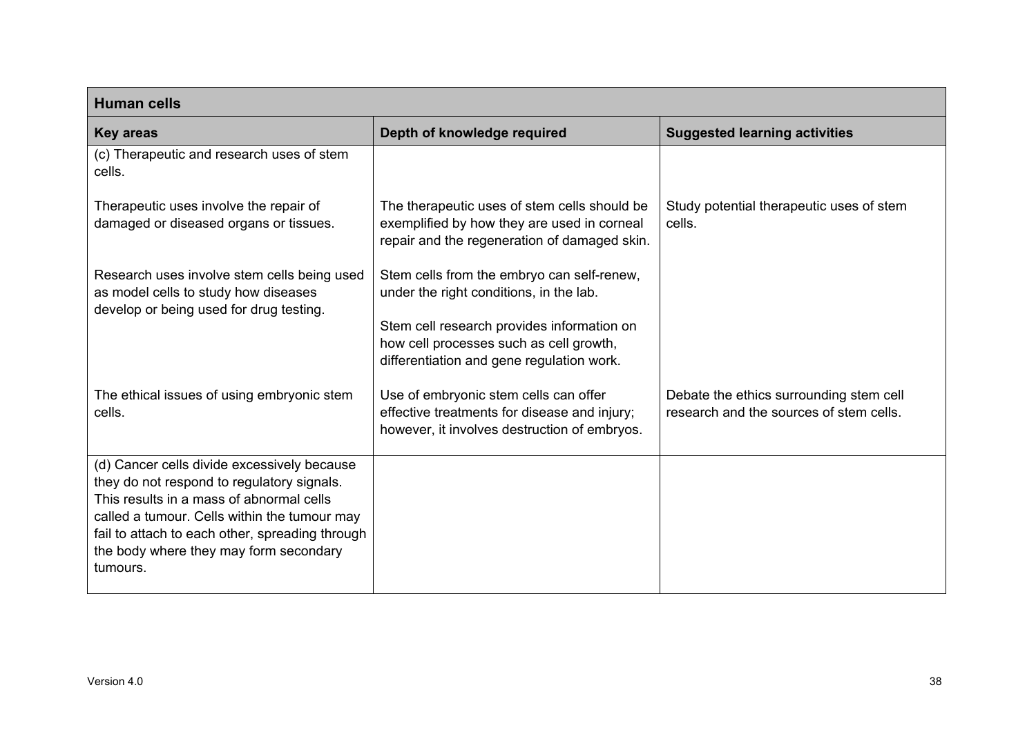| Human cells | | |
|---|---|---|
| **Key areas** | **Depth of knowledge required** | **Suggested learning activities** |
| (c) Therapeutic and research uses of stem cells. | | |
| Therapeutic uses involve the repair of damaged or diseased organs or tissues. | The therapeutic uses of stem cells should be exemplified by how they are used in corneal repair and the regeneration of damaged skin. | Study potential therapeutic uses of stem cells. |
| Research uses involve stem cells being used as model cells to study how diseases develop or being used for drug testing. | Stem cells from the embryo can self-renew, under the right conditions, in the lab.<br><br>Stem cell research provides information on how cell processes such as cell growth, differentiation and gene regulation work. | |
| The ethical issues of using embryonic stem cells. | Use of embryonic stem cells can offer effective treatments for disease and injury; however, it involves destruction of embryos. | Debate the ethics surrounding stem cell research and the sources of stem cells. |
| (d) Cancer cells divide excessively because they do not respond to regulatory signals. This results in a mass of abnormal cells called a tumour. Cells within the tumour may fail to attach to each other, spreading through the body where they may form secondary tumours. | | |

Version 4.0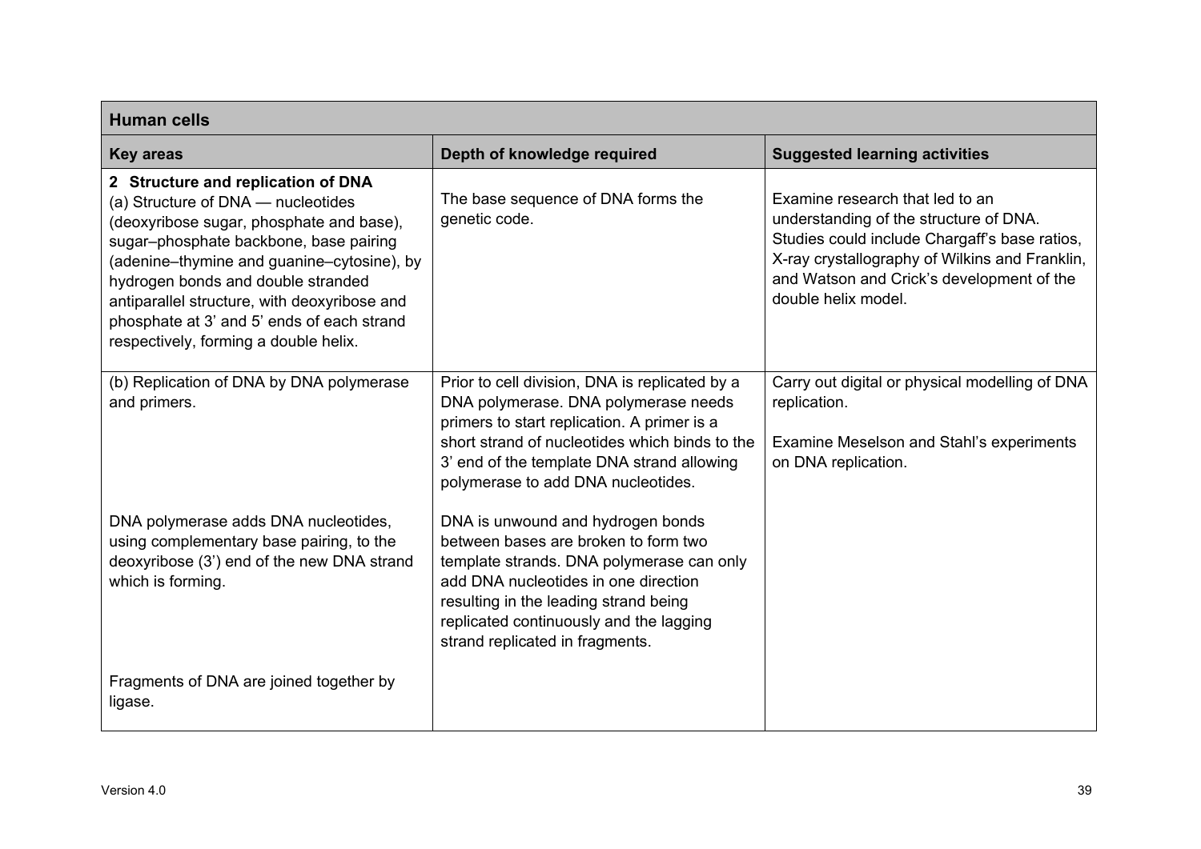| Human cells | | |
|---|---|---|
| **Key areas** | **Depth of knowledge required** | **Suggested learning activities** |
| **2 Structure and replication of DNA** (a) Structure of DNA — nucleotides (deoxyribose sugar, phosphate and base), sugar–phosphate backbone, base pairing (adenine–thymine and guanine–cytosine), by hydrogen bonds and double stranded antiparallel structure, with deoxyribose and phosphate at 3' and 5' ends of each strand respectively, forming a double helix. | The base sequence of DNA forms the genetic code. | Examine research that led to an understanding of the structure of DNA. Studies could include Chargaff's base ratios, X-ray crystallography of Wilkins and Franklin, and Watson and Crick's development of the double helix model. |
| (b) Replication of DNA by DNA polymerase and primers.<br><br>DNA polymerase adds DNA nucleotides, using complementary base pairing, to the deoxyribose (3') end of the new DNA strand which is forming.<br><br>Fragments of DNA are joined together by ligase. | Prior to cell division, DNA is replicated by a DNA polymerase. DNA polymerase needs primers to start replication. A primer is a short strand of nucleotides which binds to the 3' end of the template DNA strand allowing polymerase to add DNA nucleotides.<br><br>DNA is unwound and hydrogen bonds between bases are broken to form two template strands. DNA polymerase can only add DNA nucleotides in one direction resulting in the leading strand being replicated continuously and the lagging strand replicated in fragments. | Carry out digital or physical modelling of DNA replication.<br><br>Examine Meselson and Stahl's experiments on DNA replication. |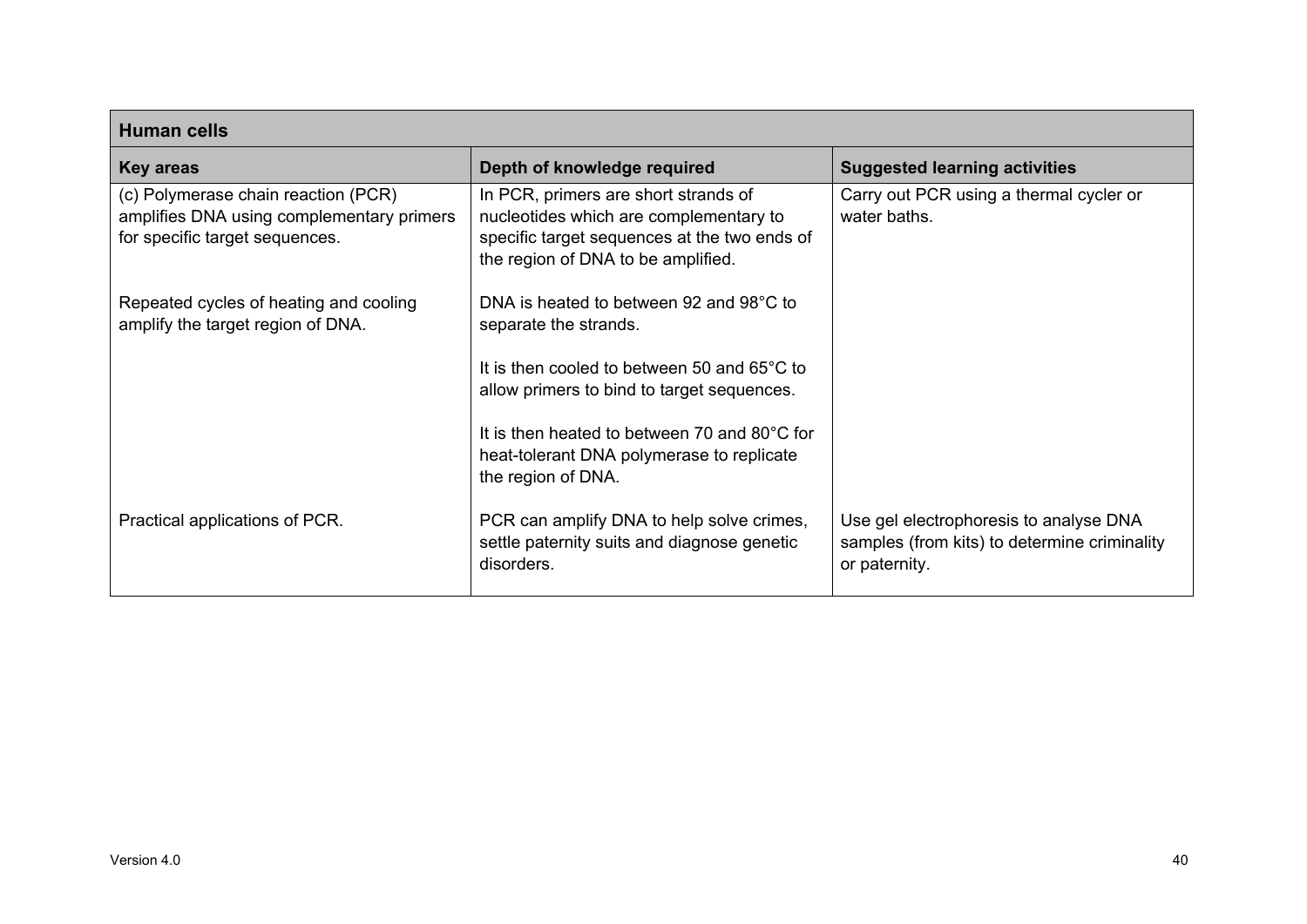| Human cells | | |
|---|---|---|
| **Key areas** | **Depth of knowledge required** | **Suggested learning activities** |
| (c) Polymerase chain reaction (PCR) amplifies DNA using complementary primers for specific target sequences. | In PCR, primers are short strands of nucleotides which are complementary to specific target sequences at the two ends of the region of DNA to be amplified. | Carry out PCR using a thermal cycler or water baths. |
| Repeated cycles of heating and cooling amplify the target region of DNA. | DNA is heated to between 92 and 98°C to separate the strands.<br><br>It is then cooled to between 50 and 65°C to allow primers to bind to target sequences.<br><br>It is then heated to between 70 and 80°C for heat-tolerant DNA polymerase to replicate the region of DNA. | |
| Practical applications of PCR. | PCR can amplify DNA to help solve crimes, settle paternity suits and diagnose genetic disorders. | Use gel electrophoresis to analyse DNA samples (from kits) to determine criminality or paternity. |

Version 4.0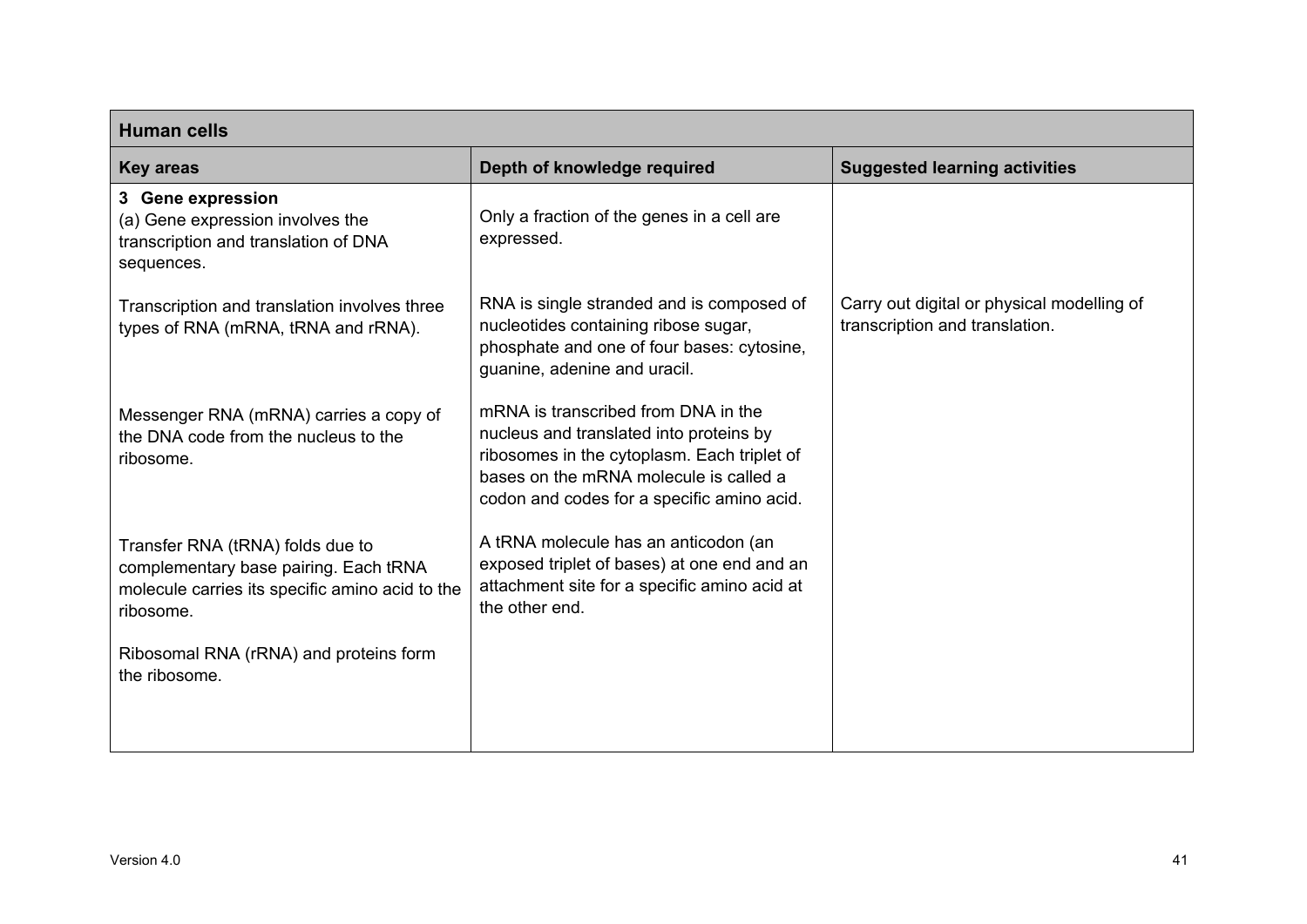| Human cells | | |
|---|---|---|
| **Key areas** | **Depth of knowledge required** | **Suggested learning activities** |
| **3 Gene expression**<br>(a) Gene expression involves the transcription and translation of DNA sequences. | Only a fraction of the genes in a cell are expressed. | |
| Transcription and translation involves three types of RNA (mRNA, tRNA and rRNA). | RNA is single stranded and is composed of nucleotides containing ribose sugar, phosphate and one of four bases: cytosine, guanine, adenine and uracil. | Carry out digital or physical modelling of transcription and translation. |
| Messenger RNA (mRNA) carries a copy of the DNA code from the nucleus to the ribosome. | mRNA is transcribed from DNA in the nucleus and translated into proteins by ribosomes in the cytoplasm. Each triplet of bases on the mRNA molecule is called a codon and codes for a specific amino acid. | |
| Transfer RNA (tRNA) folds due to complementary base pairing. Each tRNA molecule carries its specific amino acid to the ribosome. | A tRNA molecule has an anticodon (an exposed triplet of bases) at one end and an attachment site for a specific amino acid at the other end. | |
| Ribosomal RNA (rRNA) and proteins form the ribosome. | | |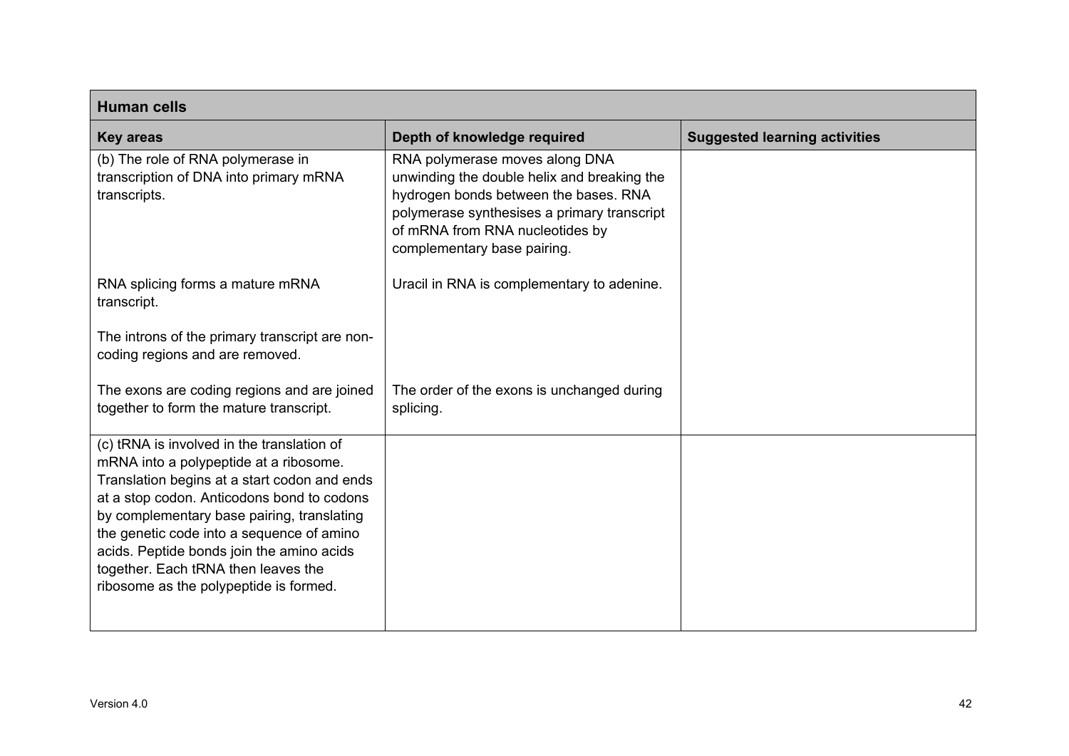| Human cells | | |
|---|---|---|
| **Key areas** | **Depth of knowledge required** | **Suggested learning activities** |
| (b) The role of RNA polymerase in transcription of DNA into primary mRNA transcripts.<br><br>RNA splicing forms a mature mRNA transcript.<br><br>The introns of the primary transcript are non-coding regions and are removed.<br><br>The exons are coding regions and are joined together to form the mature transcript. | RNA polymerase moves along DNA unwinding the double helix and breaking the hydrogen bonds between the bases. RNA polymerase synthesises a primary transcript of mRNA from RNA nucleotides by complementary base pairing.<br><br>Uracil in RNA is complementary to adenine.<br><br>The order of the exons is unchanged during splicing. | |
| (c) tRNA is involved in the translation of mRNA into a polypeptide at a ribosome. Translation begins at a start codon and ends at a stop codon. Anticodons bond to codons by complementary base pairing, translating the genetic code into a sequence of amino acids. Peptide bonds join the amino acids together. Each tRNA then leaves the ribosome as the polypeptide is formed. | | |

Version 4.0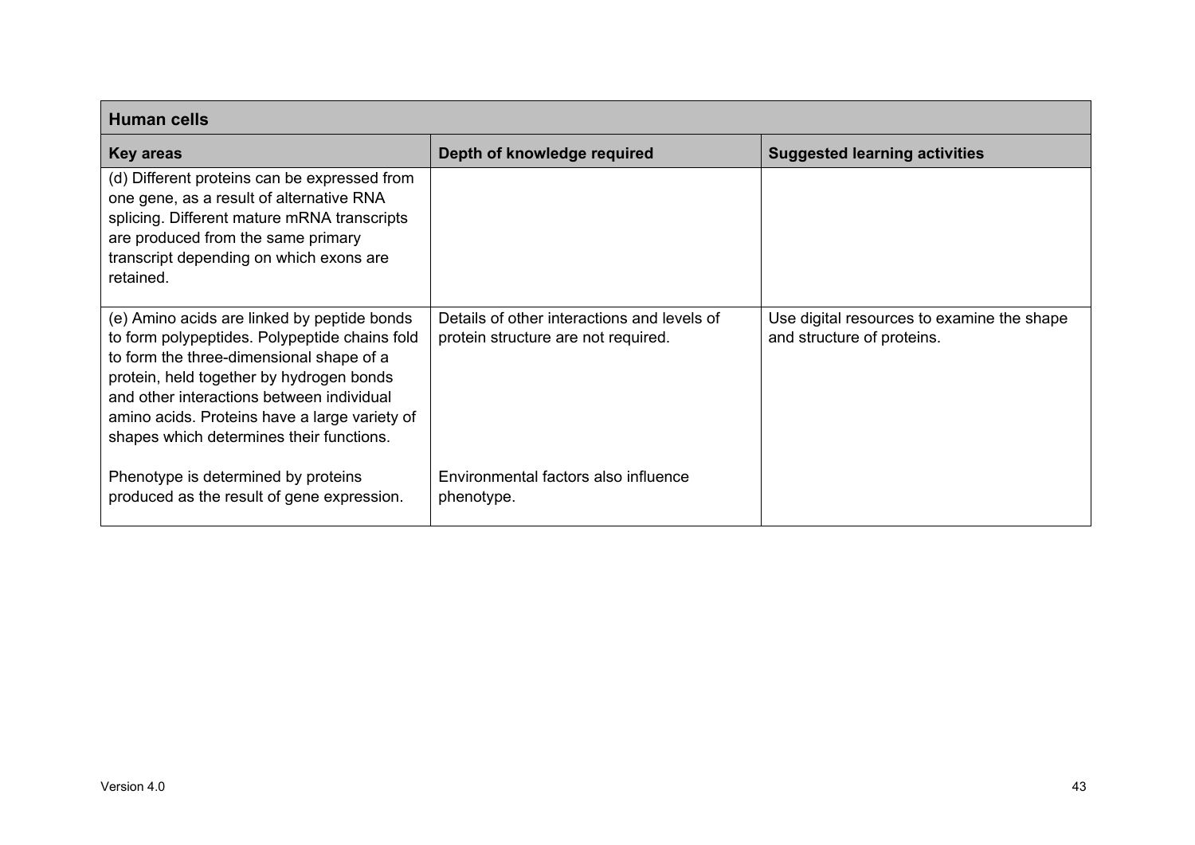| Human cells | | |
|---|---|---|
| **Key areas** | **Depth of knowledge required** | **Suggested learning activities** |
| (d) Different proteins can be expressed from one gene, as a result of alternative RNA splicing. Different mature mRNA transcripts are produced from the same primary transcript depending on which exons are retained. | | |
| (e) Amino acids are linked by peptide bonds to form polypeptides. Polypeptide chains fold to form the three-dimensional shape of a protein, held together by hydrogen bonds and other interactions between individual amino acids. Proteins have a large variety of shapes which determines their functions.<br><br>Phenotype is determined by proteins produced as the result of gene expression. | Details of other interactions and levels of protein structure are not required.<br><br>Environmental factors also influence phenotype. | Use digital resources to examine the shape and structure of proteins. |

Version 4.0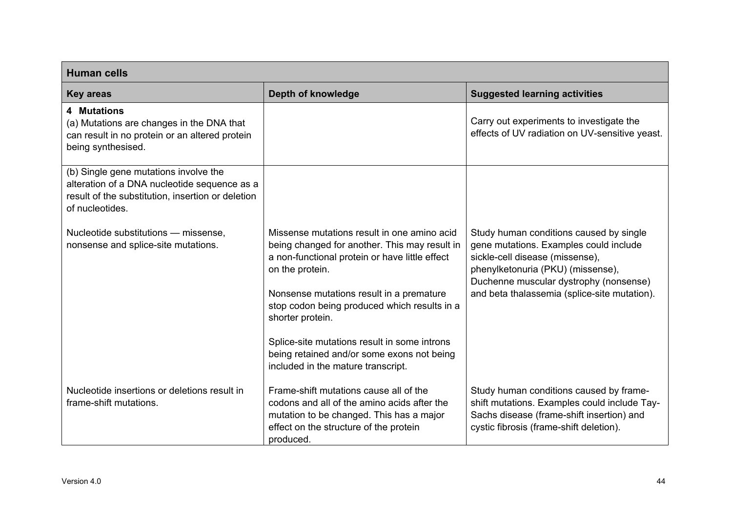| Human cells | | |
|---|---|---|
| **Key areas** | **Depth of knowledge** | **Suggested learning activities** |
| **4 Mutations**<br>(a) Mutations are changes in the DNA that can result in no protein or an altered protein being synthesised. | | Carry out experiments to investigate the effects of UV radiation on UV-sensitive yeast. |
| (b) Single gene mutations involve the alteration of a DNA nucleotide sequence as a result of the substitution, insertion or deletion of nucleotides.<br><br>Nucleotide substitutions — missense, nonsense and splice-site mutations. | Missense mutations result in one amino acid being changed for another. This may result in a non-functional protein or have little effect on the protein.<br><br>Nonsense mutations result in a premature stop codon being produced which results in a shorter protein.<br><br>Splice-site mutations result in some introns being retained and/or some exons not being included in the mature transcript. | Study human conditions caused by single gene mutations. Examples could include sickle-cell disease (missense), phenylketonuria (PKU) (missense), Duchenne muscular dystrophy (nonsense) and beta thalassemia (splice-site mutation). |
| Nucleotide insertions or deletions result in frame-shift mutations. | Frame-shift mutations cause all of the codons and all of the amino acids after the mutation to be changed. This has a major effect on the structure of the protein produced. | Study human conditions caused by frame-shift mutations. Examples could include Tay-Sachs disease (frame-shift insertion) and cystic fibrosis (frame-shift deletion). |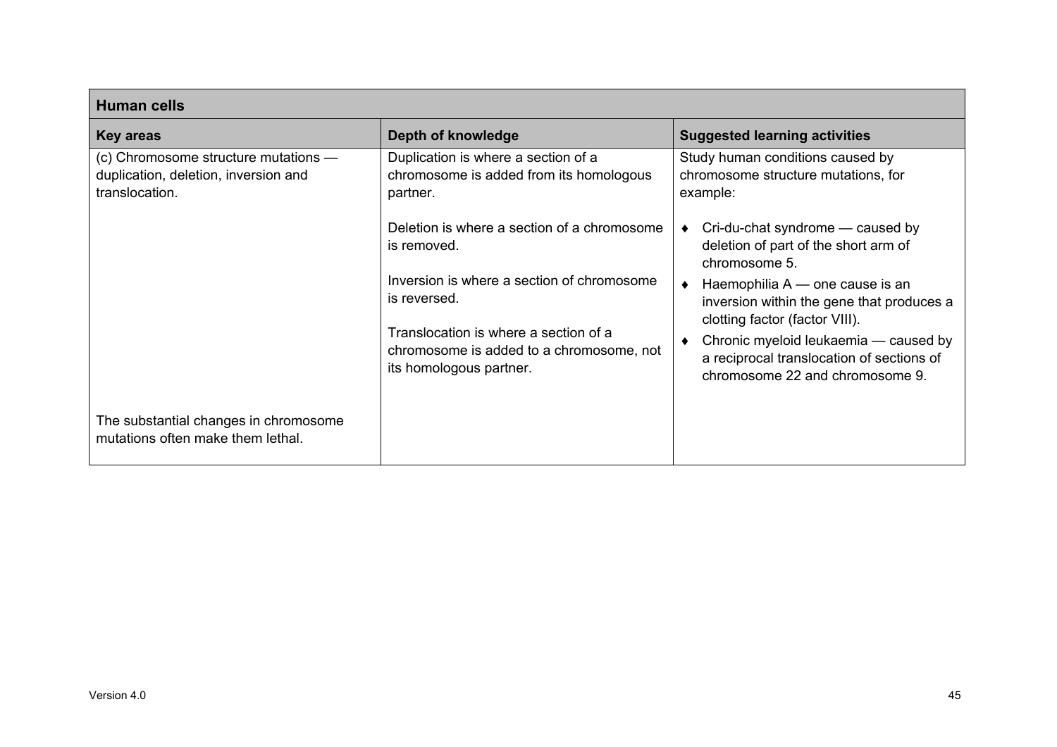| Human cells | | |
| --- | --- | --- |
| **Key areas** | **Depth of knowledge** | **Suggested learning activities** |
| (c) Chromosome structure mutations — duplication, deletion, inversion and translocation.<br><br>The substantial changes in chromosome mutations often make them lethal. | Duplication is where a section of a chromosome is added from its homologous partner.<br><br>Deletion is where a section of a chromosome is removed.<br><br>Inversion is where a section of chromosome is reversed.<br><br>Translocation is where a section of a chromosome is added to a chromosome, not its homologous partner. | Study human conditions caused by chromosome structure mutations, for example:<br><br>♦ Cri-du-chat syndrome — caused by deletion of part of the short arm of chromosome 5.<br>♦ Haemophilia A — one cause is an inversion within the gene that produces a clotting factor (factor VIII).<br>♦ Chronic myeloid leukaemia — caused by a reciprocal translocation of sections of chromosome 22 and chromosome 9. |

Version 4.0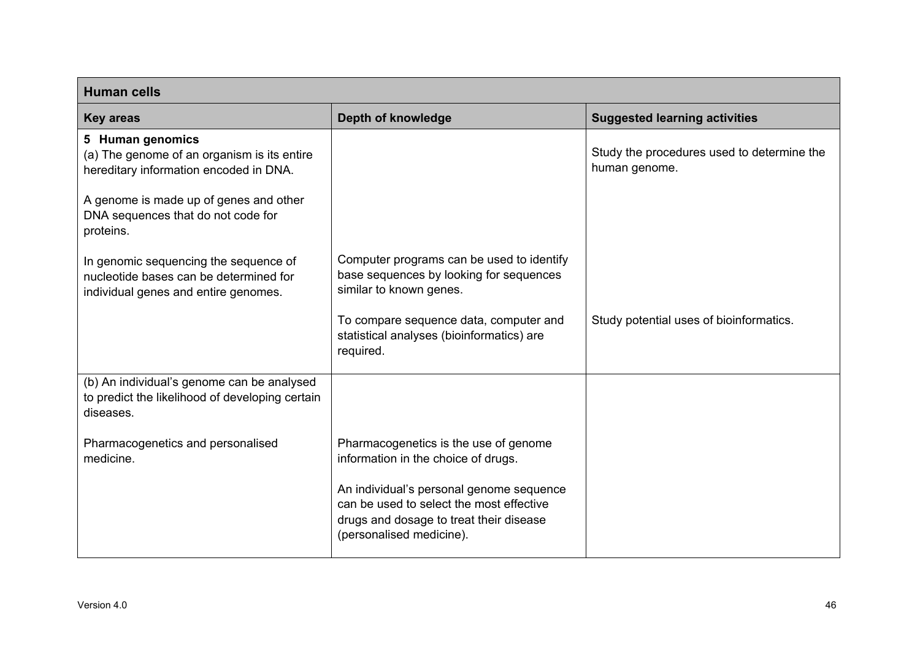| **Human cells** | | |
|---|---|---|
| **Key areas** | **Depth of knowledge** | **Suggested learning activities** |
| **5 Human genomics**<br>(a) The genome of an organism is its entire hereditary information encoded in DNA.<br><br>A genome is made up of genes and other DNA sequences that do not code for proteins. | | Study the procedures used to determine the human genome. |
| In genomic sequencing the sequence of nucleotide bases can be determined for individual genes and entire genomes. | Computer programs can be used to identify base sequences by looking for sequences similar to known genes. | |
| | To compare sequence data, computer and statistical analyses (bioinformatics) are required. | Study potential uses of bioinformatics. |
| (b) An individual's genome can be analysed to predict the likelihood of developing certain diseases. | | |
| Pharmacogenetics and personalised medicine. | Pharmacogenetics is the use of genome information in the choice of drugs.<br><br>An individual's personal genome sequence can be used to select the most effective drugs and dosage to treat their disease (personalised medicine). | |

Version 4.0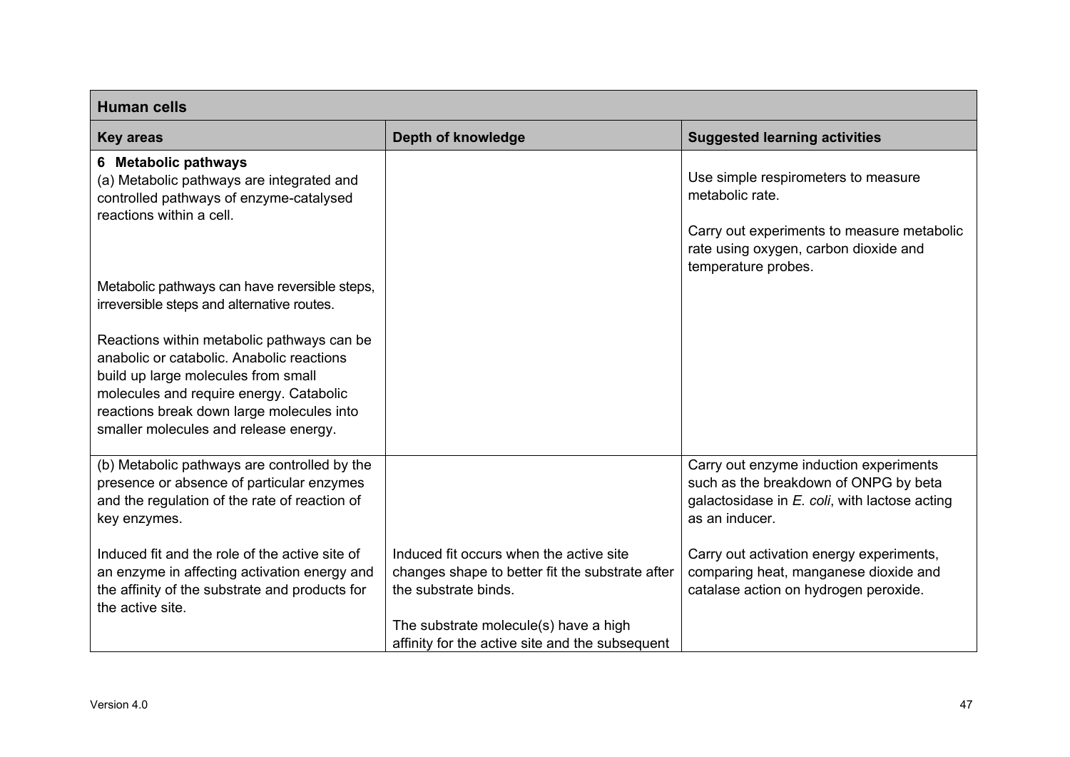| Human cells | | |
|---|---|---|
| **Key areas** | **Depth of knowledge** | **Suggested learning activities** |
| **6 Metabolic pathways**<br>(a) Metabolic pathways are integrated and controlled pathways of enzyme-catalysed reactions within a cell.<br><br>Metabolic pathways can have reversible steps, irreversible steps and alternative routes.<br><br>Reactions within metabolic pathways can be anabolic or catabolic. Anabolic reactions build up large molecules from small molecules and require energy. Catabolic reactions break down large molecules into smaller molecules and release energy. | | Use simple respirometers to measure metabolic rate.<br><br>Carry out experiments to measure metabolic rate using oxygen, carbon dioxide and temperature probes. |
| (b) Metabolic pathways are controlled by the presence or absence of particular enzymes and the regulation of the rate of reaction of key enzymes.<br><br>Induced fit and the role of the active site of an enzyme in affecting activation energy and the affinity of the substrate and products for the active site. | Induced fit occurs when the active site changes shape to better fit the substrate after the substrate binds.<br><br>The substrate molecule(s) have a high affinity for the active site and the subsequent | Carry out enzyme induction experiments such as the breakdown of ONPG by beta galactosidase in *E. coli*, with lactose acting as an inducer.<br><br>Carry out activation energy experiments, comparing heat, manganese dioxide and catalase action on hydrogen peroxide. |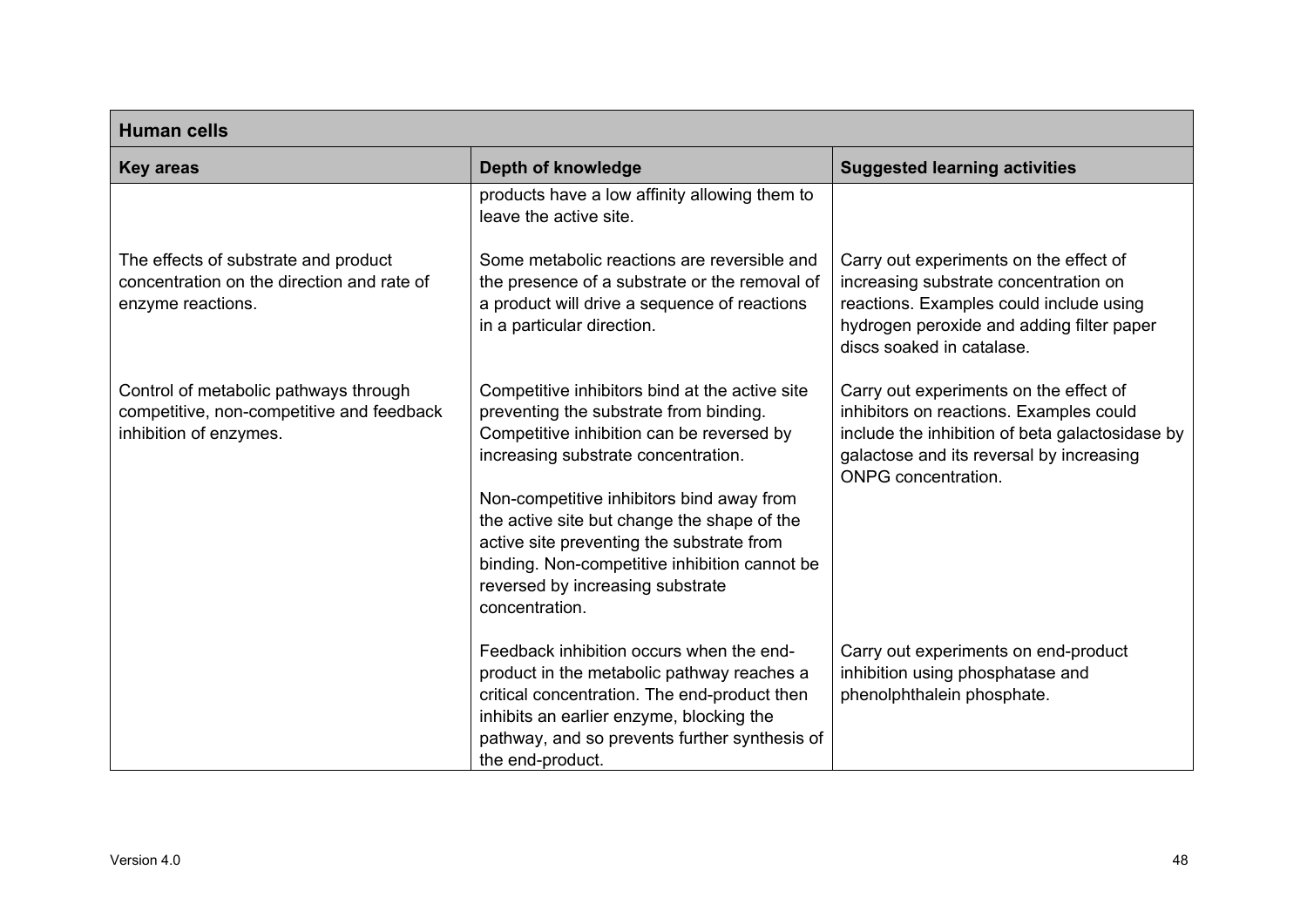| Human cells | | |
|---|---|---|
| **Key areas** | **Depth of knowledge** | **Suggested learning activities** |
| | products have a low affinity allowing them to leave the active site. | |
| The effects of substrate and product concentration on the direction and rate of enzyme reactions. | Some metabolic reactions are reversible and the presence of a substrate or the removal of a product will drive a sequence of reactions in a particular direction. | Carry out experiments on the effect of increasing substrate concentration on reactions. Examples could include using hydrogen peroxide and adding filter paper discs soaked in catalase. |
| Control of metabolic pathways through competitive, non-competitive and feedback inhibition of enzymes. | Competitive inhibitors bind at the active site preventing the substrate from binding. Competitive inhibition can be reversed by increasing substrate concentration.<br><br>Non-competitive inhibitors bind away from the active site but change the shape of the active site preventing the substrate from binding. Non-competitive inhibition cannot be reversed by increasing substrate concentration. | Carry out experiments on the effect of inhibitors on reactions. Examples could include the inhibition of beta galactosidase by galactose and its reversal by increasing ONPG concentration. |
| | Feedback inhibition occurs when the end-product in the metabolic pathway reaches a critical concentration. The end-product then inhibits an earlier enzyme, blocking the pathway, and so prevents further synthesis of the end-product. | Carry out experiments on end-product inhibition using phosphatase and phenolphthalein phosphate. |

Version 4.0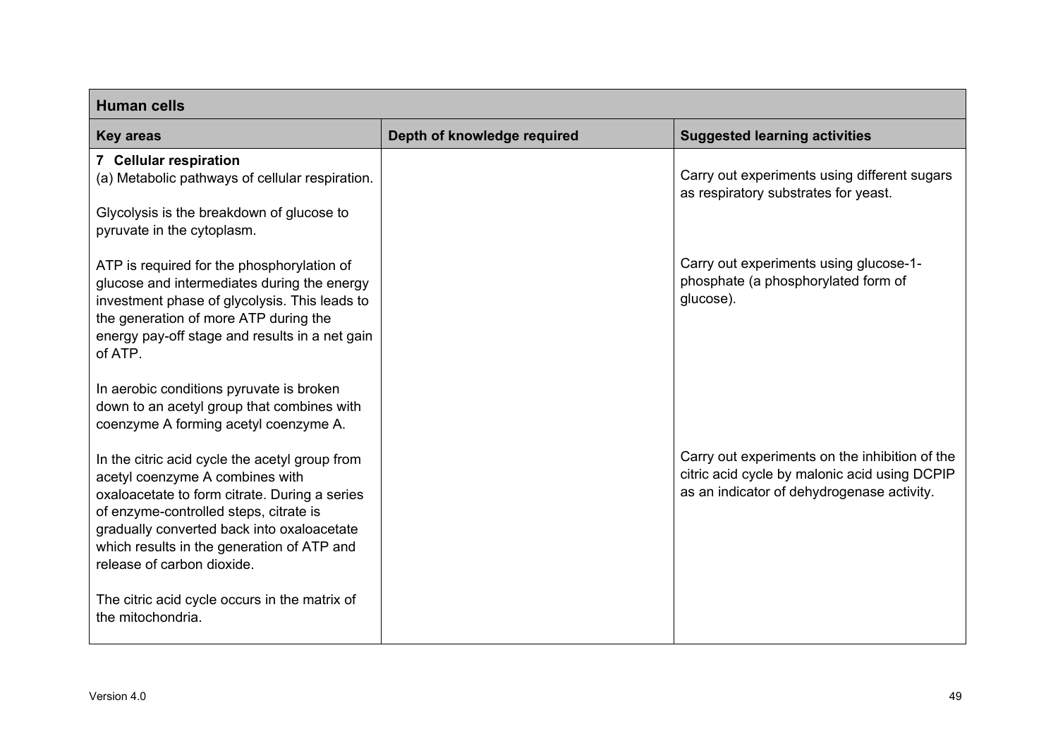| Human cells | | |
|---|---|---|
| **Key areas** | **Depth of knowledge required** | **Suggested learning activities** |
| **7 Cellular respiration**<br>(a) Metabolic pathways of cellular respiration.<br><br>Glycolysis is the breakdown of glucose to pyruvate in the cytoplasm. | | Carry out experiments using different sugars as respiratory substrates for yeast. |
| ATP is required for the phosphorylation of glucose and intermediates during the energy investment phase of glycolysis. This leads to the generation of more ATP during the energy pay-off stage and results in a net gain of ATP. | | Carry out experiments using glucose-1-phosphate (a phosphorylated form of glucose). |
| In aerobic conditions pyruvate is broken down to an acetyl group that combines with coenzyme A forming acetyl coenzyme A. | | |
| In the citric acid cycle the acetyl group from acetyl coenzyme A combines with oxaloacetate to form citrate. During a series of enzyme-controlled steps, citrate is gradually converted back into oxaloacetate which results in the generation of ATP and release of carbon dioxide. | | Carry out experiments on the inhibition of the citric acid cycle by malonic acid using DCPIP as an indicator of dehydrogenase activity. |
| The citric acid cycle occurs in the matrix of the mitochondria. | | |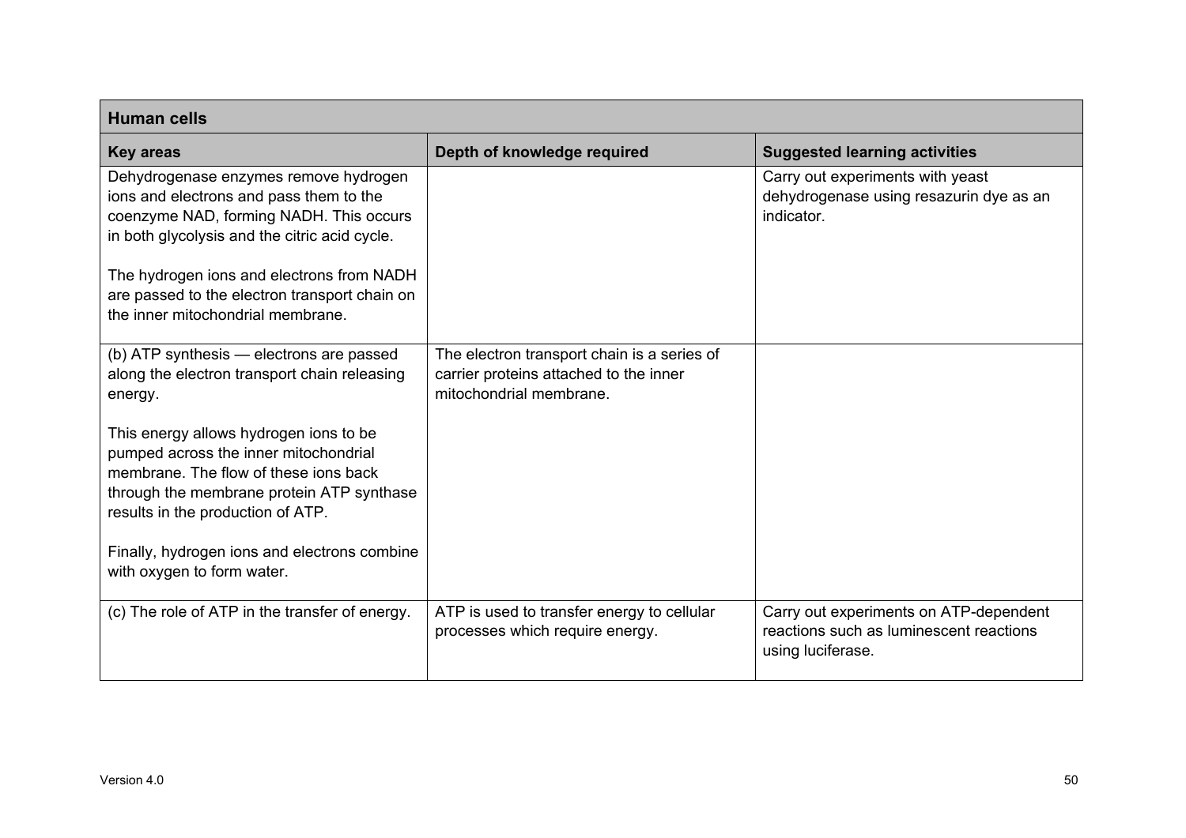| Human cells | | |
|---|---|---|
| **Key areas** | **Depth of knowledge required** | **Suggested learning activities** |
| Dehydrogenase enzymes remove hydrogen ions and electrons and pass them to the coenzyme NAD, forming NADH. This occurs in both glycolysis and the citric acid cycle.<br><br>The hydrogen ions and electrons from NADH are passed to the electron transport chain on the inner mitochondrial membrane. | | Carry out experiments with yeast dehydrogenase using resazurin dye as an indicator. |
| (b) ATP synthesis — electrons are passed along the electron transport chain releasing energy.<br><br>This energy allows hydrogen ions to be pumped across the inner mitochondrial membrane. The flow of these ions back through the membrane protein ATP synthase results in the production of ATP.<br><br>Finally, hydrogen ions and electrons combine with oxygen to form water. | The electron transport chain is a series of carrier proteins attached to the inner mitochondrial membrane. | |
| (c) The role of ATP in the transfer of energy. | ATP is used to transfer energy to cellular processes which require energy. | Carry out experiments on ATP-dependent reactions such as luminescent reactions using luciferase. |

Version 4.0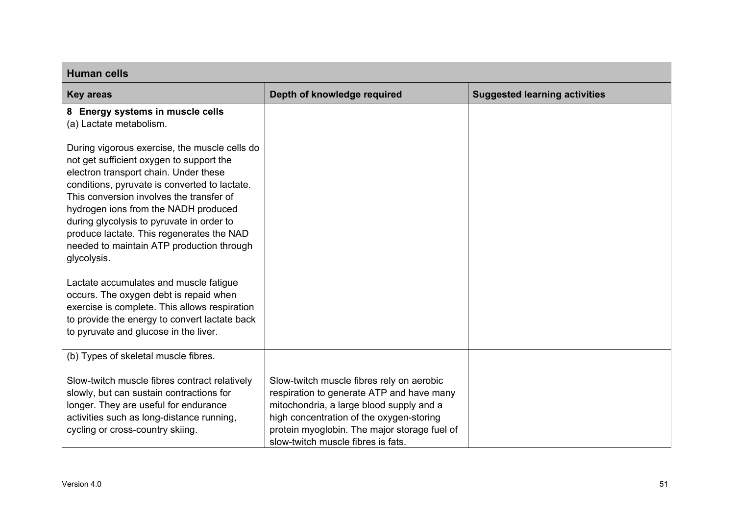| Human cells | | |
|---|---|---|
| **Key areas** | **Depth of knowledge required** | **Suggested learning activities** |
| **8 Energy systems in muscle cells**<br>(a) Lactate metabolism.<br><br>During vigorous exercise, the muscle cells do not get sufficient oxygen to support the electron transport chain. Under these conditions, pyruvate is converted to lactate. This conversion involves the transfer of hydrogen ions from the NADH produced during glycolysis to pyruvate in order to produce lactate. This regenerates the NAD needed to maintain ATP production through glycolysis.<br><br>Lactate accumulates and muscle fatigue occurs. The oxygen debt is repaid when exercise is complete. This allows respiration to provide the energy to convert lactate back to pyruvate and glucose in the liver. | | |
| (b) Types of skeletal muscle fibres.<br><br>Slow-twitch muscle fibres contract relatively slowly, but can sustain contractions for longer. They are useful for endurance activities such as long-distance running, cycling or cross-country skiing. | Slow-twitch muscle fibres rely on aerobic respiration to generate ATP and have many mitochondria, a large blood supply and a high concentration of the oxygen-storing protein myoglobin. The major storage fuel of slow-twitch muscle fibres is fats. | |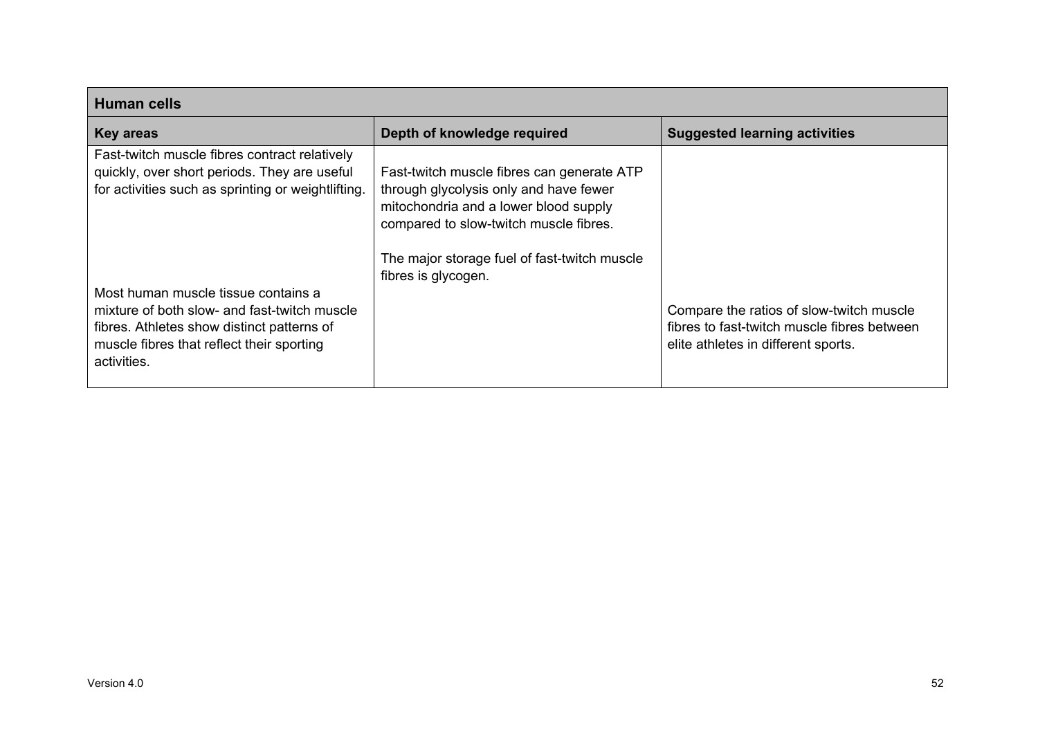| Human cells | | |
|---|---|---|
| **Key areas** | **Depth of knowledge required** | **Suggested learning activities** |
| Fast-twitch muscle fibres contract relatively quickly, over short periods. They are useful for activities such as sprinting or weightlifting. | Fast-twitch muscle fibres can generate ATP through glycolysis only and have fewer mitochondria and a lower blood supply compared to slow-twitch muscle fibres.<br><br>The major storage fuel of fast-twitch muscle fibres is glycogen. | |
| Most human muscle tissue contains a mixture of both slow- and fast-twitch muscle fibres. Athletes show distinct patterns of muscle fibres that reflect their sporting activities. | | Compare the ratios of slow-twitch muscle fibres to fast-twitch muscle fibres between elite athletes in different sports. |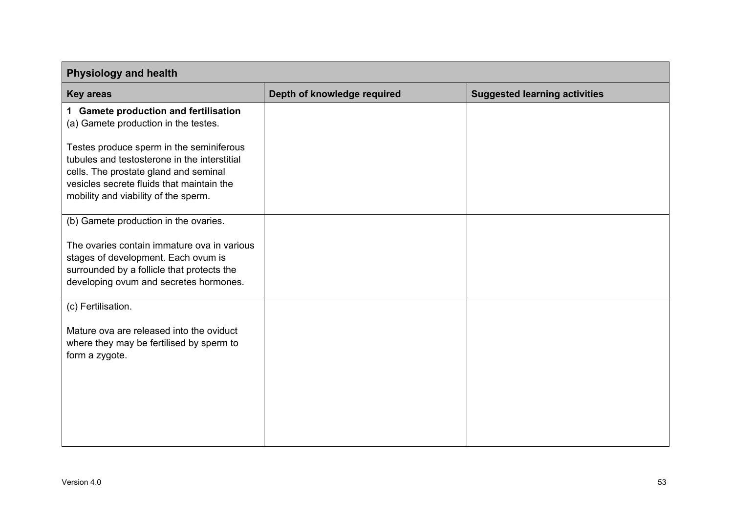| Physiology and health | | |
|---|---|---|
| **Key areas** | **Depth of knowledge required** | **Suggested learning activities** |
| **1 Gamete production and fertilisation**<br>(a) Gamete production in the testes.<br><br>Testes produce sperm in the seminiferous tubules and testosterone in the interstitial cells. The prostate gland and seminal vesicles secrete fluids that maintain the mobility and viability of the sperm. | | |
| (b) Gamete production in the ovaries.<br><br>The ovaries contain immature ova in various stages of development. Each ovum is surrounded by a follicle that protects the developing ovum and secretes hormones. | | |
| (c) Fertilisation.<br><br>Mature ova are released into the oviduct where they may be fertilised by sperm to form a zygote. | | |

Version 4.0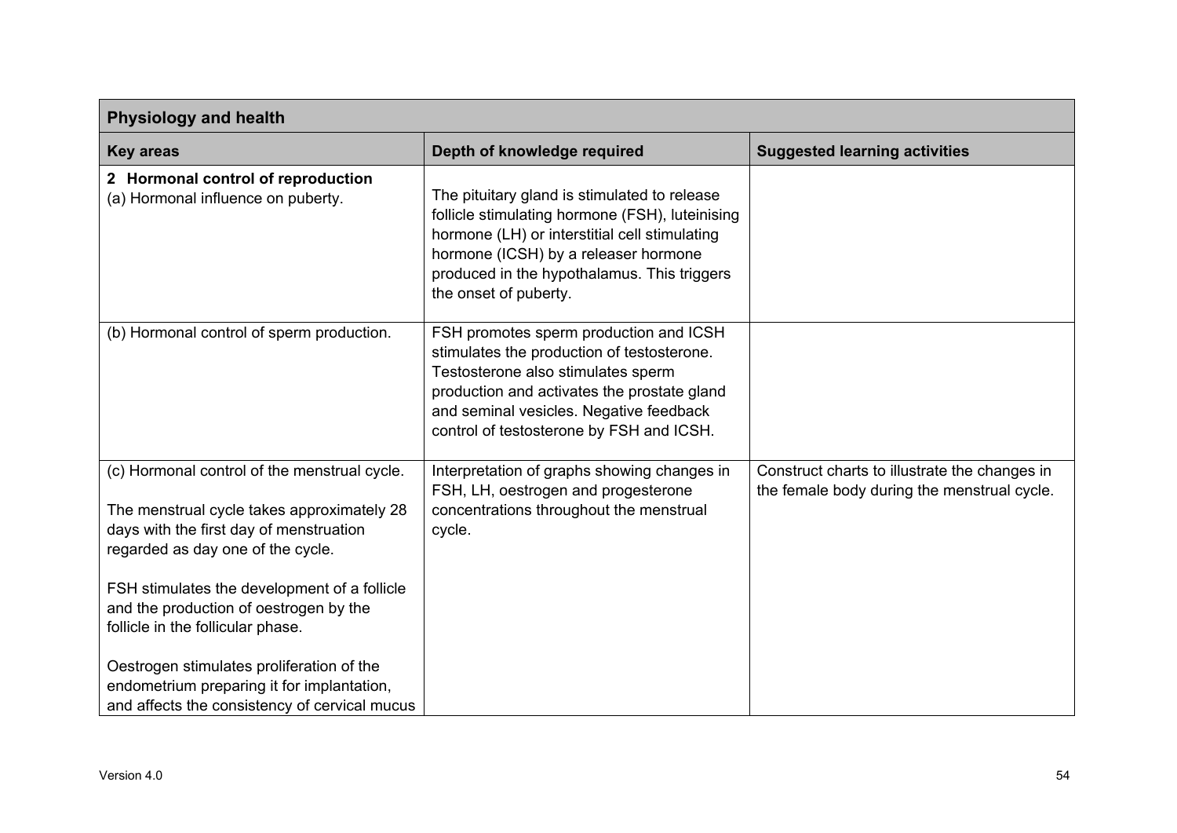| Physiology and health | | |
|---|---|---|
| **Key areas** | **Depth of knowledge required** | **Suggested learning activities** |
| **2 Hormonal control of reproduction**<br>(a) Hormonal influence on puberty. | The pituitary gland is stimulated to release follicle stimulating hormone (FSH), luteinising hormone (LH) or interstitial cell stimulating hormone (ICSH) by a releaser hormone produced in the hypothalamus. This triggers the onset of puberty. | |
| (b) Hormonal control of sperm production. | FSH promotes sperm production and ICSH stimulates the production of testosterone. Testosterone also stimulates sperm production and activates the prostate gland and seminal vesicles. Negative feedback control of testosterone by FSH and ICSH. | |
| (c) Hormonal control of the menstrual cycle.<br><br>The menstrual cycle takes approximately 28 days with the first day of menstruation regarded as day one of the cycle.<br><br>FSH stimulates the development of a follicle and the production of oestrogen by the follicle in the follicular phase.<br><br>Oestrogen stimulates proliferation of the endometrium preparing it for implantation, and affects the consistency of cervical mucus | Interpretation of graphs showing changes in FSH, LH, oestrogen and progesterone concentrations throughout the menstrual cycle. | Construct charts to illustrate the changes in the female body during the menstrual cycle. |

Version 4.0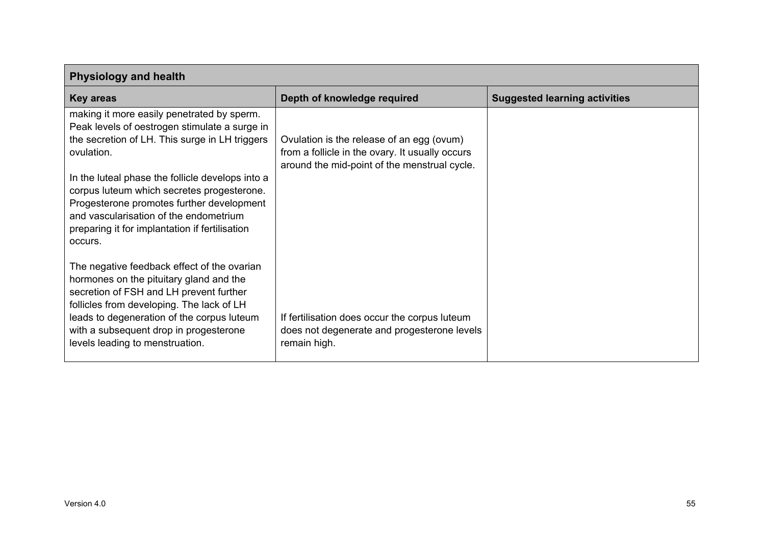| Physiology and health | | |
|---|---|---|
| **Key areas** | **Depth of knowledge required** | **Suggested learning activities** |
| making it more easily penetrated by sperm. Peak levels of oestrogen stimulate a surge in the secretion of LH. This surge in LH triggers ovulation.<br><br>In the luteal phase the follicle develops into a corpus luteum which secretes progesterone. Progesterone promotes further development and vascularisation of the endometrium preparing it for implantation if fertilisation occurs.<br><br>The negative feedback effect of the ovarian hormones on the pituitary gland and the secretion of FSH and LH prevent further follicles from developing. The lack of LH leads to degeneration of the corpus luteum with a subsequent drop in progesterone levels leading to menstruation. | Ovulation is the release of an egg (ovum) from a follicle in the ovary. It usually occurs around the mid-point of the menstrual cycle.<br><br>If fertilisation does occur the corpus luteum does not degenerate and progesterone levels remain high. | |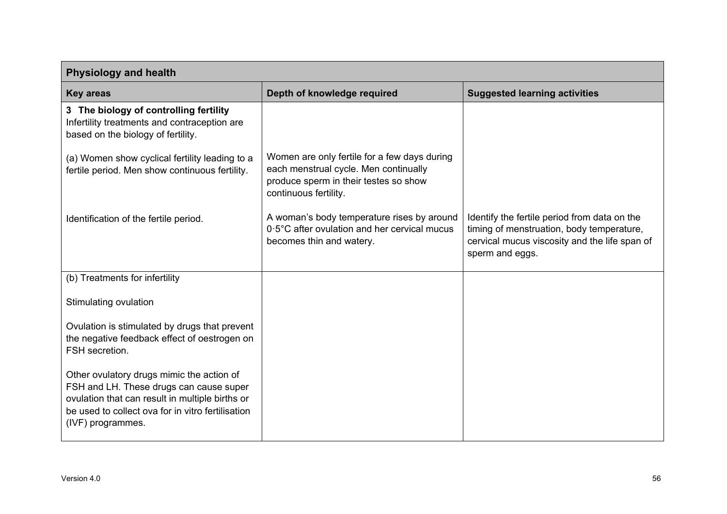| Physiology and health | | |
|---|---|---|
| **Key areas** | **Depth of knowledge required** | **Suggested learning activities** |
| **3 The biology of controlling fertility** Infertility treatments and contraception are based on the biology of fertility. | | |
| (a) Women show cyclical fertility leading to a fertile period. Men show continuous fertility. | Women are only fertile for a few days during each menstrual cycle. Men continually produce sperm in their testes so show continuous fertility. | |
| Identification of the fertile period. | A woman's body temperature rises by around 0·5°C after ovulation and her cervical mucus becomes thin and watery. | Identify the fertile period from data on the timing of menstruation, body temperature, cervical mucus viscosity and the life span of sperm and eggs. |
| (b) Treatments for infertility<br><br>Stimulating ovulation<br><br>Ovulation is stimulated by drugs that prevent the negative feedback effect of oestrogen on FSH secretion.<br><br>Other ovulatory drugs mimic the action of FSH and LH. These drugs can cause super ovulation that can result in multiple births or be used to collect ova for in vitro fertilisation (IVF) programmes. | | |

Version 4.0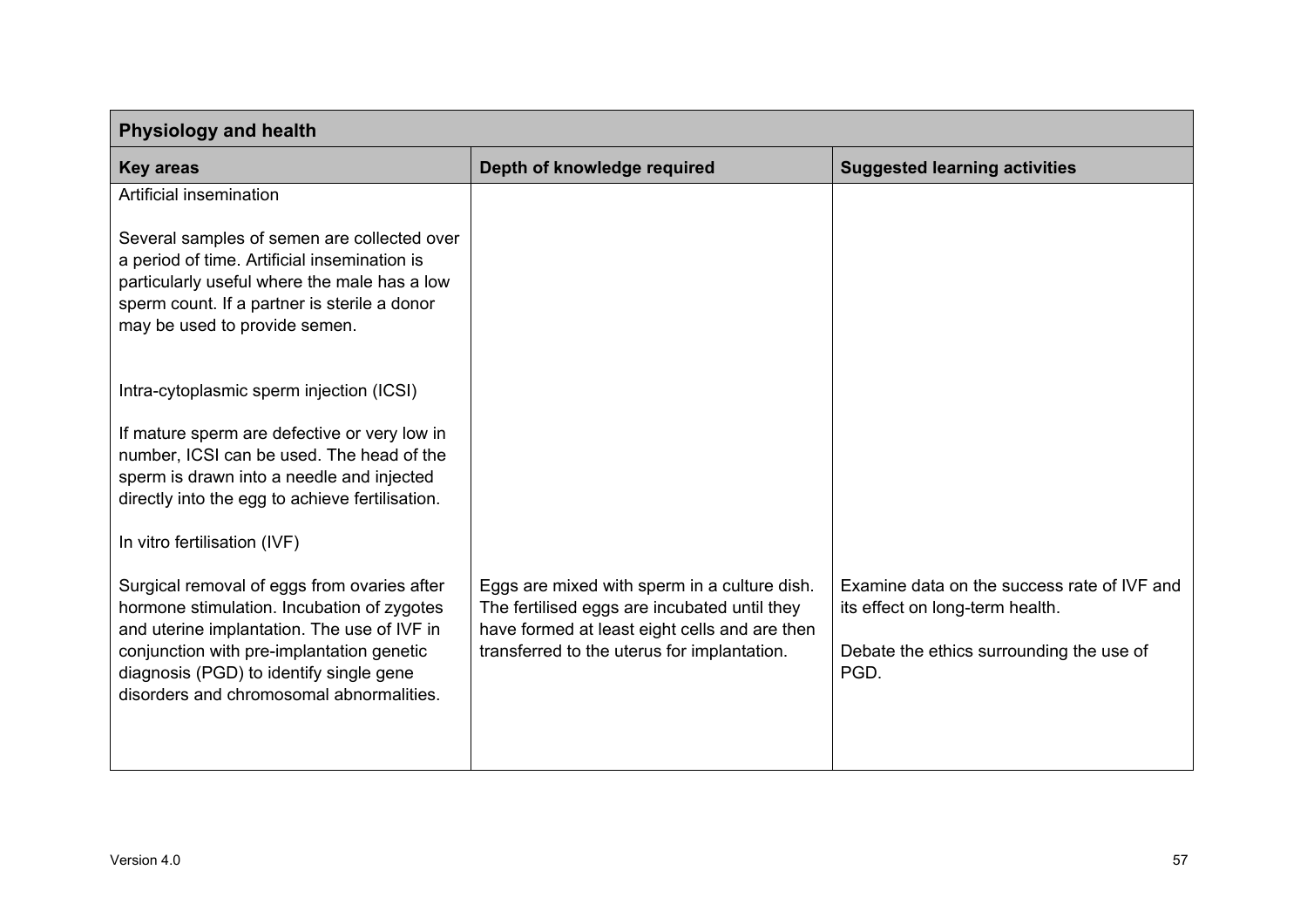| Physiology and health | | |
|---|---|---|
| **Key areas** | **Depth of knowledge required** | **Suggested learning activities** |
| Artificial insemination<br><br>Several samples of semen are collected over a period of time. Artificial insemination is particularly useful where the male has a low sperm count. If a partner is sterile a donor may be used to provide semen.<br><br>Intra-cytoplasmic sperm injection (ICSI)<br><br>If mature sperm are defective or very low in number, ICSI can be used. The head of the sperm is drawn into a needle and injected directly into the egg to achieve fertilisation.<br><br>In vitro fertilisation (IVF)<br><br>Surgical removal of eggs from ovaries after hormone stimulation. Incubation of zygotes and uterine implantation. The use of IVF in conjunction with pre-implantation genetic diagnosis (PGD) to identify single gene disorders and chromosomal abnormalities. | Eggs are mixed with sperm in a culture dish. The fertilised eggs are incubated until they have formed at least eight cells and are then transferred to the uterus for implantation. | Examine data on the success rate of IVF and its effect on long-term health.<br><br>Debate the ethics surrounding the use of PGD. |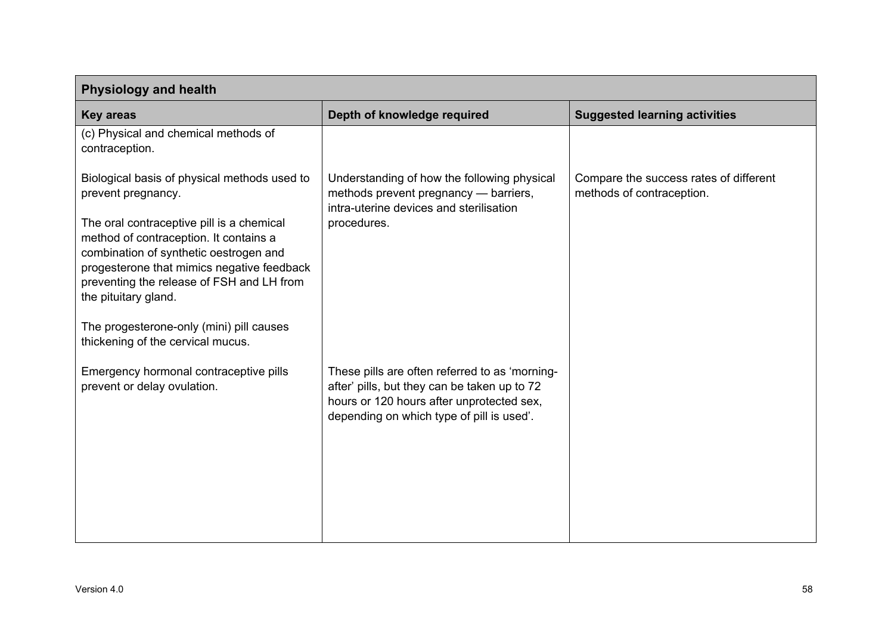| Physiology and health | | |
|---|---|---|
| **Key areas** | **Depth of knowledge required** | **Suggested learning activities** |
| (c) Physical and chemical methods of contraception. | | |
| Biological basis of physical methods used to prevent pregnancy.<br><br>The oral contraceptive pill is a chemical method of contraception. It contains a combination of synthetic oestrogen and progesterone that mimics negative feedback preventing the release of FSH and LH from the pituitary gland.<br><br>The progesterone-only (mini) pill causes thickening of the cervical mucus. | Understanding of how the following physical methods prevent pregnancy — barriers, intra-uterine devices and sterilisation procedures. | Compare the success rates of different methods of contraception. |
| Emergency hormonal contraceptive pills prevent or delay ovulation. | These pills are often referred to as 'morning-after' pills, but they can be taken up to 72 hours or 120 hours after unprotected sex, depending on which type of pill is used'. | |

Version 4.0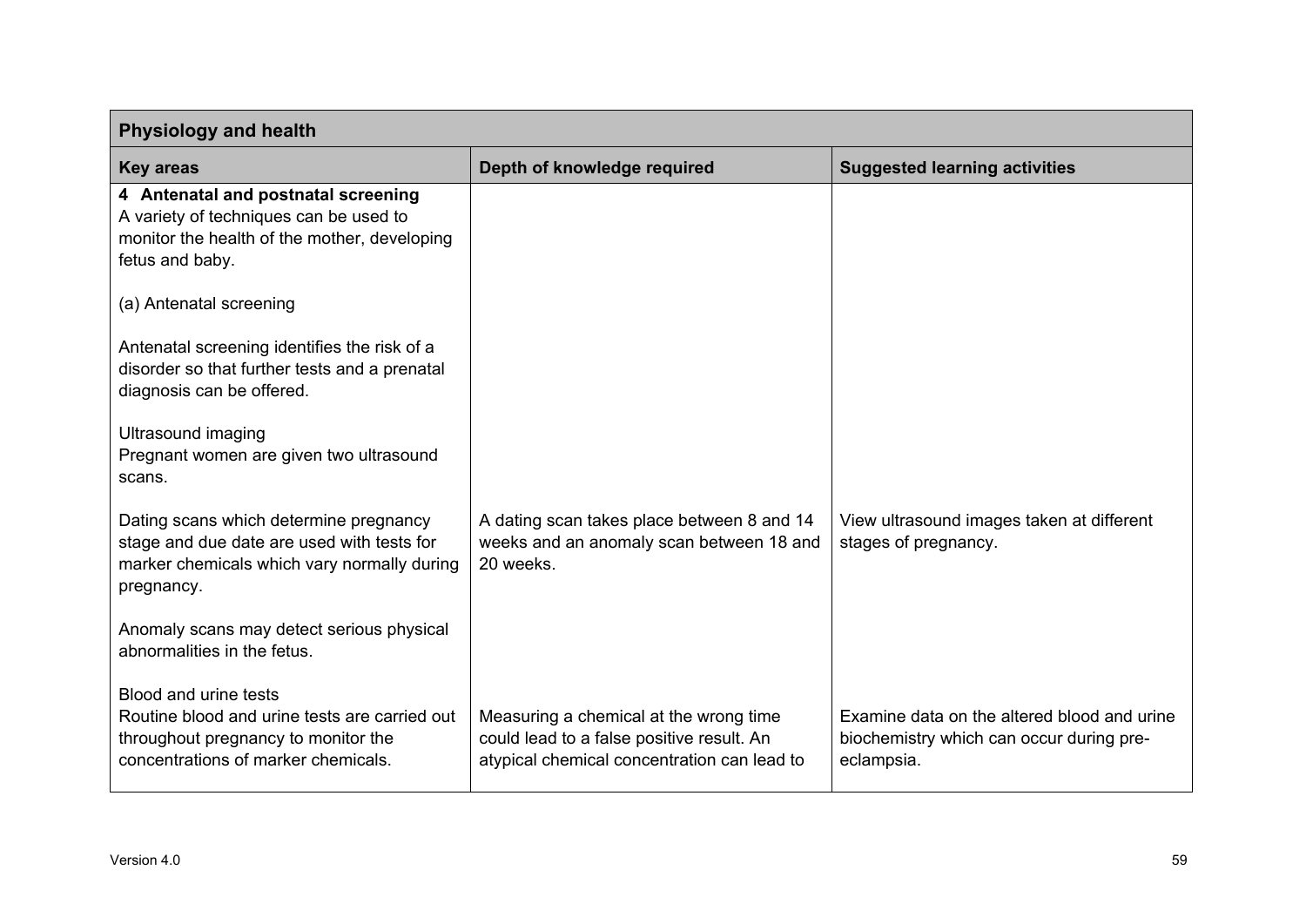| Physiology and health | | |
|---|---|---|
| **Key areas** | **Depth of knowledge required** | **Suggested learning activities** |
| **4 Antenatal and postnatal screening**<br>A variety of techniques can be used to monitor the health of the mother, developing fetus and baby.<br><br>(a) Antenatal screening<br><br>Antenatal screening identifies the risk of a disorder so that further tests and a prenatal diagnosis can be offered.<br><br>Ultrasound imaging<br>Pregnant women are given two ultrasound scans. | | |
| Dating scans which determine pregnancy stage and due date are used with tests for marker chemicals which vary normally during pregnancy.<br><br>Anomaly scans may detect serious physical abnormalities in the fetus. | A dating scan takes place between 8 and 14 weeks and an anomaly scan between 18 and 20 weeks. | View ultrasound images taken at different stages of pregnancy. |
| Blood and urine tests<br>Routine blood and urine tests are carried out throughout pregnancy to monitor the concentrations of marker chemicals. | Measuring a chemical at the wrong time could lead to a false positive result. An atypical chemical concentration can lead to | Examine data on the altered blood and urine biochemistry which can occur during pre-eclampsia. |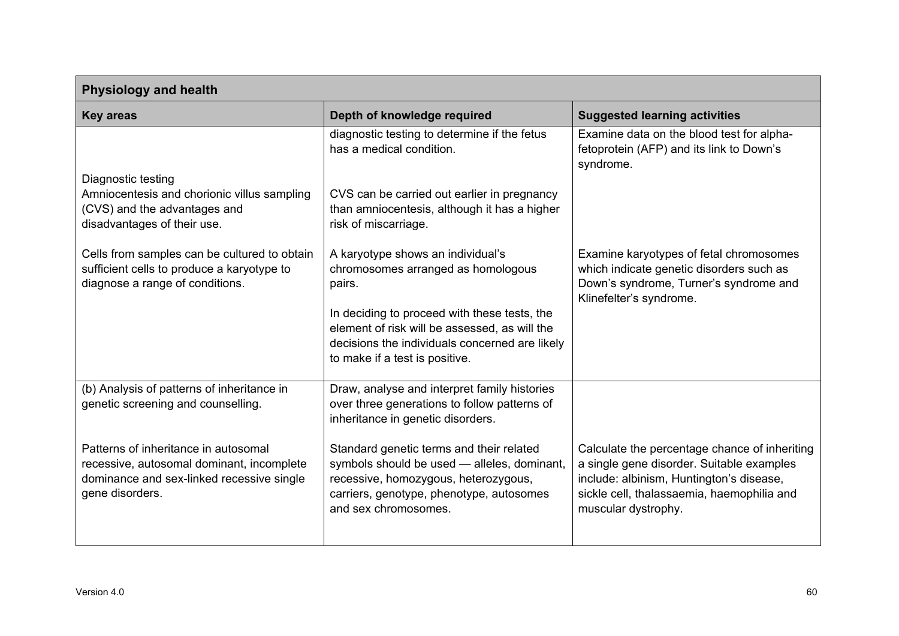| Physiology and health | | |
|---|---|---|
| **Key areas** | **Depth of knowledge required** | **Suggested learning activities** |
| Diagnostic testing<br>Amniocentesis and chorionic villus sampling (CVS) and the advantages and disadvantages of their use. | diagnostic testing to determine if the fetus has a medical condition.<br><br>CVS can be carried out earlier in pregnancy than amniocentesis, although it has a higher risk of miscarriage. | Examine data on the blood test for alpha-fetoprotein (AFP) and its link to Down's syndrome. |
| Cells from samples can be cultured to obtain sufficient cells to produce a karyotype to diagnose a range of conditions. | A karyotype shows an individual's chromosomes arranged as homologous pairs.<br><br>In deciding to proceed with these tests, the element of risk will be assessed, as will the decisions the individuals concerned are likely to make if a test is positive. | Examine karyotypes of fetal chromosomes which indicate genetic disorders such as Down's syndrome, Turner's syndrome and Klinefelter's syndrome. |
| (b) Analysis of patterns of inheritance in genetic screening and counselling. | Draw, analyse and interpret family histories over three generations to follow patterns of inheritance in genetic disorders. | |
| Patterns of inheritance in autosomal recessive, autosomal dominant, incomplete dominance and sex-linked recessive single gene disorders. | Standard genetic terms and their related symbols should be used — alleles, dominant, recessive, homozygous, heterozygous, carriers, genotype, phenotype, autosomes and sex chromosomes. | Calculate the percentage chance of inheriting a single gene disorder. Suitable examples include: albinism, Huntington's disease, sickle cell, thalassaemia, haemophilia and muscular dystrophy. |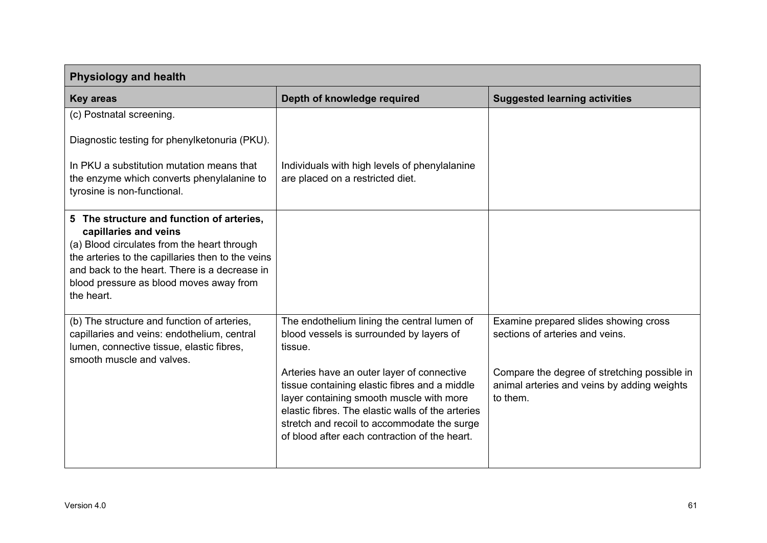| Physiology and health | | |
|---|---|---|
| **Key areas** | **Depth of knowledge required** | **Suggested learning activities** |
| (c) Postnatal screening.<br><br>Diagnostic testing for phenylketonuria (PKU).<br><br>In PKU a substitution mutation means that the enzyme which converts phenylalanine to tyrosine is non-functional. | <br><br><br><br>Individuals with high levels of phenylalanine are placed on a restricted diet. | |
| **5 The structure and function of arteries, capillaries and veins**<br>(a) Blood circulates from the heart through the arteries to the capillaries then to the veins and back to the heart. There is a decrease in blood pressure as blood moves away from the heart. | | |
| (b) The structure and function of arteries, capillaries and veins: endothelium, central lumen, connective tissue, elastic fibres, smooth muscle and valves. | The endothelium lining the central lumen of blood vessels is surrounded by layers of tissue.<br><br>Arteries have an outer layer of connective tissue containing elastic fibres and a middle layer containing smooth muscle with more elastic fibres. The elastic walls of the arteries stretch and recoil to accommodate the surge of blood after each contraction of the heart. | Examine prepared slides showing cross sections of arteries and veins.<br><br>Compare the degree of stretching possible in animal arteries and veins by adding weights to them. |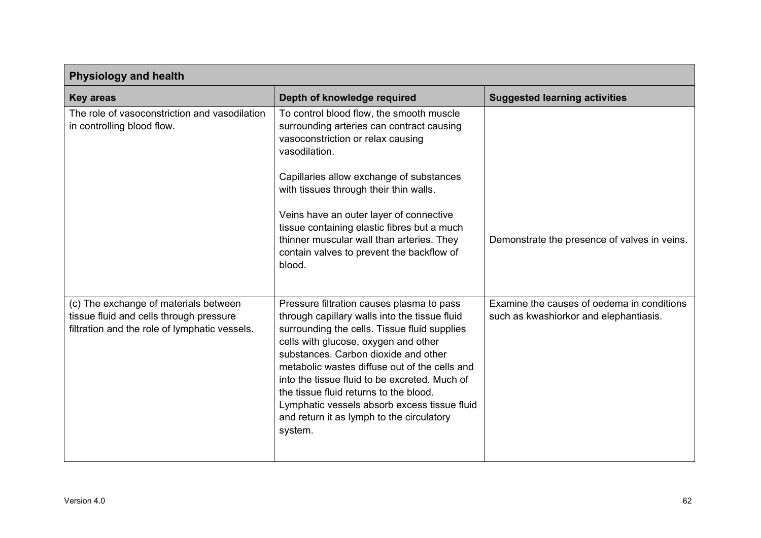| Physiology and health | | |
|---|---|---|
| **Key areas** | **Depth of knowledge required** | **Suggested learning activities** |
| The role of vasoconstriction and vasodilation in controlling blood flow. | To control blood flow, the smooth muscle surrounding arteries can contract causing vasoconstriction or relax causing vasodilation.<br><br>Capillaries allow exchange of substances with tissues through their thin walls.<br><br>Veins have an outer layer of connective tissue containing elastic fibres but a much thinner muscular wall than arteries. They contain valves to prevent the backflow of blood. | Demonstrate the presence of valves in veins. |
| (c) The exchange of materials between tissue fluid and cells through pressure filtration and the role of lymphatic vessels. | Pressure filtration causes plasma to pass through capillary walls into the tissue fluid surrounding the cells. Tissue fluid supplies cells with glucose, oxygen and other substances. Carbon dioxide and other metabolic wastes diffuse out of the cells and into the tissue fluid to be excreted. Much of the tissue fluid returns to the blood. Lymphatic vessels absorb excess tissue fluid and return it as lymph to the circulatory system. | Examine the causes of oedema in conditions such as kwashiorkor and elephantiasis. |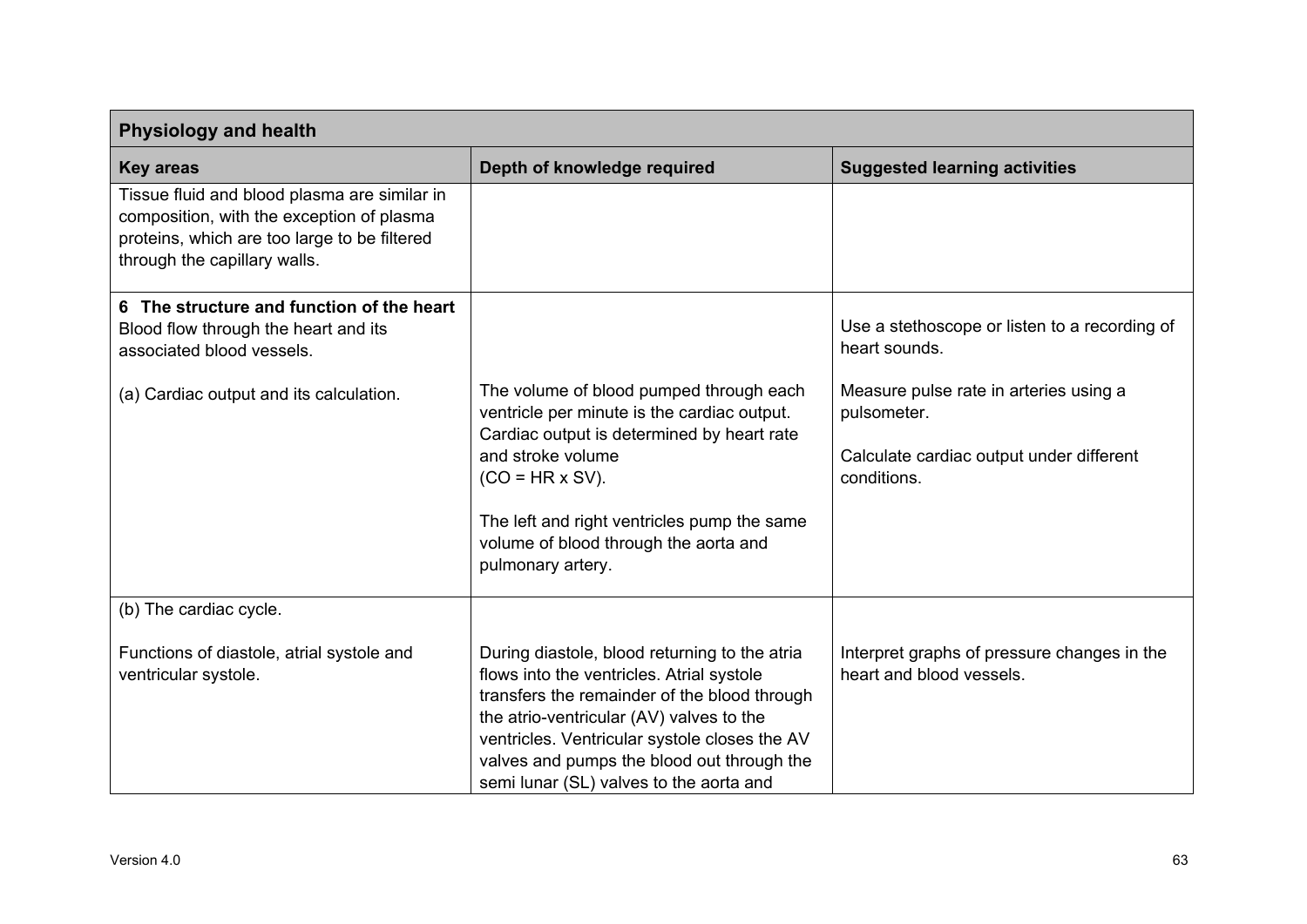| **Physiology and health** | | |
|---|---|---|
| **Key areas** | **Depth of knowledge required** | **Suggested learning activities** |
| Tissue fluid and blood plasma are similar in composition, with the exception of plasma proteins, which are too large to be filtered through the capillary walls. | | |
| **6 The structure and function of the heart**<br>Blood flow through the heart and its associated blood vessels.<br><br>(a) Cardiac output and its calculation. | The volume of blood pumped through each ventricle per minute is the cardiac output. Cardiac output is determined by heart rate and stroke volume<br>(CO = HR x SV).<br><br>The left and right ventricles pump the same volume of blood through the aorta and pulmonary artery. | Use a stethoscope or listen to a recording of heart sounds.<br><br>Measure pulse rate in arteries using a pulsometer.<br><br>Calculate cardiac output under different conditions. |
| (b) The cardiac cycle.<br><br>Functions of diastole, atrial systole and ventricular systole. | During diastole, blood returning to the atria flows into the ventricles. Atrial systole transfers the remainder of the blood through the atrio-ventricular (AV) valves to the ventricles. Ventricular systole closes the AV valves and pumps the blood out through the semi lunar (SL) valves to the aorta and | Interpret graphs of pressure changes in the heart and blood vessels. |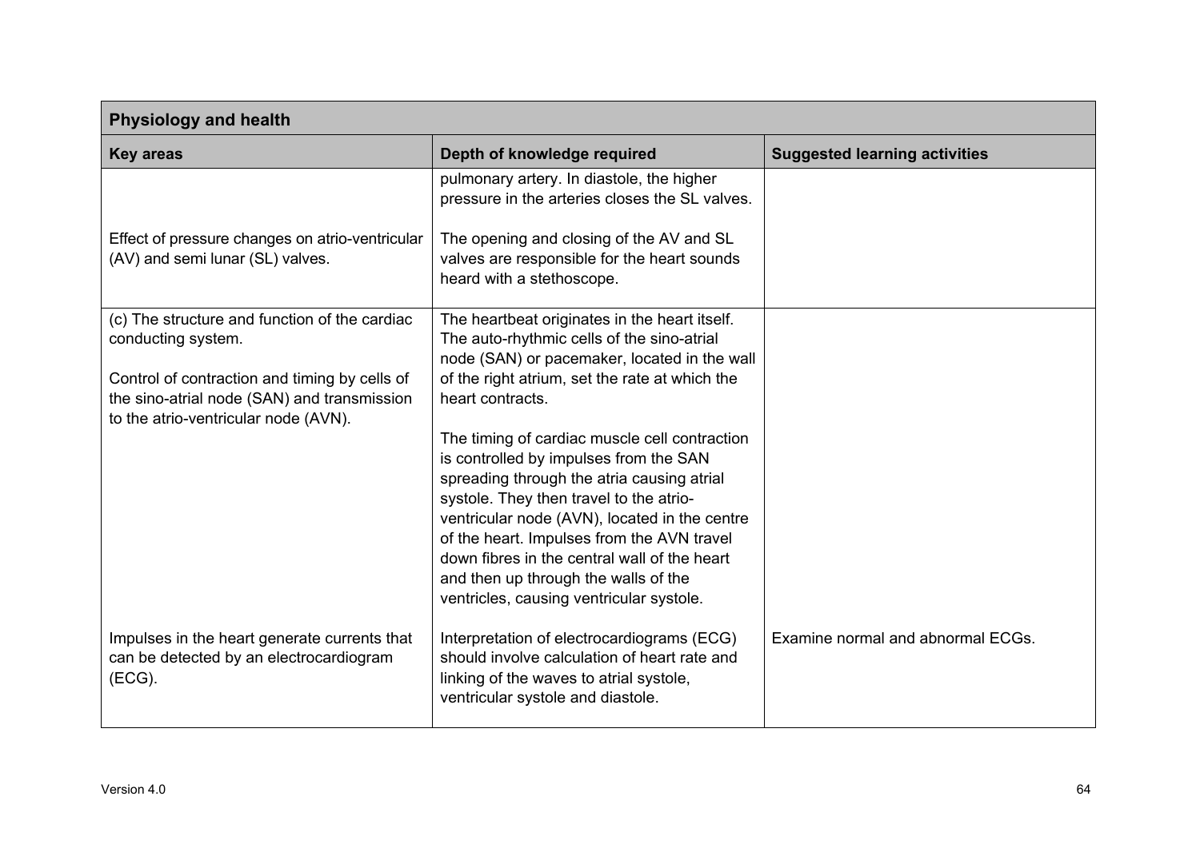| Physiology and health | | |
|---|---|---|
| **Key areas** | **Depth of knowledge required** | **Suggested learning activities** |
| Effect of pressure changes on atrio-ventricular (AV) and semi lunar (SL) valves. | pulmonary artery. In diastole, the higher pressure in the arteries closes the SL valves.<br><br>The opening and closing of the AV and SL valves are responsible for the heart sounds heard with a stethoscope. | |
| (c) The structure and function of the cardiac conducting system.<br><br>Control of contraction and timing by cells of the sino-atrial node (SAN) and transmission to the atrio-ventricular node (AVN). | The heartbeat originates in the heart itself. The auto-rhythmic cells of the sino-atrial node (SAN) or pacemaker, located in the wall of the right atrium, set the rate at which the heart contracts.<br><br>The timing of cardiac muscle cell contraction is controlled by impulses from the SAN spreading through the atria causing atrial systole. They then travel to the atrio-ventricular node (AVN), located in the centre of the heart. Impulses from the AVN travel down fibres in the central wall of the heart and then up through the walls of the ventricles, causing ventricular systole. | |
| Impulses in the heart generate currents that can be detected by an electrocardiogram (ECG). | Interpretation of electrocardiograms (ECG) should involve calculation of heart rate and linking of the waves to atrial systole, ventricular systole and diastole. | Examine normal and abnormal ECGs. |

Version 4.0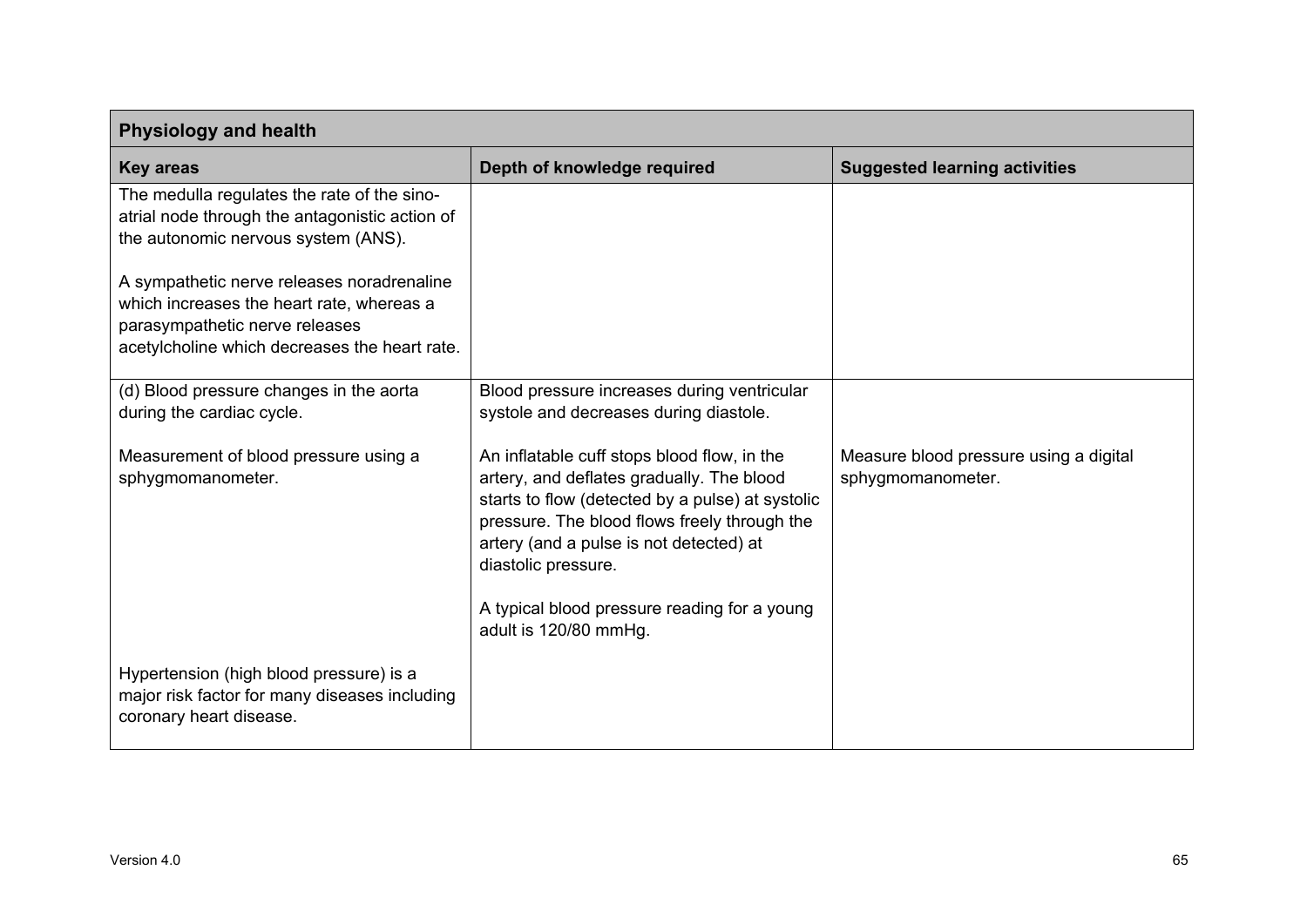| Physiology and health | | |
|---|---|---|
| **Key areas** | **Depth of knowledge required** | **Suggested learning activities** |
| The medulla regulates the rate of the sino-atrial node through the antagonistic action of the autonomic nervous system (ANS).<br><br>A sympathetic nerve releases noradrenaline which increases the heart rate, whereas a parasympathetic nerve releases acetylcholine which decreases the heart rate. | | |
| (d) Blood pressure changes in the aorta during the cardiac cycle.<br><br>Measurement of blood pressure using a sphygmomanometer.<br><br>Hypertension (high blood pressure) is a major risk factor for many diseases including coronary heart disease. | Blood pressure increases during ventricular systole and decreases during diastole.<br><br>An inflatable cuff stops blood flow, in the artery, and deflates gradually. The blood starts to flow (detected by a pulse) at systolic pressure. The blood flows freely through the artery (and a pulse is not detected) at diastolic pressure.<br><br>A typical blood pressure reading for a young adult is 120/80 mmHg. | Measure blood pressure using a digital sphygmomanometer. |

Version 4.0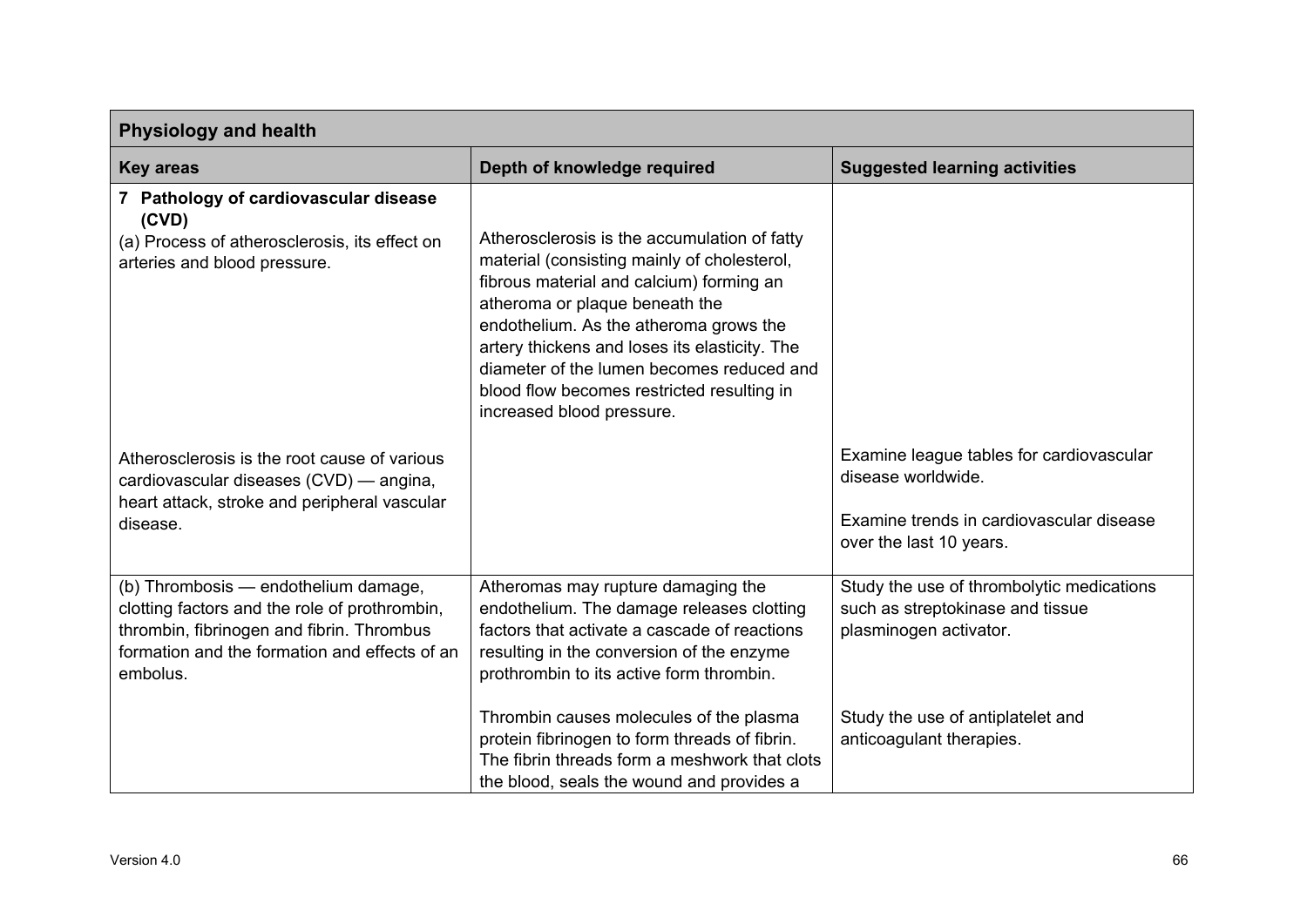| Physiology and health | | |
|---|---|---|
| **Key areas** | **Depth of knowledge required** | **Suggested learning activities** |
| **7 Pathology of cardiovascular disease (CVD)**<br>(a) Process of atherosclerosis, its effect on arteries and blood pressure. | Atherosclerosis is the accumulation of fatty material (consisting mainly of cholesterol, fibrous material and calcium) forming an atheroma or plaque beneath the endothelium. As the atheroma grows the artery thickens and loses its elasticity. The diameter of the lumen becomes reduced and blood flow becomes restricted resulting in increased blood pressure. | |
| Atherosclerosis is the root cause of various cardiovascular diseases (CVD) — angina, heart attack, stroke and peripheral vascular disease. | | Examine league tables for cardiovascular disease worldwide.<br><br>Examine trends in cardiovascular disease over the last 10 years. |
| (b) Thrombosis — endothelium damage, clotting factors and the role of prothrombin, thrombin, fibrinogen and fibrin. Thrombus formation and the formation and effects of an embolus. | Atheromas may rupture damaging the endothelium. The damage releases clotting factors that activate a cascade of reactions resulting in the conversion of the enzyme prothrombin to its active form thrombin.<br><br>Thrombin causes molecules of the plasma protein fibrinogen to form threads of fibrin. The fibrin threads form a meshwork that clots the blood, seals the wound and provides a | Study the use of thrombolytic medications such as streptokinase and tissue plasminogen activator.<br><br>Study the use of antiplatelet and anticoagulant therapies. |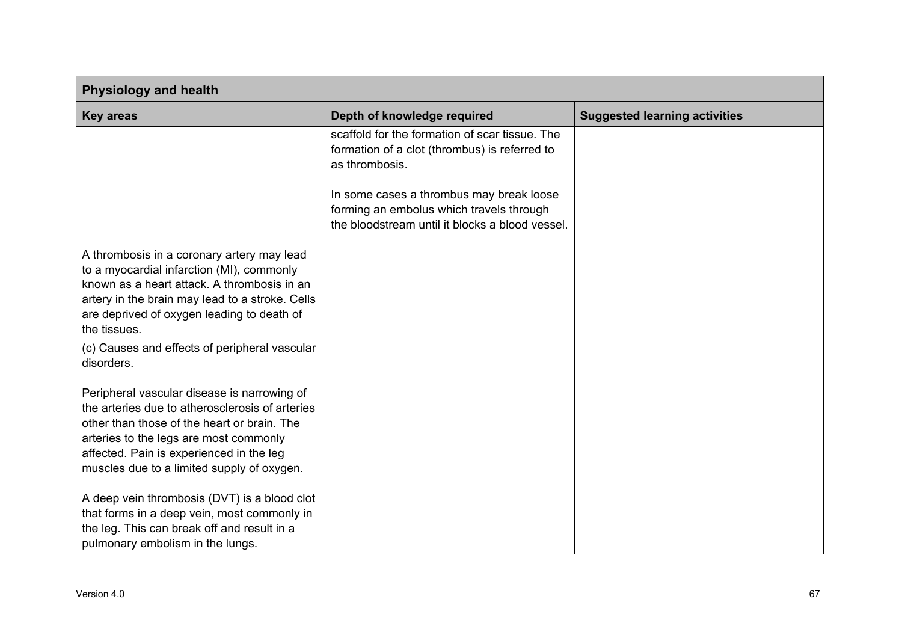| Physiology and health | | |
|---|---|---|
| **Key areas** | **Depth of knowledge required** | **Suggested learning activities** |
| | scaffold for the formation of scar tissue. The formation of a clot (thrombus) is referred to as thrombosis.<br><br>In some cases a thrombus may break loose forming an embolus which travels through the bloodstream until it blocks a blood vessel. | |
| A thrombosis in a coronary artery may lead to a myocardial infarction (MI), commonly known as a heart attack. A thrombosis in an artery in the brain may lead to a stroke. Cells are deprived of oxygen leading to death of the tissues. | | |
| (c) Causes and effects of peripheral vascular disorders.<br><br>Peripheral vascular disease is narrowing of the arteries due to atherosclerosis of arteries other than those of the heart or brain. The arteries to the legs are most commonly affected. Pain is experienced in the leg muscles due to a limited supply of oxygen.<br><br>A deep vein thrombosis (DVT) is a blood clot that forms in a deep vein, most commonly in the leg. This can break off and result in a pulmonary embolism in the lungs. | | |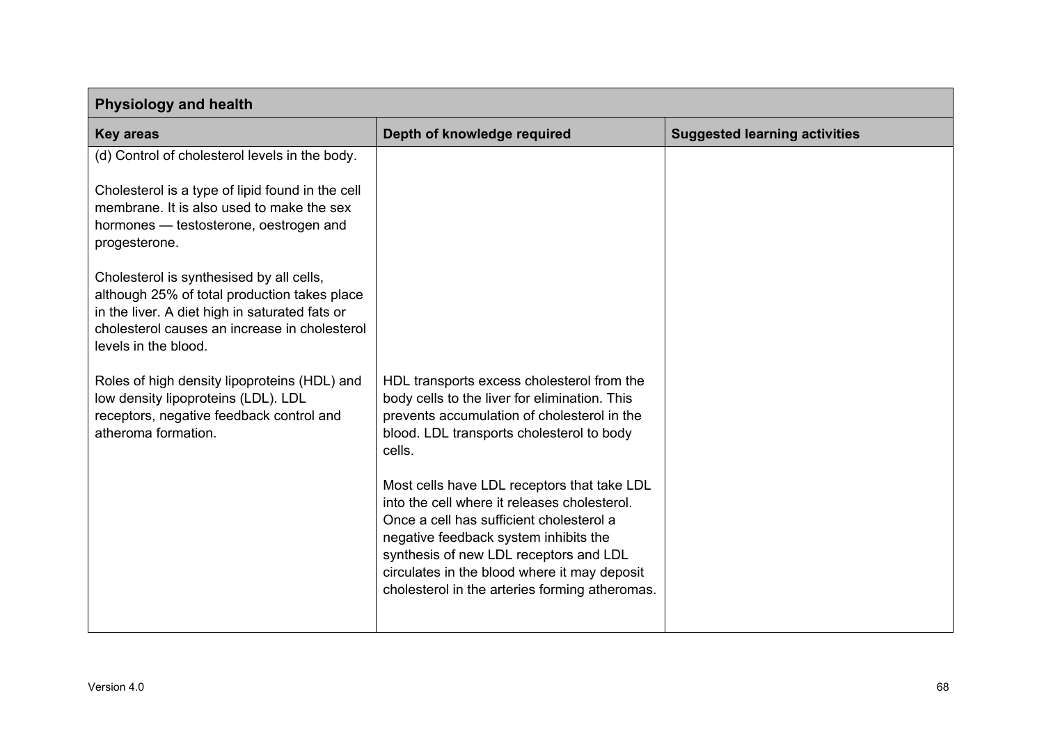| Physiology and health | | |
|---|---|---|
| **Key areas** | **Depth of knowledge required** | **Suggested learning activities** |
| (d) Control of cholesterol levels in the body.<br><br>Cholesterol is a type of lipid found in the cell membrane. It is also used to make the sex hormones — testosterone, oestrogen and progesterone.<br><br>Cholesterol is synthesised by all cells, although 25% of total production takes place in the liver. A diet high in saturated fats or cholesterol causes an increase in cholesterol levels in the blood. | | |
| Roles of high density lipoproteins (HDL) and low density lipoproteins (LDL). LDL receptors, negative feedback control and atheroma formation. | HDL transports excess cholesterol from the body cells to the liver for elimination. This prevents accumulation of cholesterol in the blood. LDL transports cholesterol to body cells.<br><br>Most cells have LDL receptors that take LDL into the cell where it releases cholesterol. Once a cell has sufficient cholesterol a negative feedback system inhibits the synthesis of new LDL receptors and LDL circulates in the blood where it may deposit cholesterol in the arteries forming atheromas. | |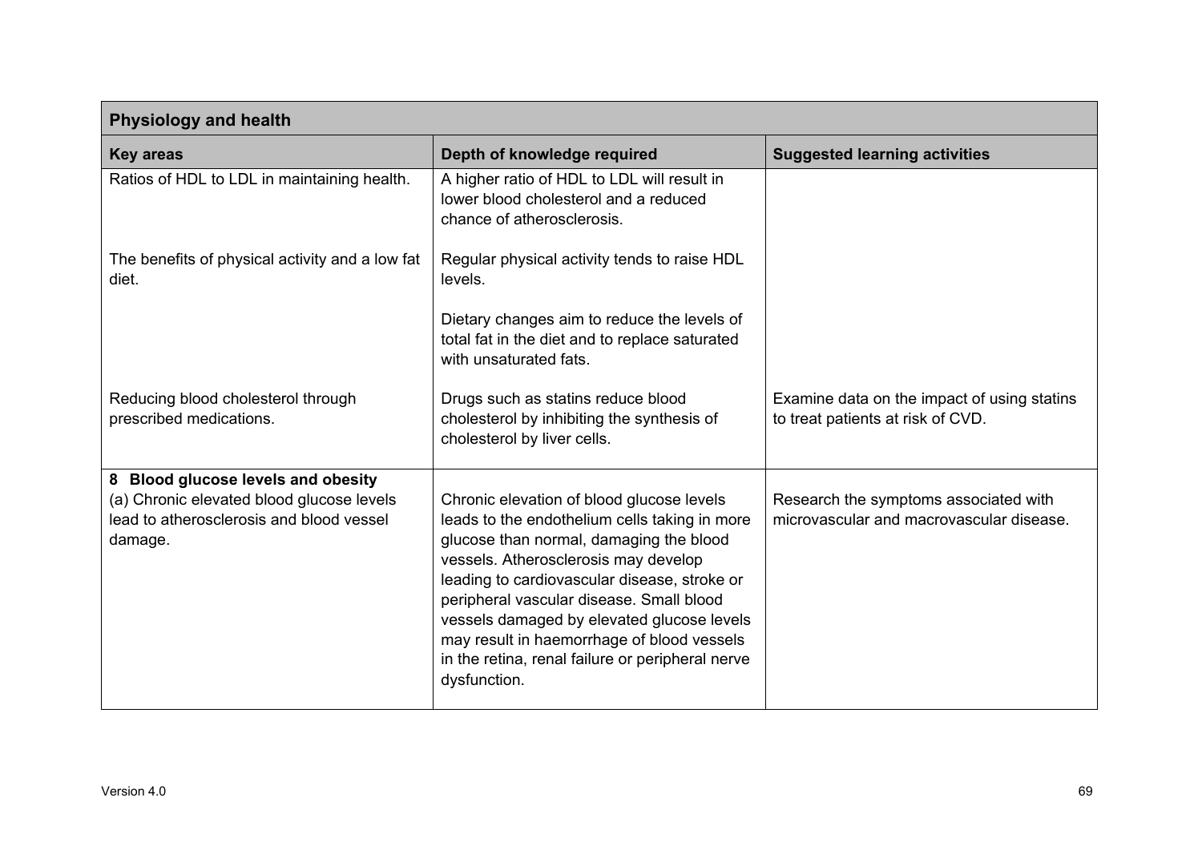| Physiology and health | | |
|---|---|---|
| **Key areas** | **Depth of knowledge required** | **Suggested learning activities** |
| Ratios of HDL to LDL in maintaining health. | A higher ratio of HDL to LDL will result in lower blood cholesterol and a reduced chance of atherosclerosis. | |
| The benefits of physical activity and a low fat diet. | Regular physical activity tends to raise HDL levels.<br><br>Dietary changes aim to reduce the levels of total fat in the diet and to replace saturated with unsaturated fats. | |
| Reducing blood cholesterol through prescribed medications. | Drugs such as statins reduce blood cholesterol by inhibiting the synthesis of cholesterol by liver cells. | Examine data on the impact of using statins to treat patients at risk of CVD. |
| **8 Blood glucose levels and obesity**<br>(a) Chronic elevated blood glucose levels lead to atherosclerosis and blood vessel damage. | Chronic elevation of blood glucose levels leads to the endothelium cells taking in more glucose than normal, damaging the blood vessels. Atherosclerosis may develop leading to cardiovascular disease, stroke or peripheral vascular disease. Small blood vessels damaged by elevated glucose levels may result in haemorrhage of blood vessels in the retina, renal failure or peripheral nerve dysfunction. | Research the symptoms associated with microvascular and macrovascular disease. |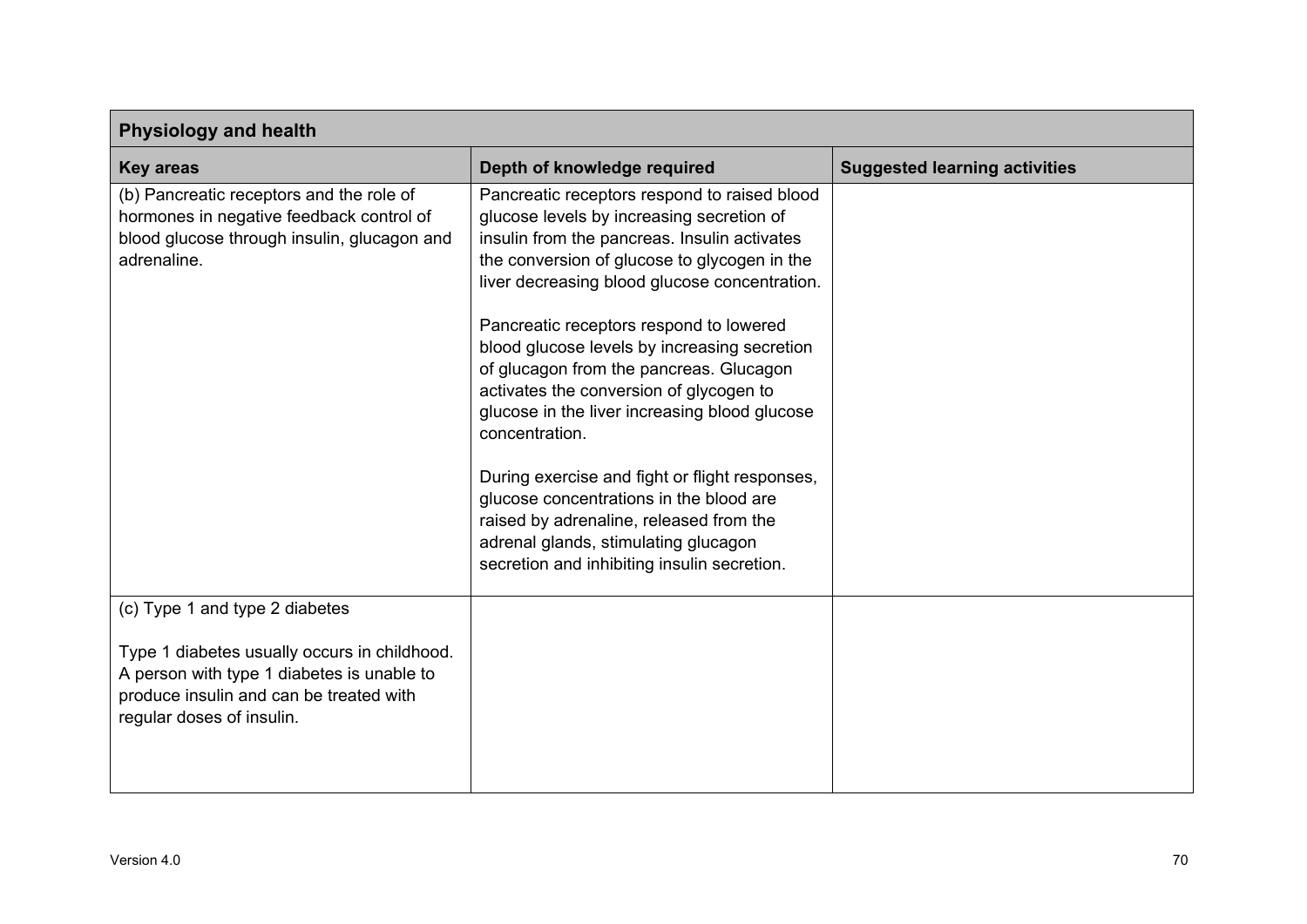| Physiology and health | | |
|---|---|---|
| **Key areas** | **Depth of knowledge required** | **Suggested learning activities** |
| (b) Pancreatic receptors and the role of hormones in negative feedback control of blood glucose through insulin, glucagon and adrenaline. | Pancreatic receptors respond to raised blood glucose levels by increasing secretion of insulin from the pancreas. Insulin activates the conversion of glucose to glycogen in the liver decreasing blood glucose concentration.<br><br>Pancreatic receptors respond to lowered blood glucose levels by increasing secretion of glucagon from the pancreas. Glucagon activates the conversion of glycogen to glucose in the liver increasing blood glucose concentration.<br><br>During exercise and fight or flight responses, glucose concentrations in the blood are raised by adrenaline, released from the adrenal glands, stimulating glucagon secretion and inhibiting insulin secretion. | |
| (c) Type 1 and type 2 diabetes<br><br>Type 1 diabetes usually occurs in childhood. A person with type 1 diabetes is unable to produce insulin and can be treated with regular doses of insulin. | | |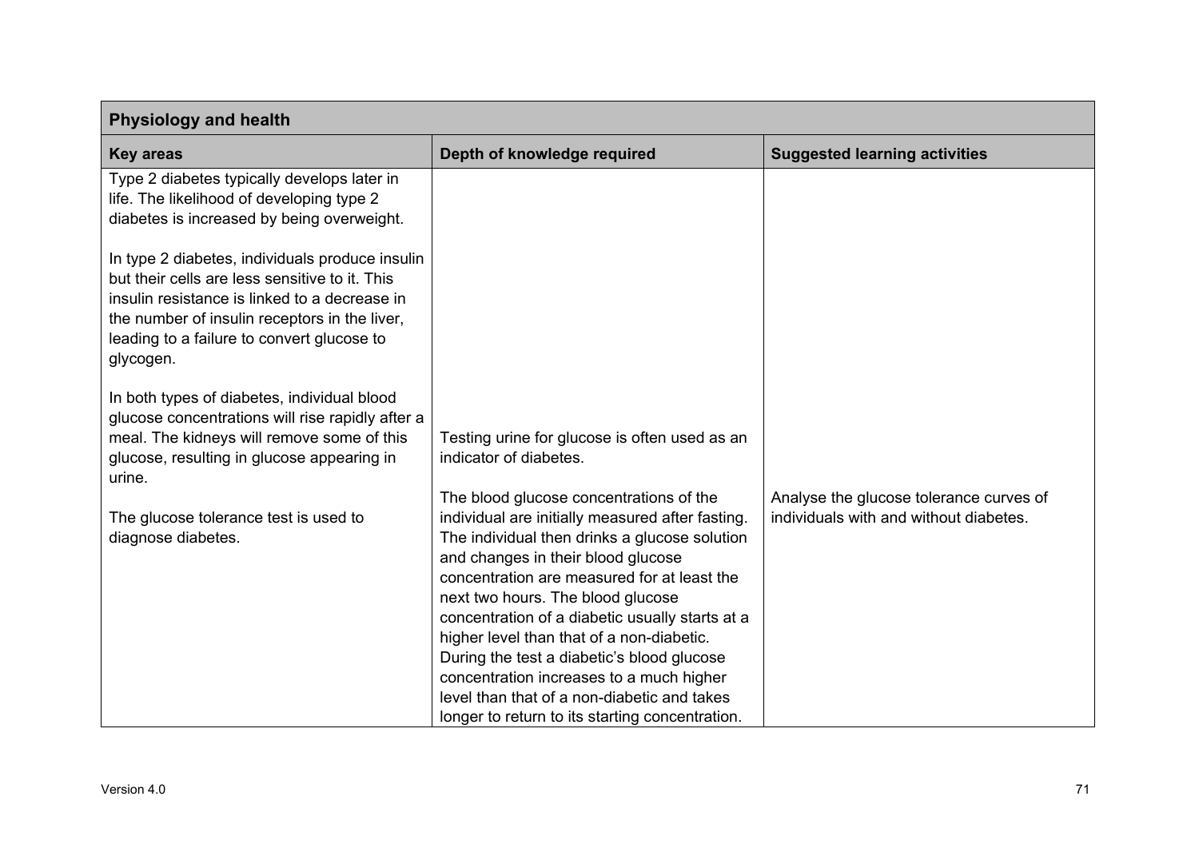| Physiology and health | | |
|---|---|---|
| **Key areas** | **Depth of knowledge required** | **Suggested learning activities** |
| Type 2 diabetes typically develops later in life. The likelihood of developing type 2 diabetes is increased by being overweight. | | |
| In type 2 diabetes, individuals produce insulin but their cells are less sensitive to it. This insulin resistance is linked to a decrease in the number of insulin receptors in the liver, leading to a failure to convert glucose to glycogen. | | |
| In both types of diabetes, individual blood glucose concentrations will rise rapidly after a meal. The kidneys will remove some of this glucose, resulting in glucose appearing in urine. | Testing urine for glucose is often used as an indicator of diabetes. | |
| The glucose tolerance test is used to diagnose diabetes. | The blood glucose concentrations of the individual are initially measured after fasting. The individual then drinks a glucose solution and changes in their blood glucose concentration are measured for at least the next two hours. The blood glucose concentration of a diabetic usually starts at a higher level than that of a non-diabetic. During the test a diabetic's blood glucose concentration increases to a much higher level than that of a non-diabetic and takes longer to return to its starting concentration. | Analyse the glucose tolerance curves of individuals with and without diabetes. |

Version 4.0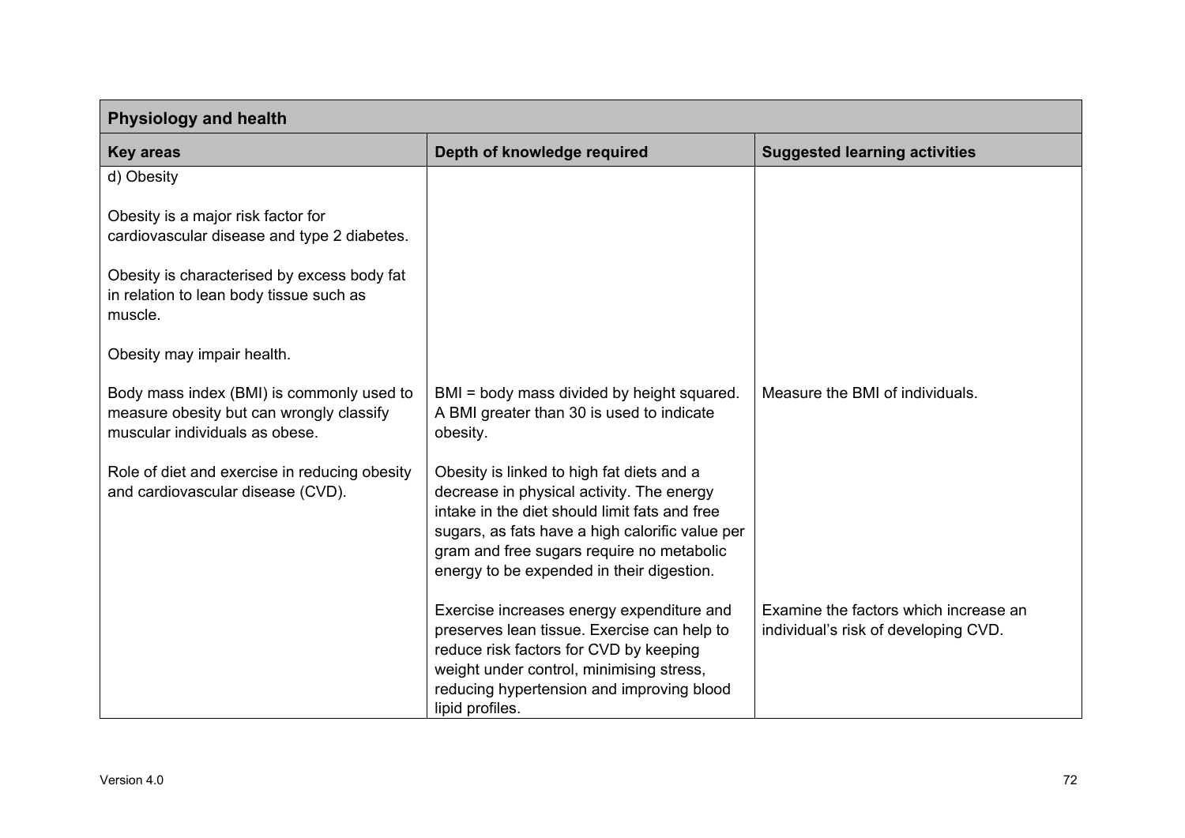| Physiology and health | | |
|---|---|---|
| **Key areas** | **Depth of knowledge required** | **Suggested learning activities** |
| d) Obesity<br><br>Obesity is a major risk factor for cardiovascular disease and type 2 diabetes.<br><br>Obesity is characterised by excess body fat in relation to lean body tissue such as muscle.<br><br>Obesity may impair health. | | |
| Body mass index (BMI) is commonly used to measure obesity but can wrongly classify muscular individuals as obese. | BMI = body mass divided by height squared. A BMI greater than 30 is used to indicate obesity. | Measure the BMI of individuals. |
| Role of diet and exercise in reducing obesity and cardiovascular disease (CVD). | Obesity is linked to high fat diets and a decrease in physical activity. The energy intake in the diet should limit fats and free sugars, as fats have a high calorific value per gram and free sugars require no metabolic energy to be expended in their digestion. | |
| | Exercise increases energy expenditure and preserves lean tissue. Exercise can help to reduce risk factors for CVD by keeping weight under control, minimising stress, reducing hypertension and improving blood lipid profiles. | Examine the factors which increase an individual's risk of developing CVD. |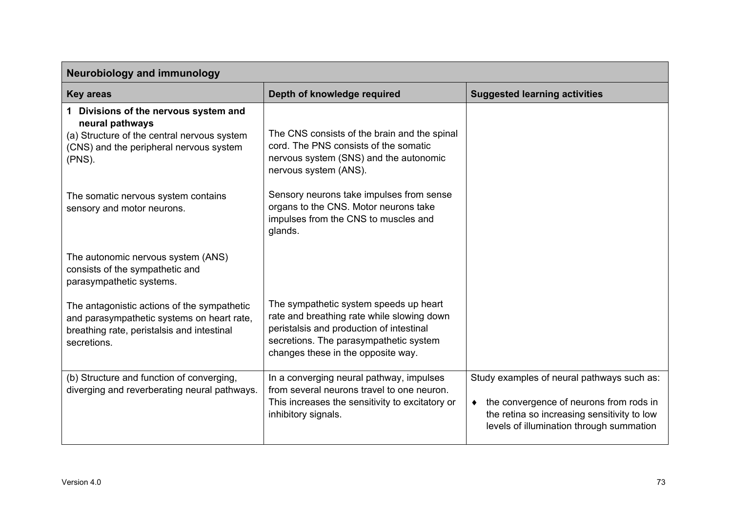| Neurobiology and immunology | | |
|---|---|---|
| **Key areas** | **Depth of knowledge required** | **Suggested learning activities** |
| **1 Divisions of the nervous system and neural pathways**<br>(a) Structure of the central nervous system (CNS) and the peripheral nervous system (PNS). | The CNS consists of the brain and the spinal cord. The PNS consists of the somatic nervous system (SNS) and the autonomic nervous system (ANS). | |
| The somatic nervous system contains sensory and motor neurons. | Sensory neurons take impulses from sense organs to the CNS. Motor neurons take impulses from the CNS to muscles and glands. | |
| The autonomic nervous system (ANS) consists of the sympathetic and parasympathetic systems. | | |
| The antagonistic actions of the sympathetic and parasympathetic systems on heart rate, breathing rate, peristalsis and intestinal secretions. | The sympathetic system speeds up heart rate and breathing rate while slowing down peristalsis and production of intestinal secretions. The parasympathetic system changes these in the opposite way. | |
| (b) Structure and function of converging, diverging and reverberating neural pathways. | In a converging neural pathway, impulses from several neurons travel to one neuron. This increases the sensitivity to excitatory or inhibitory signals. | Study examples of neural pathways such as:<br>♦ the convergence of neurons from rods in the retina so increasing sensitivity to low levels of illumination through summation |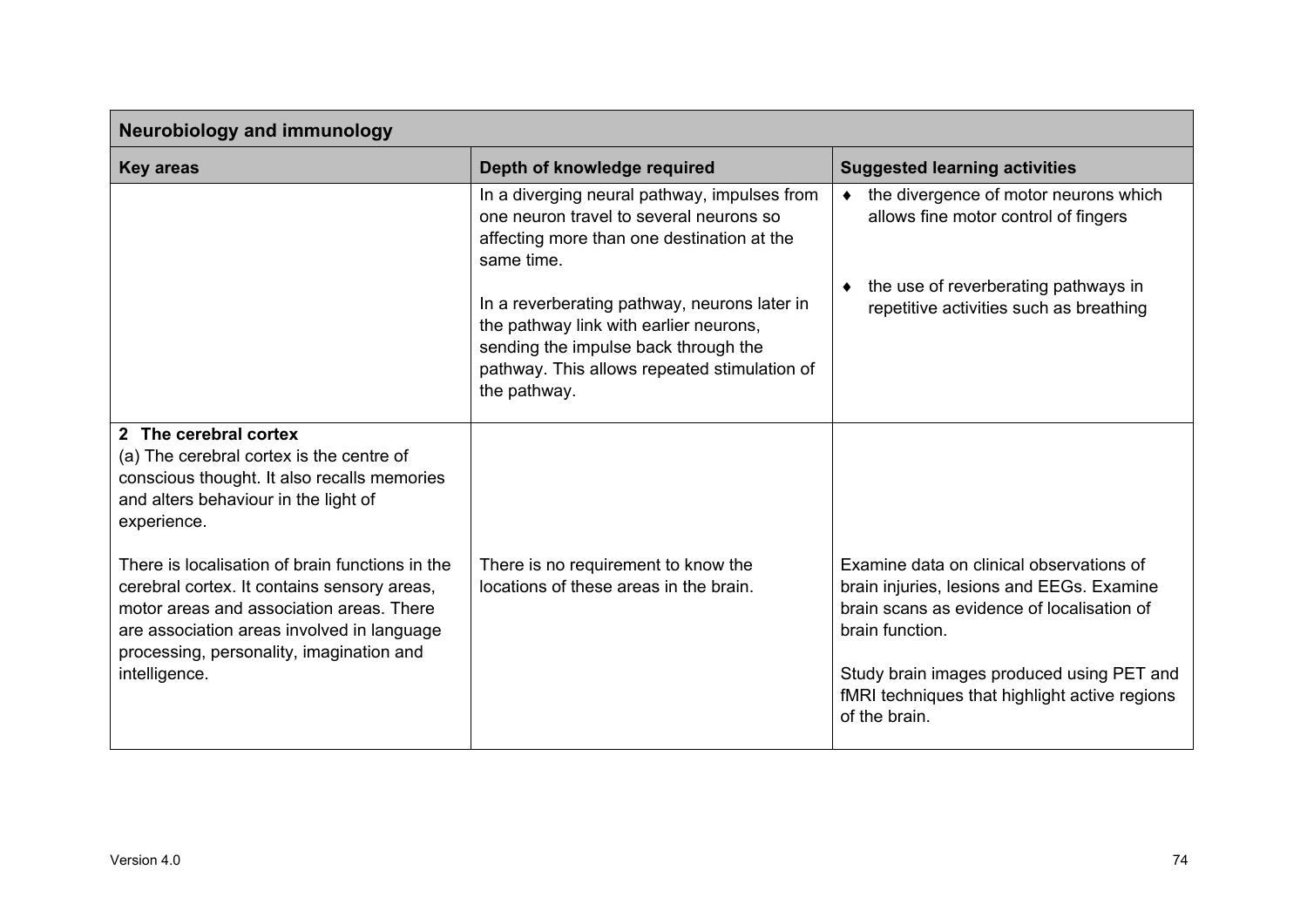| Neurobiology and immunology | | |
|---|---|---|
| **Key areas** | **Depth of knowledge required** | **Suggested learning activities** |
| | In a diverging neural pathway, impulses from one neuron travel to several neurons so affecting more than one destination at the same time.<br><br>In a reverberating pathway, neurons later in the pathway link with earlier neurons, sending the impulse back through the pathway. This allows repeated stimulation of the pathway. | ♦ the divergence of motor neurons which allows fine motor control of fingers<br><br>♦ the use of reverberating pathways in repetitive activities such as breathing |
| **2 The cerebral cortex**<br>(a) The cerebral cortex is the centre of conscious thought. It also recalls memories and alters behaviour in the light of experience. | | |
| There is localisation of brain functions in the cerebral cortex. It contains sensory areas, motor areas and association areas. There are association areas involved in language processing, personality, imagination and intelligence. | There is no requirement to know the locations of these areas in the brain. | Examine data on clinical observations of brain injuries, lesions and EEGs. Examine brain scans as evidence of localisation of brain function.<br><br>Study brain images produced using PET and fMRI techniques that highlight active regions of the brain. |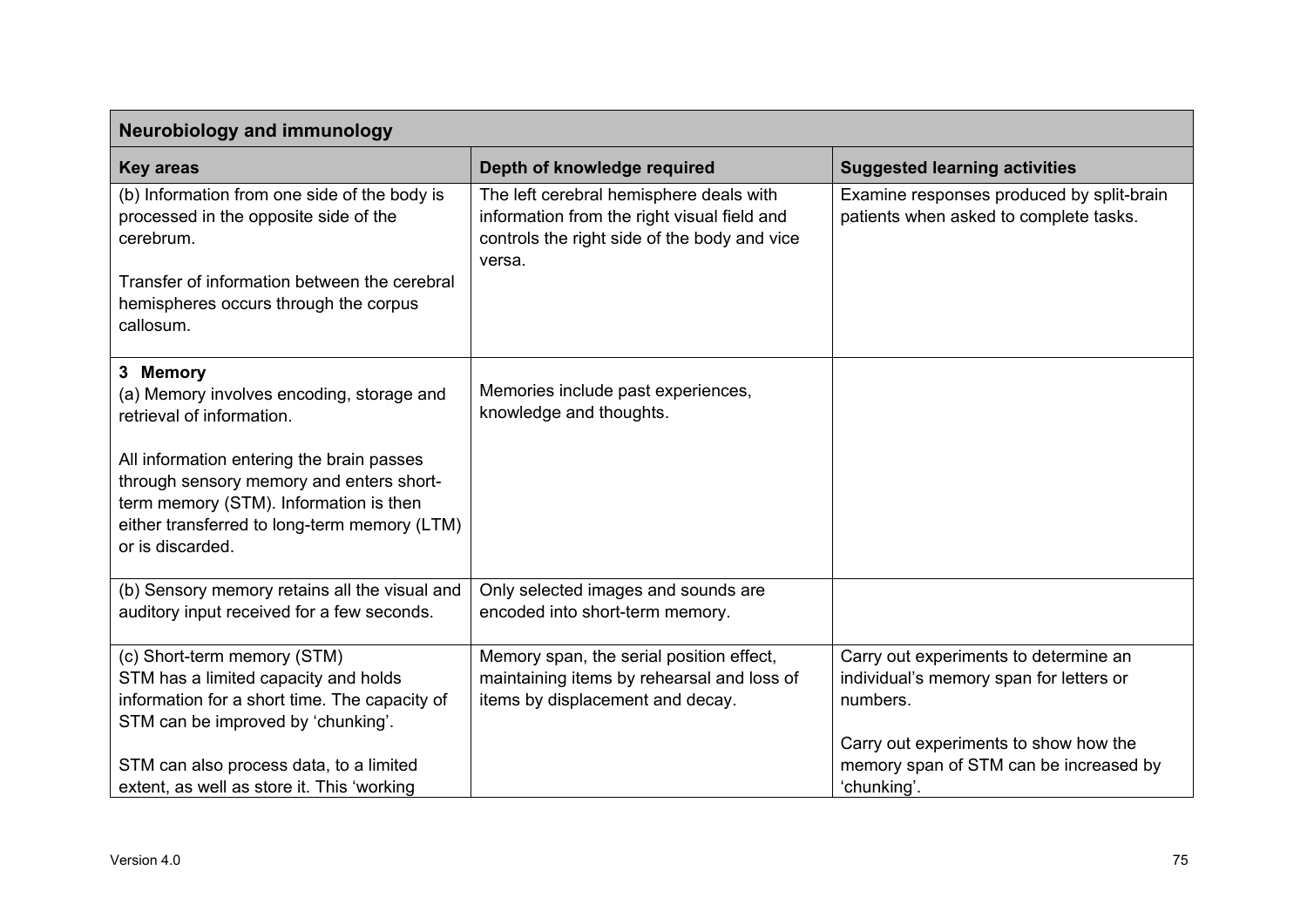| Neurobiology and immunology | | |
|---|---|---|
| **Key areas** | **Depth of knowledge required** | **Suggested learning activities** |
| (b) Information from one side of the body is processed in the opposite side of the cerebrum.<br><br>Transfer of information between the cerebral hemispheres occurs through the corpus callosum. | The left cerebral hemisphere deals with information from the right visual field and controls the right side of the body and vice versa. | Examine responses produced by split-brain patients when asked to complete tasks. |
| **3 Memory**<br>(a) Memory involves encoding, storage and retrieval of information.<br><br>All information entering the brain passes through sensory memory and enters short-term memory (STM). Information is then either transferred to long-term memory (LTM) or is discarded. | Memories include past experiences, knowledge and thoughts. | |
| (b) Sensory memory retains all the visual and auditory input received for a few seconds. | Only selected images and sounds are encoded into short-term memory. | |
| (c) Short-term memory (STM)<br>STM has a limited capacity and holds information for a short time. The capacity of STM can be improved by 'chunking'.<br><br>STM can also process data, to a limited extent, as well as store it. This 'working | Memory span, the serial position effect, maintaining items by rehearsal and loss of items by displacement and decay. | Carry out experiments to determine an individual's memory span for letters or numbers.<br><br>Carry out experiments to show how the memory span of STM can be increased by 'chunking'. |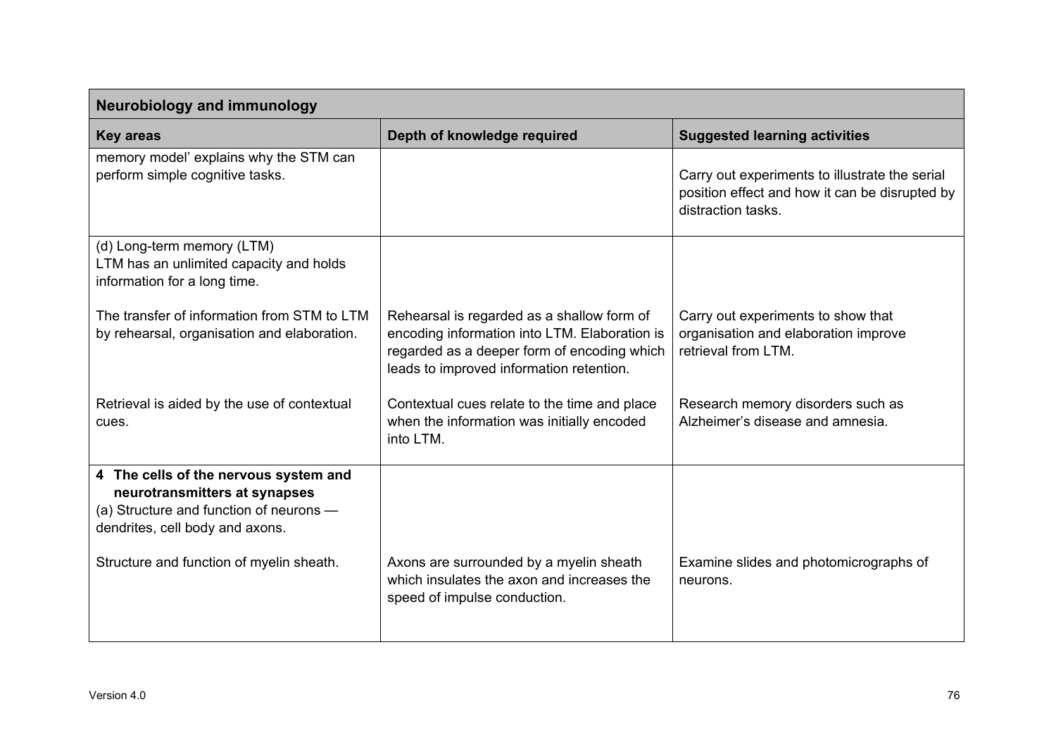| Neurobiology and immunology | | |
|---|---|---|
| **Key areas** | **Depth of knowledge required** | **Suggested learning activities** |
| memory model' explains why the STM can perform simple cognitive tasks. | | Carry out experiments to illustrate the serial position effect and how it can be disrupted by distraction tasks. |
| (d) Long-term memory (LTM)<br>LTM has an unlimited capacity and holds information for a long time.<br><br>The transfer of information from STM to LTM by rehearsal, organisation and elaboration.<br><br>Retrieval is aided by the use of contextual cues. | <br><br><br><br>Rehearsal is regarded as a shallow form of encoding information into LTM. Elaboration is regarded as a deeper form of encoding which leads to improved information retention.<br><br>Contextual cues relate to the time and place when the information was initially encoded into LTM. | <br><br><br><br>Carry out experiments to show that organisation and elaboration improve retrieval from LTM.<br><br>Research memory disorders such as Alzheimer's disease and amnesia. |
| **4 The cells of the nervous system and neurotransmitters at synapses**<br>(a) Structure and function of neurons — dendrites, cell body and axons.<br><br>Structure and function of myelin sheath. | <br><br><br><br>Axons are surrounded by a myelin sheath which insulates the axon and increases the speed of impulse conduction. | <br><br><br><br>Examine slides and photomicrographs of neurons. |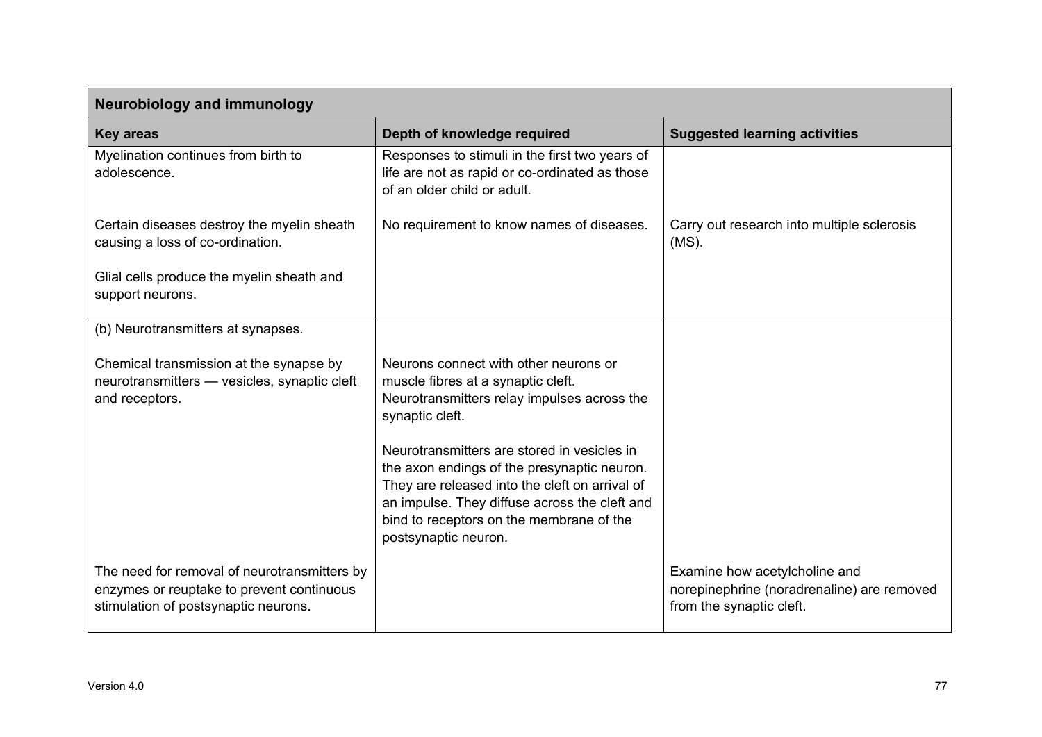| Neurobiology and immunology | | |
|---|---|---|
| **Key areas** | **Depth of knowledge required** | **Suggested learning activities** |
| Myelination continues from birth to adolescence. | Responses to stimuli in the first two years of life are not as rapid or co-ordinated as those of an older child or adult. | |
| Certain diseases destroy the myelin sheath causing a loss of co-ordination. | No requirement to know names of diseases. | Carry out research into multiple sclerosis (MS). |
| Glial cells produce the myelin sheath and support neurons. | | |
| (b) Neurotransmitters at synapses. | | |
| Chemical transmission at the synapse by neurotransmitters — vesicles, synaptic cleft and receptors. | Neurons connect with other neurons or muscle fibres at a synaptic cleft. Neurotransmitters relay impulses across the synaptic cleft.<br><br>Neurotransmitters are stored in vesicles in the axon endings of the presynaptic neuron. They are released into the cleft on arrival of an impulse. They diffuse across the cleft and bind to receptors on the membrane of the postsynaptic neuron. | |
| The need for removal of neurotransmitters by enzymes or reuptake to prevent continuous stimulation of postsynaptic neurons. | | Examine how acetylcholine and norepinephrine (noradrenaline) are removed from the synaptic cleft. |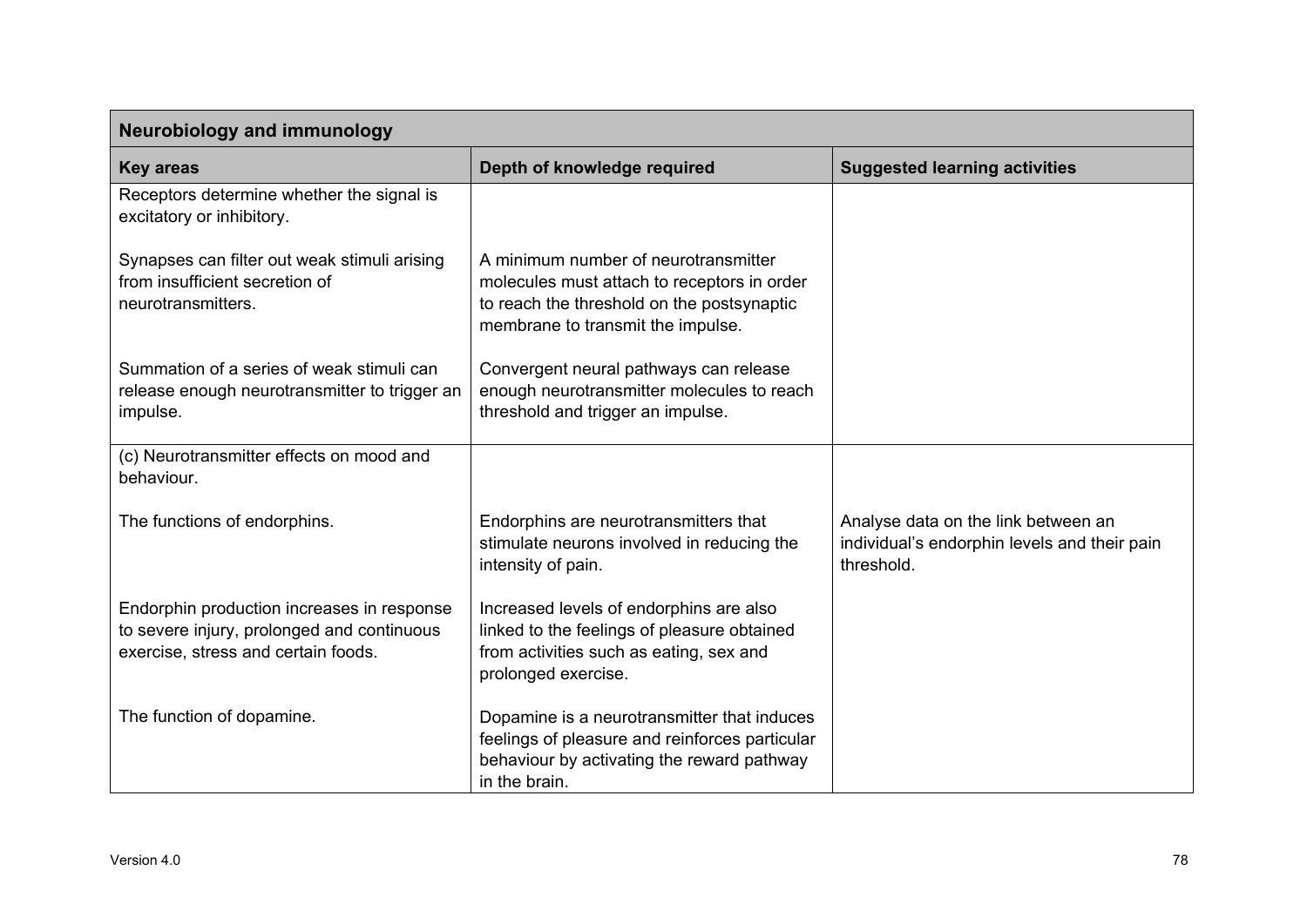| Neurobiology and immunology | | |
|---|---|---|
| **Key areas** | **Depth of knowledge required** | **Suggested learning activities** |
| Receptors determine whether the signal is excitatory or inhibitory. | | |
| Synapses can filter out weak stimuli arising from insufficient secretion of neurotransmitters. | A minimum number of neurotransmitter molecules must attach to receptors in order to reach the threshold on the postsynaptic membrane to transmit the impulse. | |
| Summation of a series of weak stimuli can release enough neurotransmitter to trigger an impulse. | Convergent neural pathways can release enough neurotransmitter molecules to reach threshold and trigger an impulse. | |
| (c) Neurotransmitter effects on mood and behaviour. | | |
| The functions of endorphins. | Endorphins are neurotransmitters that stimulate neurons involved in reducing the intensity of pain. | Analyse data on the link between an individual's endorphin levels and their pain threshold. |
| Endorphin production increases in response to severe injury, prolonged and continuous exercise, stress and certain foods. | Increased levels of endorphins are also linked to the feelings of pleasure obtained from activities such as eating, sex and prolonged exercise. | |
| The function of dopamine. | Dopamine is a neurotransmitter that induces feelings of pleasure and reinforces particular behaviour by activating the reward pathway in the brain. | |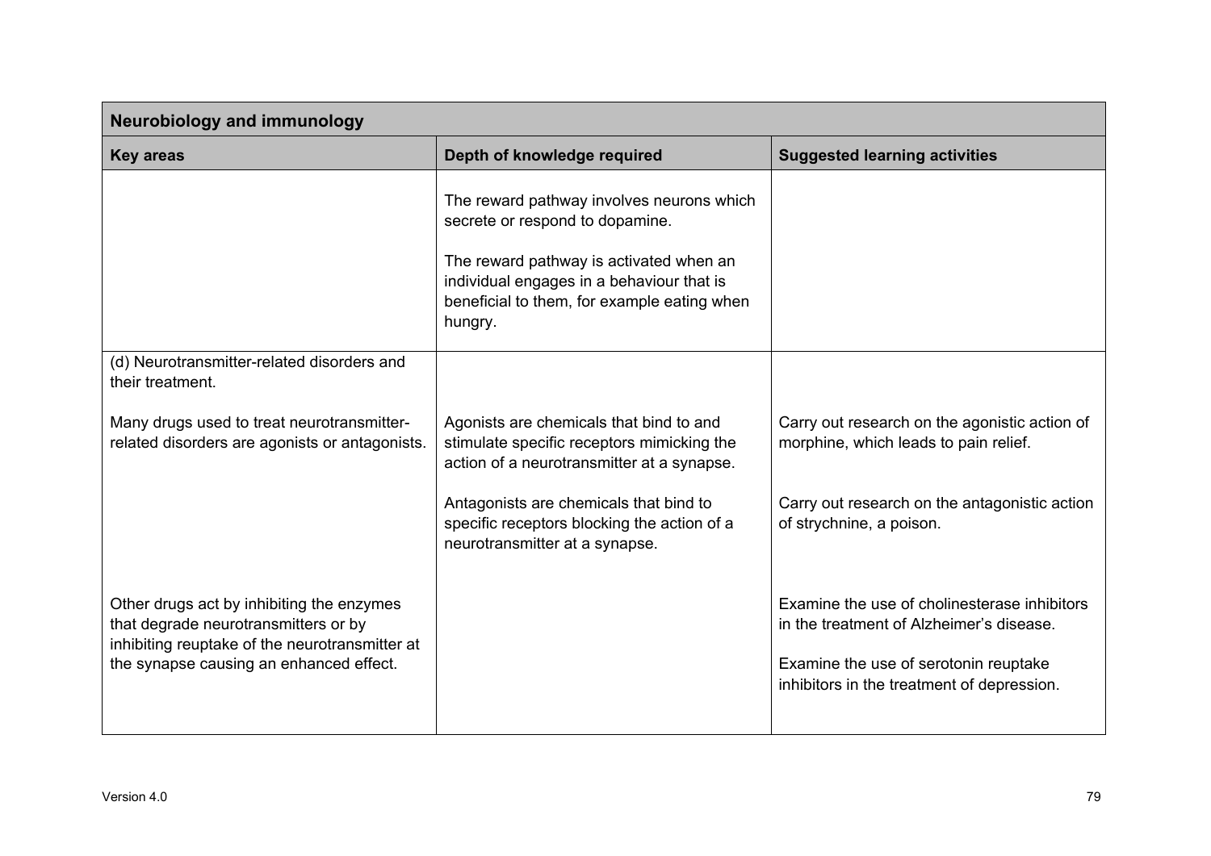| Neurobiology and immunology | | |
|---|---|---|
| **Key areas** | **Depth of knowledge required** | **Suggested learning activities** |
| | The reward pathway involves neurons which secrete or respond to dopamine.<br><br>The reward pathway is activated when an individual engages in a behaviour that is beneficial to them, for example eating when hungry. | |
| (d) Neurotransmitter-related disorders and their treatment.<br><br>Many drugs used to treat neurotransmitter-related disorders are agonists or antagonists. | Agonists are chemicals that bind to and stimulate specific receptors mimicking the action of a neurotransmitter at a synapse.<br><br>Antagonists are chemicals that bind to specific receptors blocking the action of a neurotransmitter at a synapse. | Carry out research on the agonistic action of morphine, which leads to pain relief.<br><br>Carry out research on the antagonistic action of strychnine, a poison. |
| Other drugs act by inhibiting the enzymes that degrade neurotransmitters or by inhibiting reuptake of the neurotransmitter at the synapse causing an enhanced effect. | | Examine the use of cholinesterase inhibitors in the treatment of Alzheimer's disease.<br><br>Examine the use of serotonin reuptake inhibitors in the treatment of depression. |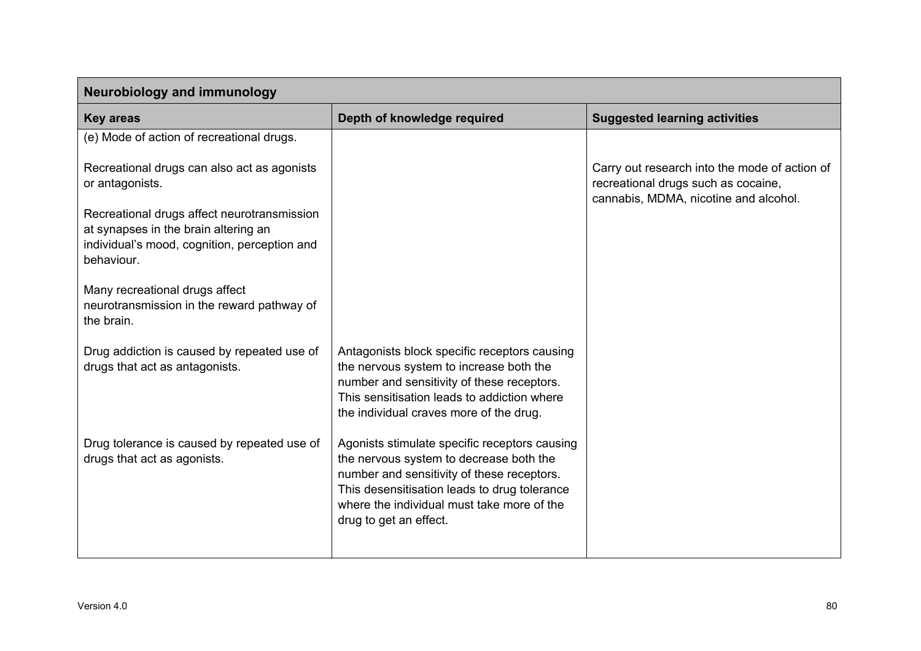| Neurobiology and immunology | | |
|---|---|---|
| **Key areas** | **Depth of knowledge required** | **Suggested learning activities** |
| (e) Mode of action of recreational drugs.<br><br>Recreational drugs can also act as agonists or antagonists.<br><br>Recreational drugs affect neurotransmission at synapses in the brain altering an individual's mood, cognition, perception and behaviour.<br><br>Many recreational drugs affect neurotransmission in the reward pathway of the brain. | | Carry out research into the mode of action of recreational drugs such as cocaine, cannabis, MDMA, nicotine and alcohol. |
| Drug addiction is caused by repeated use of drugs that act as antagonists. | Antagonists block specific receptors causing the nervous system to increase both the number and sensitivity of these receptors. This sensitisation leads to addiction where the individual craves more of the drug. | |
| Drug tolerance is caused by repeated use of drugs that act as agonists. | Agonists stimulate specific receptors causing the nervous system to decrease both the number and sensitivity of these receptors. This desensitisation leads to drug tolerance where the individual must take more of the drug to get an effect. | |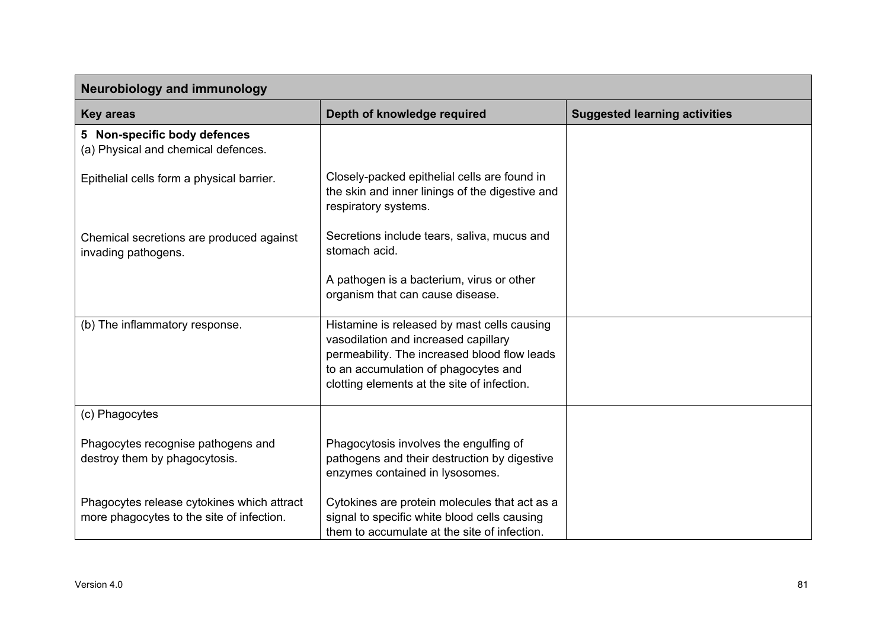| Neurobiology and immunology | | |
|---|---|---|
| **Key areas** | **Depth of knowledge required** | **Suggested learning activities** |
| **5 Non-specific body defences**<br>(a) Physical and chemical defences. | | |
| Epithelial cells form a physical barrier. | Closely-packed epithelial cells are found in the skin and inner linings of the digestive and respiratory systems. | |
| Chemical secretions are produced against invading pathogens. | Secretions include tears, saliva, mucus and stomach acid.<br><br>A pathogen is a bacterium, virus or other organism that can cause disease. | |
| (b) The inflammatory response. | Histamine is released by mast cells causing vasodilation and increased capillary permeability. The increased blood flow leads to an accumulation of phagocytes and clotting elements at the site of infection. | |
| (c) Phagocytes | | |
| Phagocytes recognise pathogens and destroy them by phagocytosis. | Phagocytosis involves the engulfing of pathogens and their destruction by digestive enzymes contained in lysosomes. | |
| Phagocytes release cytokines which attract more phagocytes to the site of infection. | Cytokines are protein molecules that act as a signal to specific white blood cells causing them to accumulate at the site of infection. | |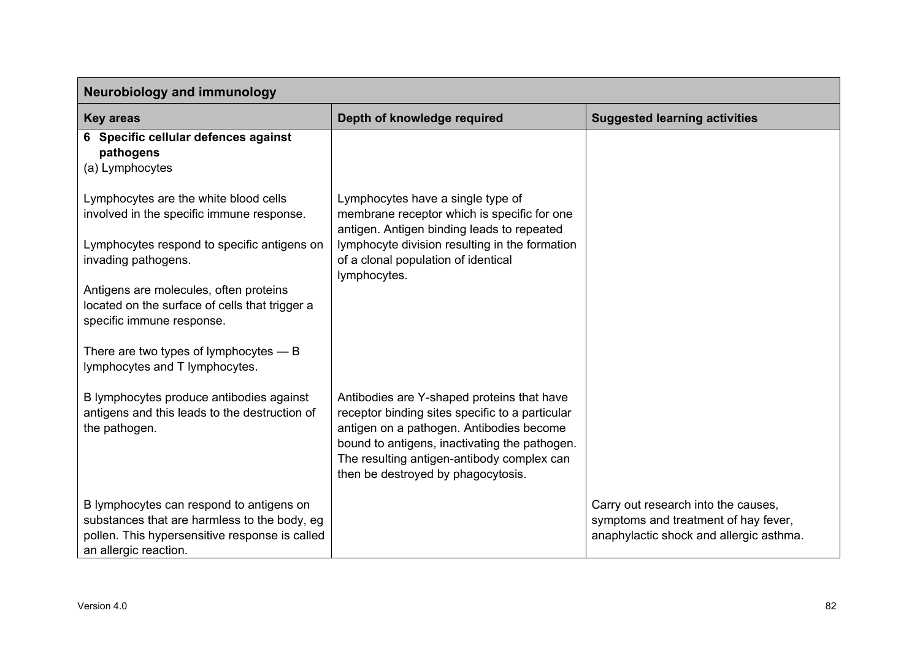| Neurobiology and immunology | | |
|---|---|---|
| **Key areas** | **Depth of knowledge required** | **Suggested learning activities** |
| **6 Specific cellular defences against pathogens**<br>(a) Lymphocytes | | |
| Lymphocytes are the white blood cells involved in the specific immune response.<br><br>Lymphocytes respond to specific antigens on invading pathogens.<br><br>Antigens are molecules, often proteins located on the surface of cells that trigger a specific immune response.<br><br>There are two types of lymphocytes — B lymphocytes and T lymphocytes. | Lymphocytes have a single type of membrane receptor which is specific for one antigen. Antigen binding leads to repeated lymphocyte division resulting in the formation of a clonal population of identical lymphocytes. | |
| B lymphocytes produce antibodies against antigens and this leads to the destruction of the pathogen. | Antibodies are Y-shaped proteins that have receptor binding sites specific to a particular antigen on a pathogen. Antibodies become bound to antigens, inactivating the pathogen. The resulting antigen-antibody complex can then be destroyed by phagocytosis. | |
| B lymphocytes can respond to antigens on substances that are harmless to the body, eg pollen. This hypersensitive response is called an allergic reaction. | | Carry out research into the causes, symptoms and treatment of hay fever, anaphylactic shock and allergic asthma. |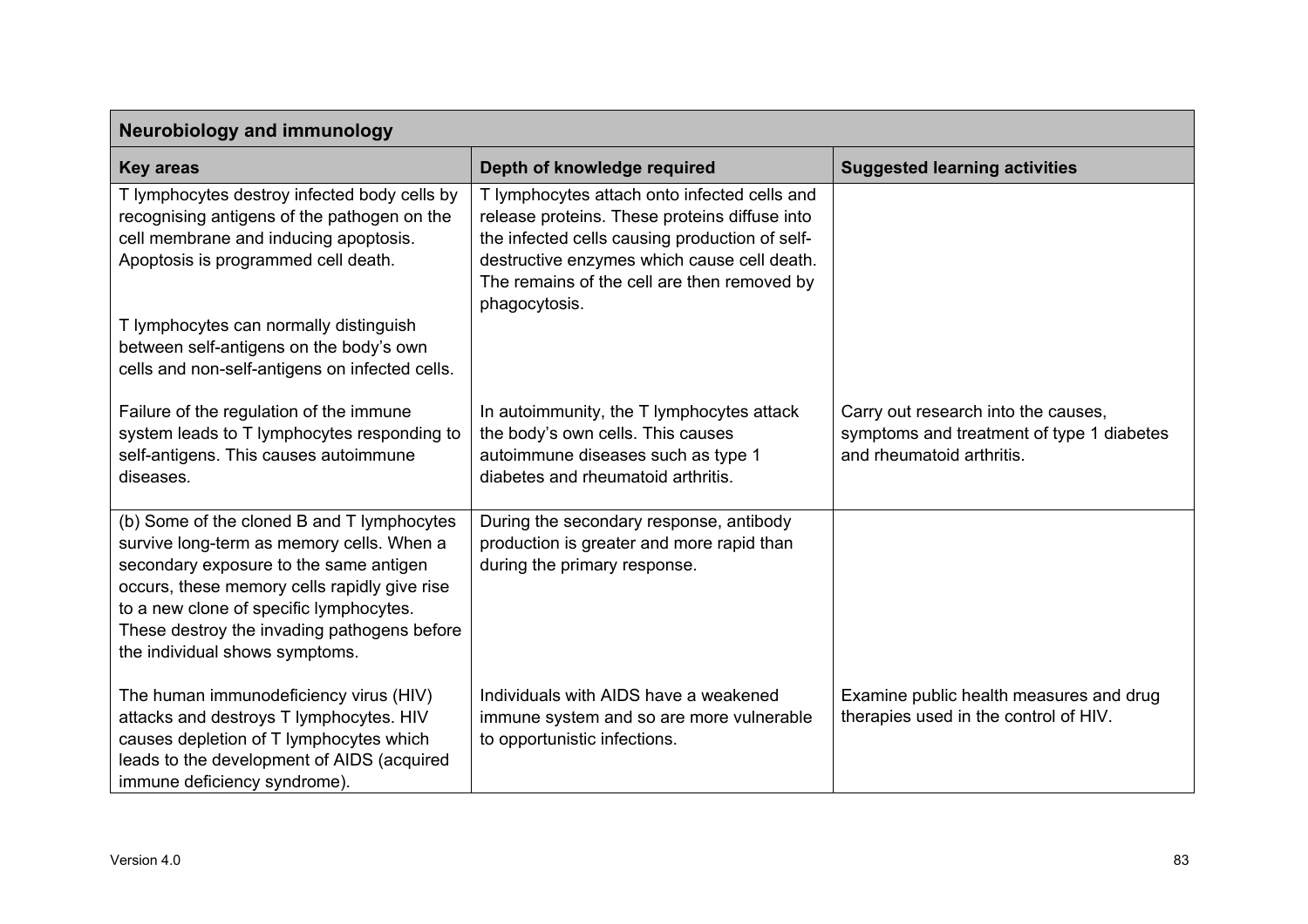| Neurobiology and immunology | | |
|---|---|---|
| **Key areas** | **Depth of knowledge required** | **Suggested learning activities** |
| T lymphocytes destroy infected body cells by recognising antigens of the pathogen on the cell membrane and inducing apoptosis. Apoptosis is programmed cell death.<br><br>T lymphocytes can normally distinguish between self-antigens on the body's own cells and non-self-antigens on infected cells. | T lymphocytes attach onto infected cells and release proteins. These proteins diffuse into the infected cells causing production of self-destructive enzymes which cause cell death. The remains of the cell are then removed by phagocytosis. | |
| Failure of the regulation of the immune system leads to T lymphocytes responding to self-antigens. This causes autoimmune diseases. | In autoimmunity, the T lymphocytes attack the body's own cells. This causes autoimmune diseases such as type 1 diabetes and rheumatoid arthritis. | Carry out research into the causes, symptoms and treatment of type 1 diabetes and rheumatoid arthritis. |
| (b) Some of the cloned B and T lymphocytes survive long-term as memory cells. When a secondary exposure to the same antigen occurs, these memory cells rapidly give rise to a new clone of specific lymphocytes. These destroy the invading pathogens before the individual shows symptoms. | During the secondary response, antibody production is greater and more rapid than during the primary response. | |
| The human immunodeficiency virus (HIV) attacks and destroys T lymphocytes. HIV causes depletion of T lymphocytes which leads to the development of AIDS (acquired immune deficiency syndrome). | Individuals with AIDS have a weakened immune system and so are more vulnerable to opportunistic infections. | Examine public health measures and drug therapies used in the control of HIV. |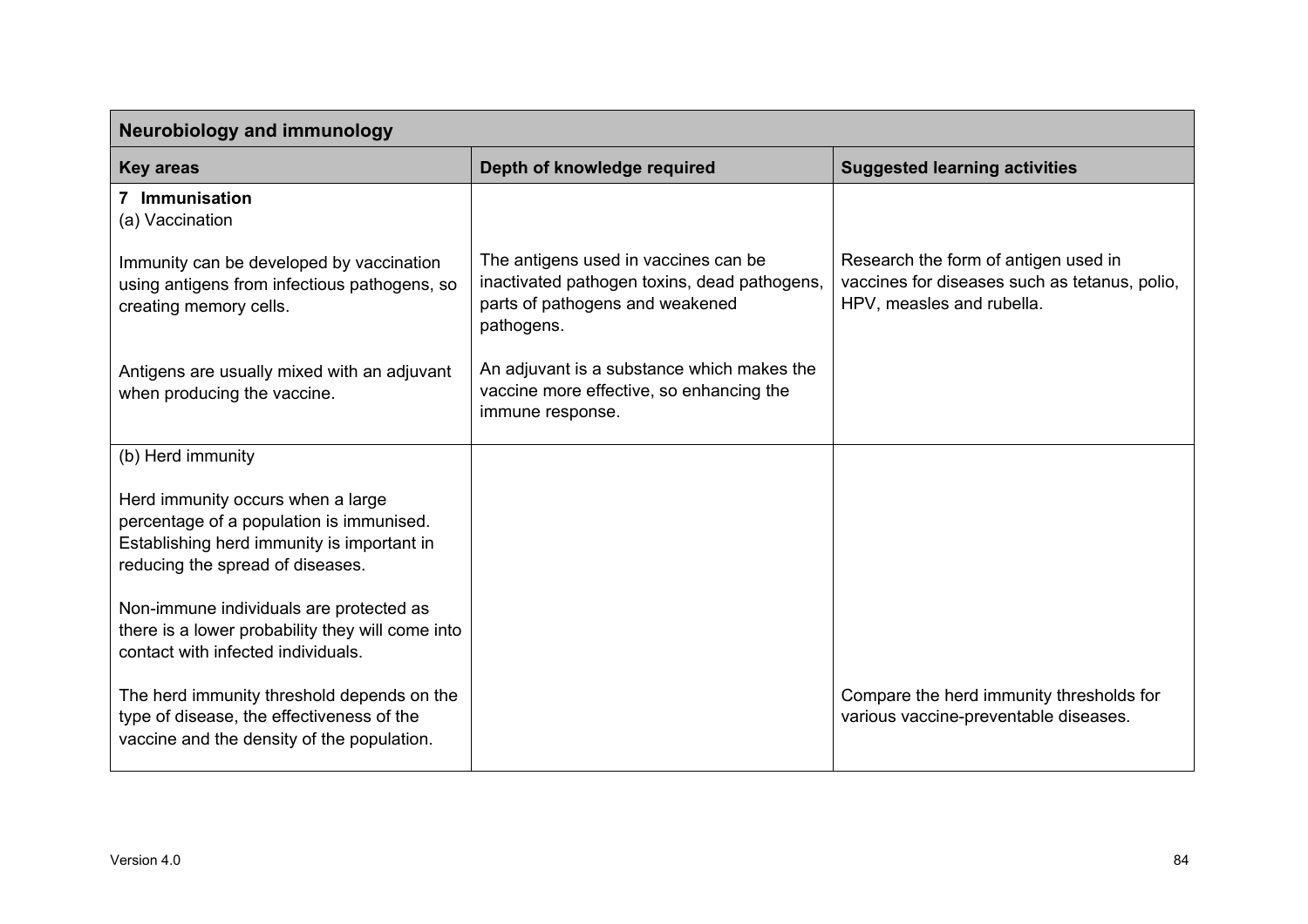| Neurobiology and immunology | | |
|---|---|---|
| **Key areas** | **Depth of knowledge required** | **Suggested learning activities** |
| **7 Immunisation**<br>(a) Vaccination | | |
| Immunity can be developed by vaccination using antigens from infectious pathogens, so creating memory cells. | The antigens used in vaccines can be inactivated pathogen toxins, dead pathogens, parts of pathogens and weakened pathogens. | Research the form of antigen used in vaccines for diseases such as tetanus, polio, HPV, measles and rubella. |
| Antigens are usually mixed with an adjuvant when producing the vaccine. | An adjuvant is a substance which makes the vaccine more effective, so enhancing the immune response. | |
| (b) Herd immunity | | |
| Herd immunity occurs when a large percentage of a population is immunised. Establishing herd immunity is important in reducing the spread of diseases. | | |
| Non-immune individuals are protected as there is a lower probability they will come into contact with infected individuals. | | |
| The herd immunity threshold depends on the type of disease, the effectiveness of the vaccine and the density of the population. | | Compare the herd immunity thresholds for various vaccine-preventable diseases. |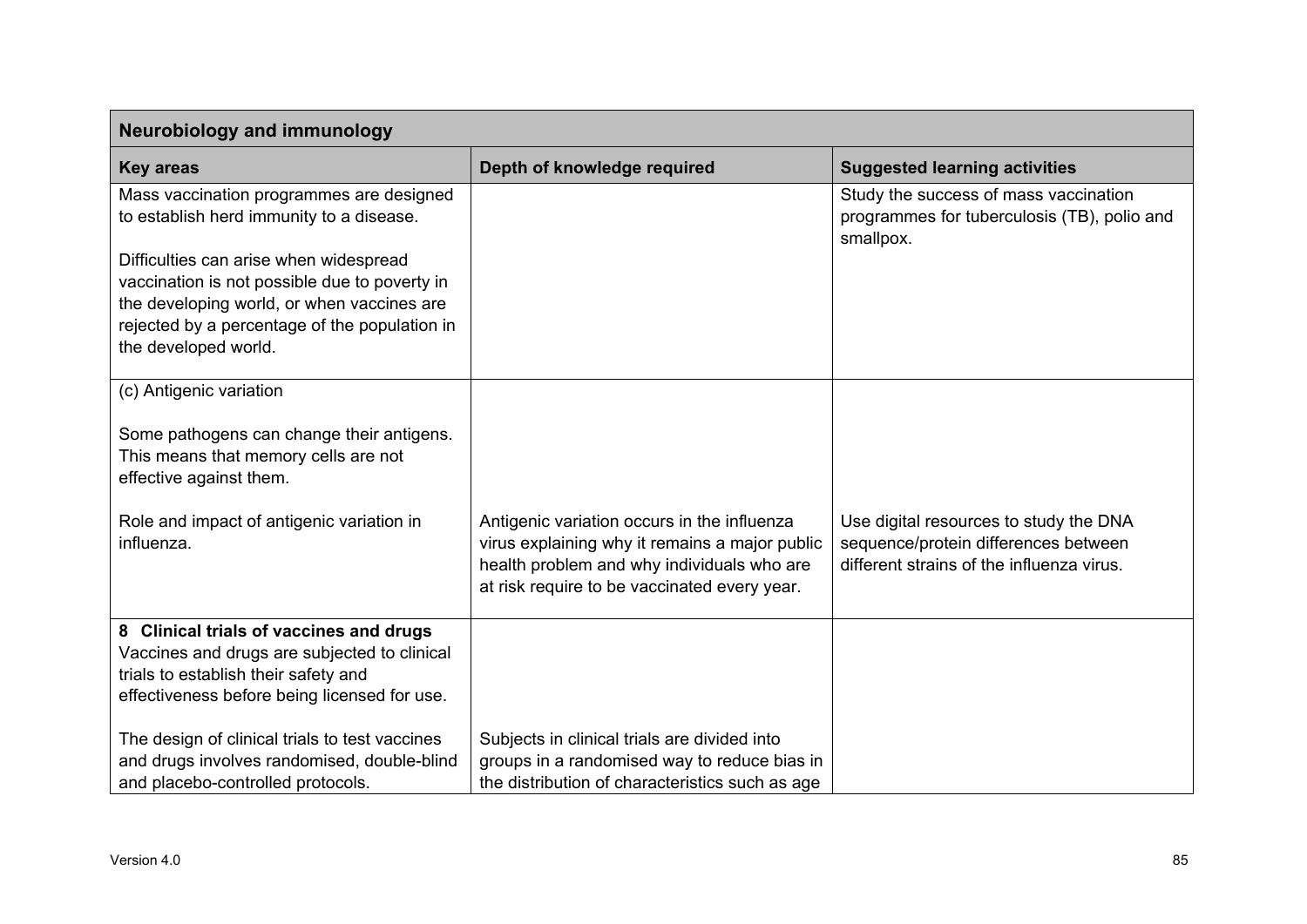| Neurobiology and immunology | | |
|---|---|---|
| **Key areas** | **Depth of knowledge required** | **Suggested learning activities** |
| Mass vaccination programmes are designed to establish herd immunity to a disease.<br><br>Difficulties can arise when widespread vaccination is not possible due to poverty in the developing world, or when vaccines are rejected by a percentage of the population in the developed world. | | Study the success of mass vaccination programmes for tuberculosis (TB), polio and smallpox. |
| (c) Antigenic variation<br><br>Some pathogens can change their antigens. This means that memory cells are not effective against them.<br><br>Role and impact of antigenic variation in influenza. | Antigenic variation occurs in the influenza virus explaining why it remains a major public health problem and why individuals who are at risk require to be vaccinated every year. | Use digital resources to study the DNA sequence/protein differences between different strains of the influenza virus. |
| **8 Clinical trials of vaccines and drugs**<br>Vaccines and drugs are subjected to clinical trials to establish their safety and effectiveness before being licensed for use.<br><br>The design of clinical trials to test vaccines and drugs involves randomised, double-blind and placebo-controlled protocols. | Subjects in clinical trials are divided into groups in a randomised way to reduce bias in the distribution of characteristics such as age | |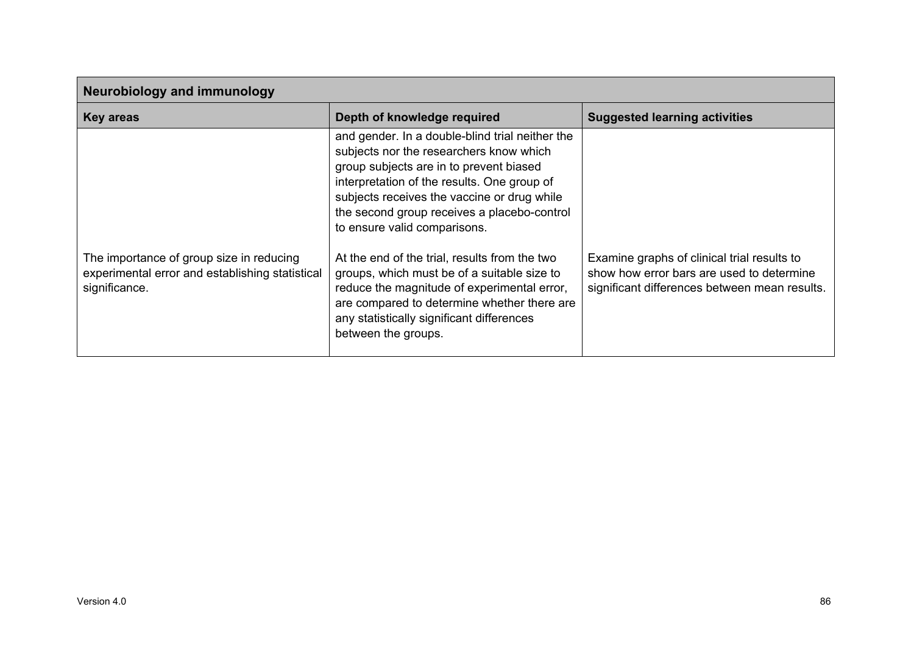| Neurobiology and immunology | | |
|---|---|---|
| **Key areas** | **Depth of knowledge required** | **Suggested learning activities** |
| | and gender. In a double-blind trial neither the subjects nor the researchers know which group subjects are in to prevent biased interpretation of the results. One group of subjects receives the vaccine or drug while the second group receives a placebo-control to ensure valid comparisons. | |
| The importance of group size in reducing experimental error and establishing statistical significance. | At the end of the trial, results from the two groups, which must be of a suitable size to reduce the magnitude of experimental error, are compared to determine whether there are any statistically significant differences between the groups. | Examine graphs of clinical trial results to show how error bars are used to determine significant differences between mean results. |

Version 4.0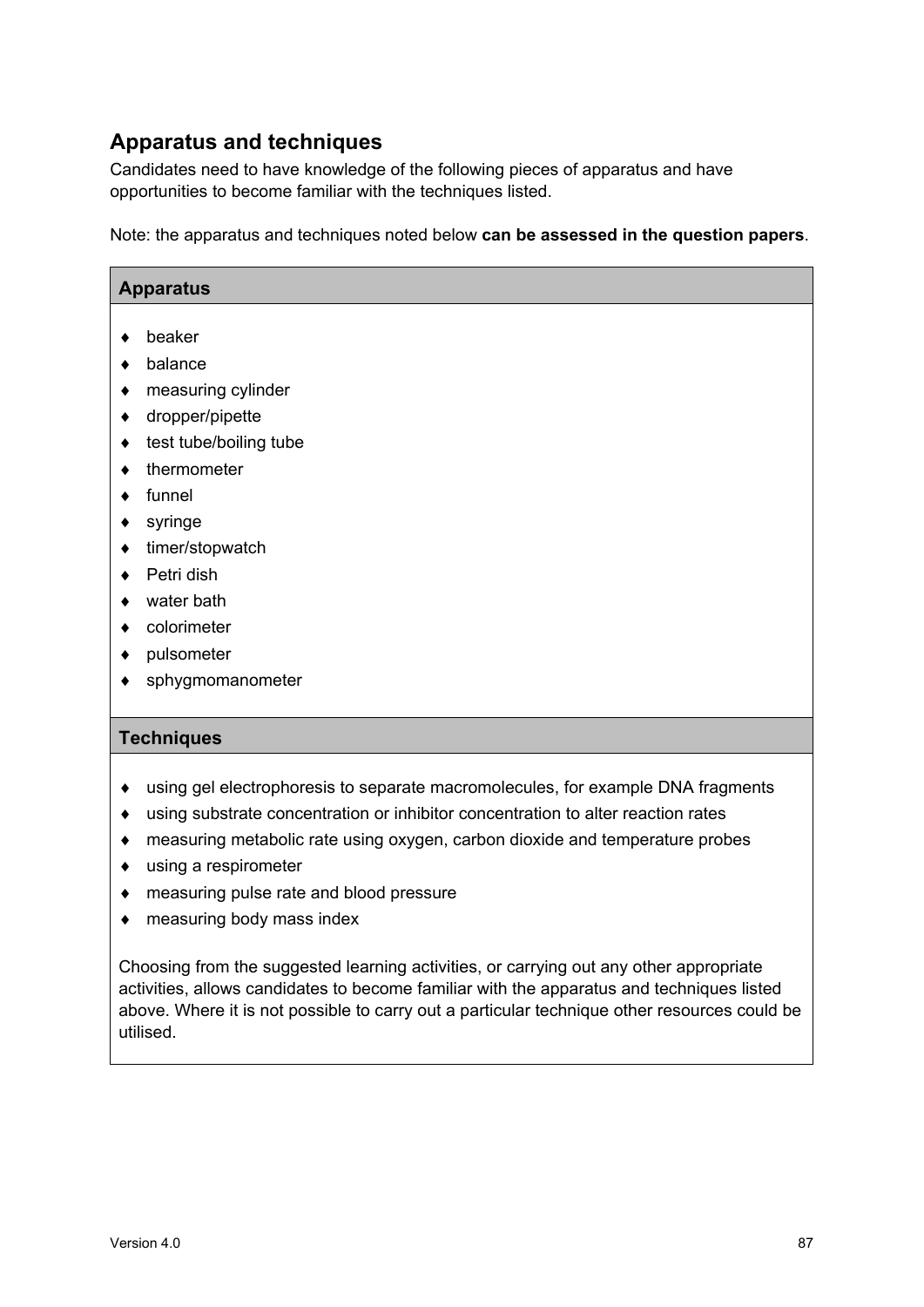## Apparatus and techniques

Candidates need to have knowledge of the following pieces of apparatus and have opportunities to become familiar with the techniques listed.

Note: the apparatus and techniques noted below **can be assessed in the question papers**.

| **Apparatus** |
|---|
| ♦ beaker<br>♦ balance<br>♦ measuring cylinder<br>♦ dropper/pipette<br>♦ test tube/boiling tube<br>♦ thermometer<br>♦ funnel<br>♦ syringe<br>♦ timer/stopwatch<br>♦ Petri dish<br>♦ water bath<br>♦ colorimeter<br>♦ pulsometer<br>♦ sphygmomanometer |
| **Techniques** |
| ♦ using gel electrophoresis to separate macromolecules, for example DNA fragments<br>♦ using substrate concentration or inhibitor concentration to alter reaction rates<br>♦ measuring metabolic rate using oxygen, carbon dioxide and temperature probes<br>♦ using a respirometer<br>♦ measuring pulse rate and blood pressure<br>♦ measuring body mass index<br><br>Choosing from the suggested learning activities, or carrying out any other appropriate activities, allows candidates to become familiar with the apparatus and techniques listed above. Where it is not possible to carry out a particular technique other resources could be utilised. |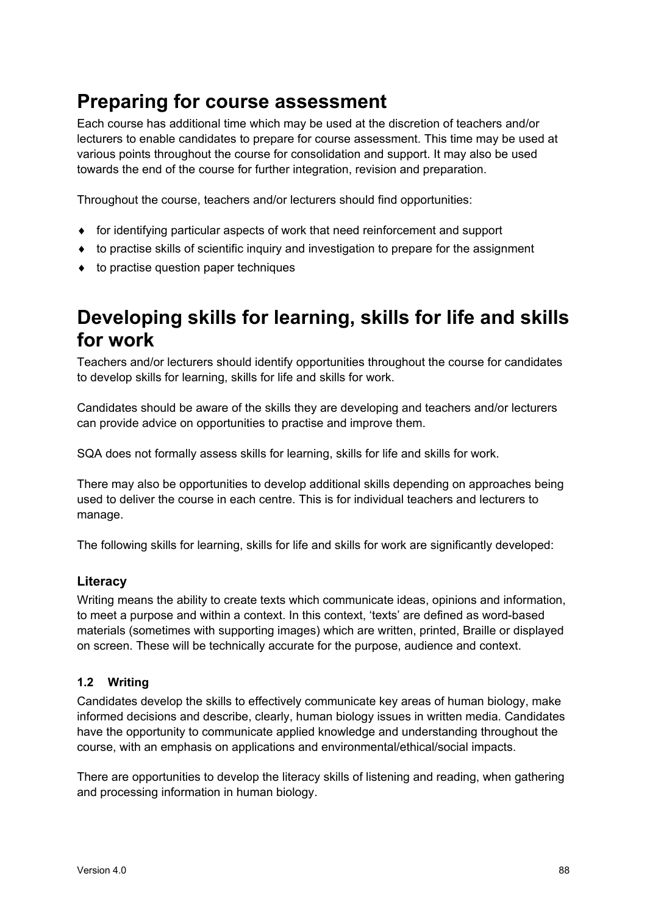## Preparing for course assessment

Each course has additional time which may be used at the discretion of teachers and/or lecturers to enable candidates to prepare for course assessment. This time may be used at various points throughout the course for consolidation and support. It may also be used towards the end of the course for further integration, revision and preparation.

Throughout the course, teachers and/or lecturers should find opportunities:

- for identifying particular aspects of work that need reinforcement and support
- to practise skills of scientific inquiry and investigation to prepare for the assignment
- to practise question paper techniques

## Developing skills for learning, skills for life and skills for work

Teachers and/or lecturers should identify opportunities throughout the course for candidates to develop skills for learning, skills for life and skills for work.

Candidates should be aware of the skills they are developing and teachers and/or lecturers can provide advice on opportunities to practise and improve them.

SQA does not formally assess skills for learning, skills for life and skills for work.

There may also be opportunities to develop additional skills depending on approaches being used to deliver the course in each centre. This is for individual teachers and lecturers to manage.

The following skills for learning, skills for life and skills for work are significantly developed:

### Literacy

Writing means the ability to create texts which communicate ideas, opinions and information, to meet a purpose and within a context. In this context, 'texts' are defined as word-based materials (sometimes with supporting images) which are written, printed, Braille or displayed on screen. These will be technically accurate for the purpose, audience and context.

#### 1.2 Writing

Candidates develop the skills to effectively communicate key areas of human biology, make informed decisions and describe, clearly, human biology issues in written media. Candidates have the opportunity to communicate applied knowledge and understanding throughout the course, with an emphasis on applications and environmental/ethical/social impacts.

There are opportunities to develop the literacy skills of listening and reading, when gathering and processing information in human biology.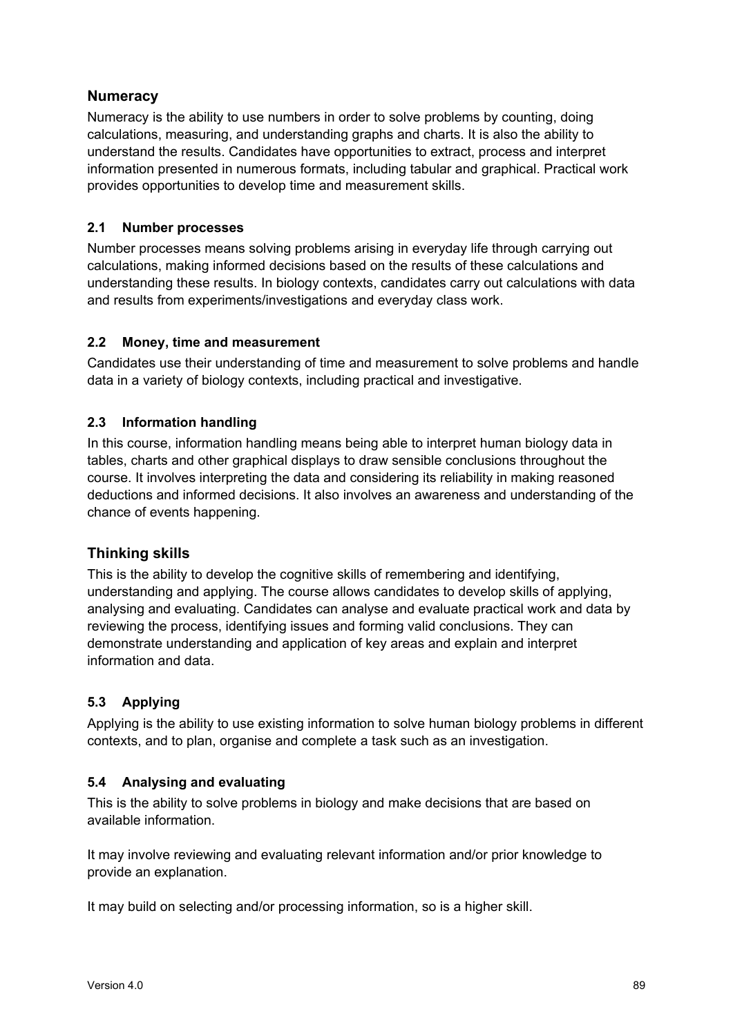## Numeracy

Numeracy is the ability to use numbers in order to solve problems by counting, doing calculations, measuring, and understanding graphs and charts. It is also the ability to understand the results. Candidates have opportunities to extract, process and interpret information presented in numerous formats, including tabular and graphical. Practical work provides opportunities to develop time and measurement skills.

### 2.1 Number processes

Number processes means solving problems arising in everyday life through carrying out calculations, making informed decisions based on the results of these calculations and understanding these results. In biology contexts, candidates carry out calculations with data and results from experiments/investigations and everyday class work.

### 2.2 Money, time and measurement

Candidates use their understanding of time and measurement to solve problems and handle data in a variety of biology contexts, including practical and investigative.

### 2.3 Information handling

In this course, information handling means being able to interpret human biology data in tables, charts and other graphical displays to draw sensible conclusions throughout the course. It involves interpreting the data and considering its reliability in making reasoned deductions and informed decisions. It also involves an awareness and understanding of the chance of events happening.

## Thinking skills

This is the ability to develop the cognitive skills of remembering and identifying, understanding and applying. The course allows candidates to develop skills of applying, analysing and evaluating. Candidates can analyse and evaluate practical work and data by reviewing the process, identifying issues and forming valid conclusions. They can demonstrate understanding and application of key areas and explain and interpret information and data.

### 5.3 Applying

Applying is the ability to use existing information to solve human biology problems in different contexts, and to plan, organise and complete a task such as an investigation.

### 5.4 Analysing and evaluating

This is the ability to solve problems in biology and make decisions that are based on available information.

It may involve reviewing and evaluating relevant information and/or prior knowledge to provide an explanation.

It may build on selecting and/or processing information, so is a higher skill.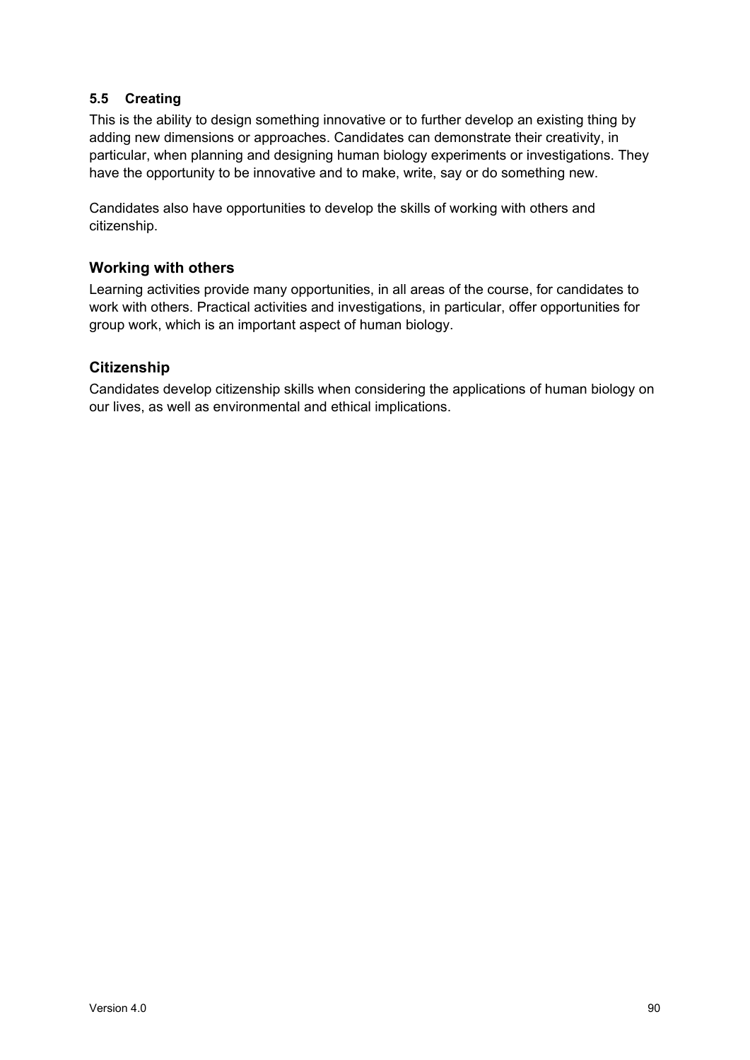### 5.5 Creating

This is the ability to design something innovative or to further develop an existing thing by adding new dimensions or approaches. Candidates can demonstrate their creativity, in particular, when planning and designing human biology experiments or investigations. They have the opportunity to be innovative and to make, write, say or do something new.

Candidates also have opportunities to develop the skills of working with others and citizenship.

## Working with others

Learning activities provide many opportunities, in all areas of the course, for candidates to work with others. Practical activities and investigations, in particular, offer opportunities for group work, which is an important aspect of human biology.

## Citizenship

Candidates develop citizenship skills when considering the applications of human biology on our lives, as well as environmental and ethical implications.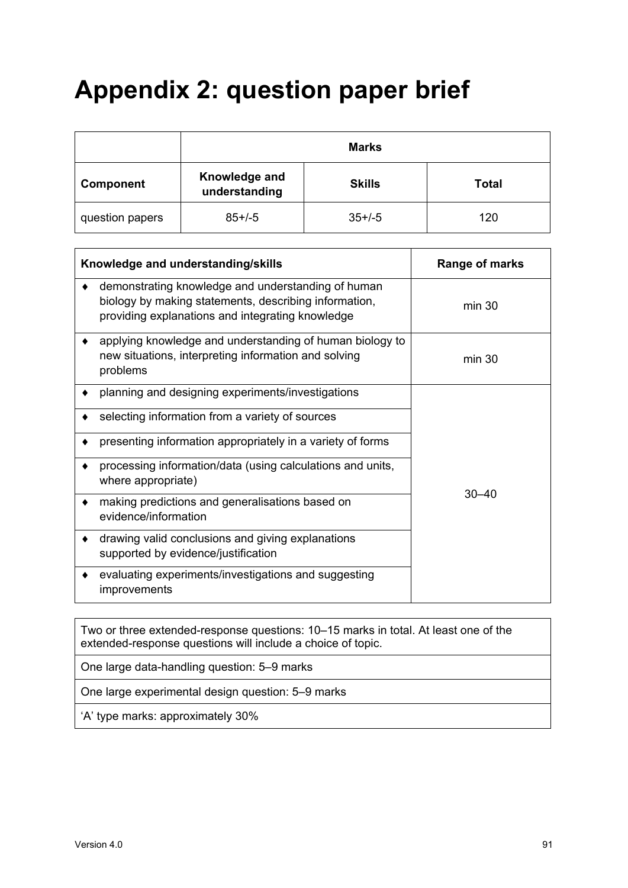# Appendix 2: question paper brief

| | Marks | | |
|---|---|---|---|
| **Component** | **Knowledge and understanding** | **Skills** | **Total** |
| question papers | 85+/-5 | 35+/-5 | 120 |

| Knowledge and understanding/skills | Range of marks |
|---|---|
| ♦ demonstrating knowledge and understanding of human biology by making statements, describing information, providing explanations and integrating knowledge | min 30 |
| ♦ applying knowledge and understanding of human biology to new situations, interpreting information and solving problems | min 30 |
| ♦ planning and designing experiments/investigations | 30–40 |
| ♦ selecting information from a variety of sources | |
| ♦ presenting information appropriately in a variety of forms | |
| ♦ processing information/data (using calculations and units, where appropriate) | |
| ♦ making predictions and generalisations based on evidence/information | |
| ♦ drawing valid conclusions and giving explanations supported by evidence/justification | |
| ♦ evaluating experiments/investigations and suggesting improvements | |

| Two or three extended-response questions: 10–15 marks in total. At least one of the extended-response questions will include a choice of topic. |
|---|
| One large data-handling question: 5–9 marks |
| One large experimental design question: 5–9 marks |
| 'A' type marks: approximately 30% |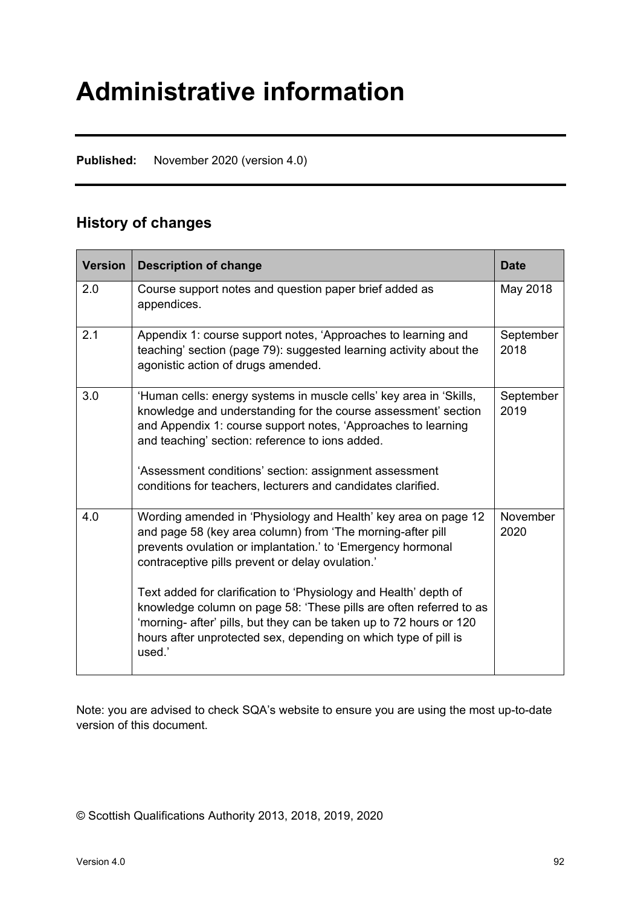# Administrative information

**Published:** November 2020 (version 4.0)

## History of changes

| Version | Description of change | Date |
|---|---|---|
| 2.0 | Course support notes and question paper brief added as appendices. | May 2018 |
| 2.1 | Appendix 1: course support notes, 'Approaches to learning and teaching' section (page 79): suggested learning activity about the agonistic action of drugs amended. | September 2018 |
| 3.0 | 'Human cells: energy systems in muscle cells' key area in 'Skills, knowledge and understanding for the course assessment' section and Appendix 1: course support notes, 'Approaches to learning and teaching' section: reference to ions added.<br><br>'Assessment conditions' section: assignment assessment conditions for teachers, lecturers and candidates clarified. | September 2019 |
| 4.0 | Wording amended in 'Physiology and Health' key area on page 12 and page 58 (key area column) from 'The morning-after pill prevents ovulation or implantation.' to 'Emergency hormonal contraceptive pills prevent or delay ovulation.'<br><br>Text added for clarification to 'Physiology and Health' depth of knowledge column on page 58: 'These pills are often referred to as 'morning- after' pills, but they can be taken up to 72 hours or 120 hours after unprotected sex, depending on which type of pill is used.' | November 2020 |

Note: you are advised to check SQA's website to ensure you are using the most up-to-date version of this document.

© Scottish Qualifications Authority 2013, 2018, 2019, 2020